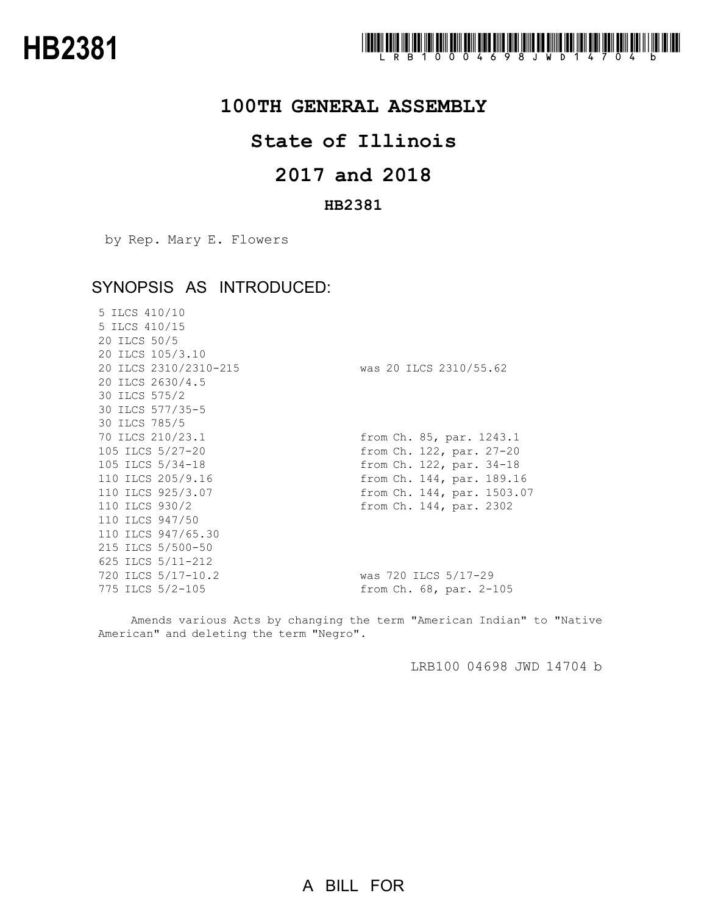# HB2381

LRB100 04698 JWD 14704 b

## 100TH GENERAL ASSEMBLY

## State of Illinois

## 2017 and 2018

### HB2381

by Rep. Mary E. Flowers

### SYNOPSIS AS INTRODUCED:

| | |
|---|---|
| 5 ILCS 410/10 | |
| 5 ILCS 410/15 | |
| 20 ILCS 50/5 | |
| 20 ILCS 105/3.10 | |
| 20 ILCS 2310/2310-215 | was 20 ILCS 2310/55.62 |
| 20 ILCS 2630/4.5 | |
| 30 ILCS 575/2 | |
| 30 ILCS 577/35-5 | |
| 30 ILCS 785/5 | |
| 70 ILCS 210/23.1 | from Ch. 85, par. 1243.1 |
| 105 ILCS 5/27-20 | from Ch. 122, par. 27-20 |
| 105 ILCS 5/34-18 | from Ch. 122, par. 34-18 |
| 110 ILCS 205/9.16 | from Ch. 144, par. 189.16 |
| 110 ILCS 925/3.07 | from Ch. 144, par. 1503.07 |
| 110 ILCS 930/2 | from Ch. 144, par. 2302 |
| 110 ILCS 947/50 | |
| 110 ILCS 947/65.30 | |
| 215 ILCS 5/500-50 | |
| 625 ILCS 5/11-212 | |
| 720 ILCS 5/17-10.2 | was 720 ILCS 5/17-29 |
| 775 ILCS 5/2-105 | from Ch. 68, par. 2-105 |

Amends various Acts by changing the term "American Indian" to "Native American" and deleting the term "Negro".

LRB100 04698 JWD 14704 b

A BILL FOR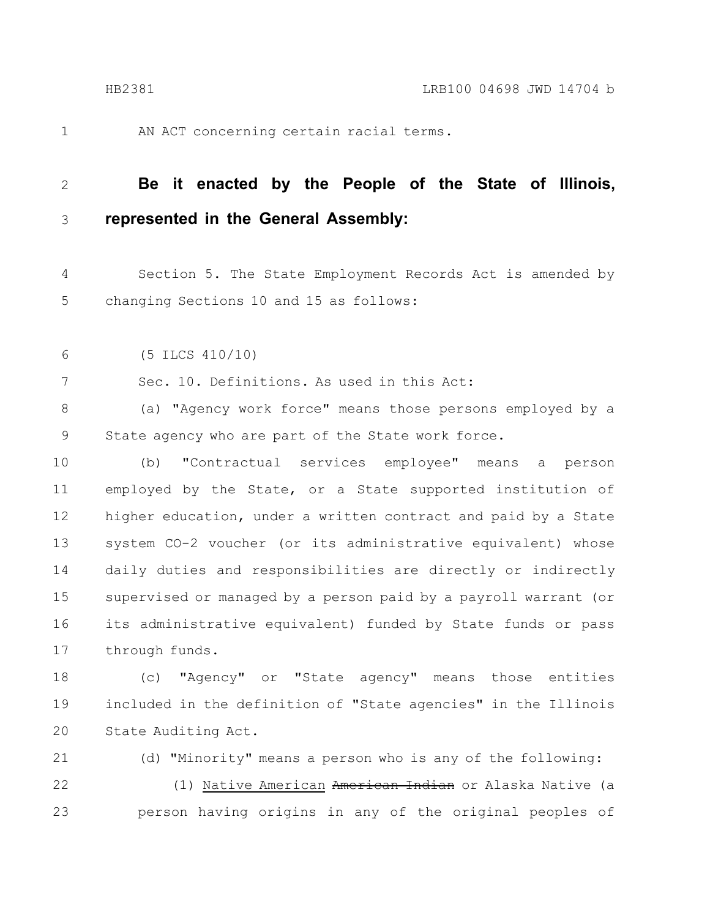AN ACT concerning certain racial terms.

**Be it enacted by the People of the State of Illinois, represented in the General Assembly:**

Section 5. The State Employment Records Act is amended by changing Sections 10 and 15 as follows:

(5 ILCS 410/10)

Sec. 10. Definitions. As used in this Act:

(a) "Agency work force" means those persons employed by a State agency who are part of the State work force.

(b) "Contractual services employee" means a person employed by the State, or a State supported institution of higher education, under a written contract and paid by a State system CO-2 voucher (or its administrative equivalent) whose daily duties and responsibilities are directly or indirectly supervised or managed by a person paid by a payroll warrant (or its administrative equivalent) funded by State funds or pass through funds.

(c) "Agency" or "State agency" means those entities included in the definition of "State agencies" in the Illinois State Auditing Act.

(d) "Minority" means a person who is any of the following:

(1) <u>Native American</u> ~~American Indian~~ or Alaska Native (a person having origins in any of the original peoples of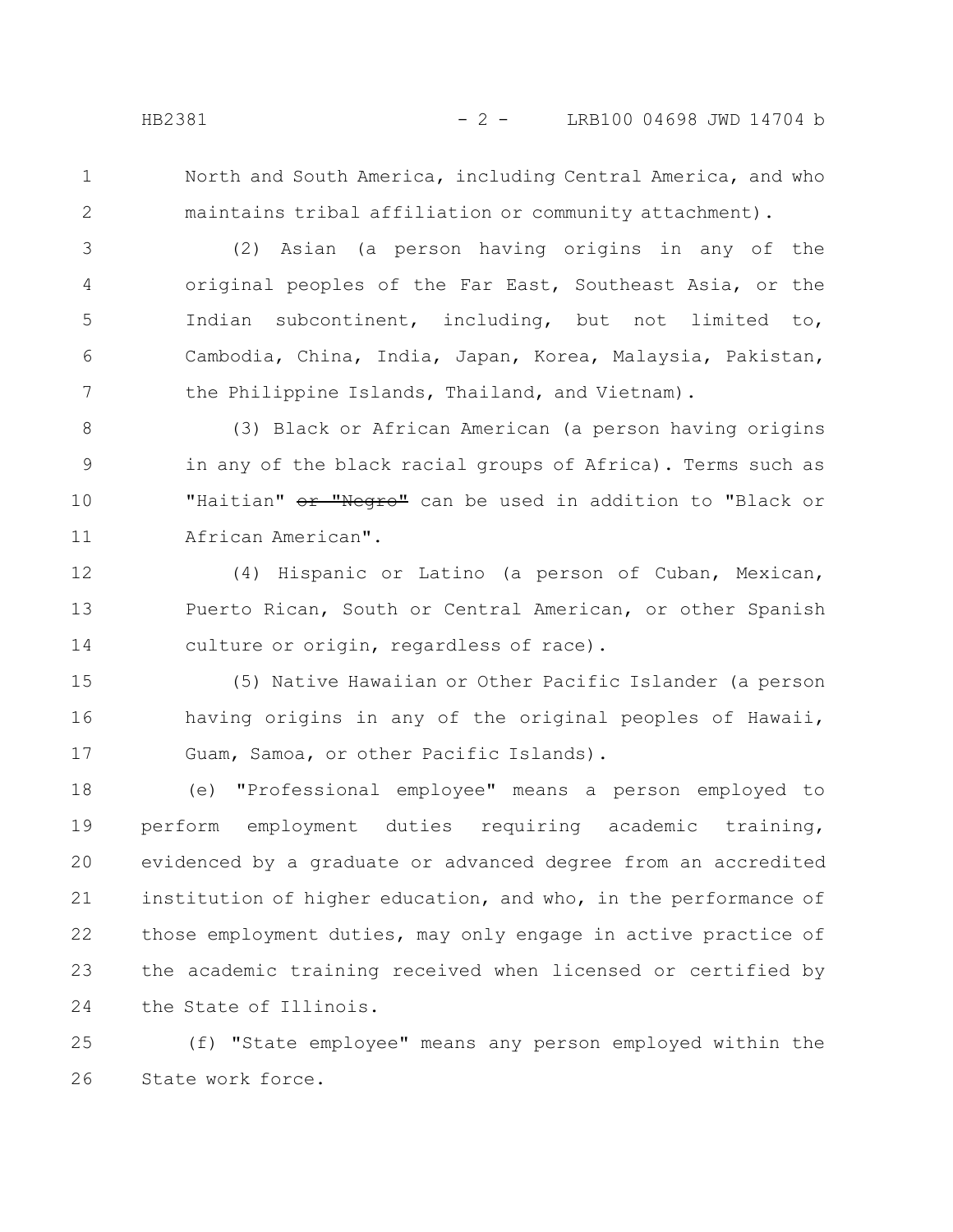North and South America, including Central America, and who maintains tribal affiliation or community attachment).

(2) Asian (a person having origins in any of the original peoples of the Far East, Southeast Asia, or the Indian subcontinent, including, but not limited to, Cambodia, China, India, Japan, Korea, Malaysia, Pakistan, the Philippine Islands, Thailand, and Vietnam).

(3) Black or African American (a person having origins in any of the black racial groups of Africa). Terms such as "Haitian" ~~or "Negro"~~ can be used in addition to "Black or African American".

(4) Hispanic or Latino (a person of Cuban, Mexican, Puerto Rican, South or Central American, or other Spanish culture or origin, regardless of race).

(5) Native Hawaiian or Other Pacific Islander (a person having origins in any of the original peoples of Hawaii, Guam, Samoa, or other Pacific Islands).

(e) "Professional employee" means a person employed to perform employment duties requiring academic training, evidenced by a graduate or advanced degree from an accredited institution of higher education, and who, in the performance of those employment duties, may only engage in active practice of the academic training received when licensed or certified by the State of Illinois.

(f) "State employee" means any person employed within the State work force.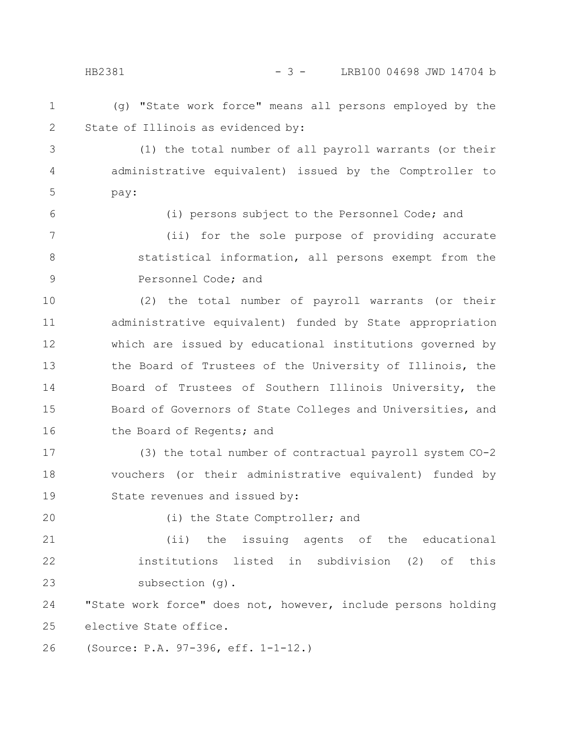(g) "State work force" means all persons employed by the State of Illinois as evidenced by:

(1) the total number of all payroll warrants (or their administrative equivalent) issued by the Comptroller to pay:

(i) persons subject to the Personnel Code; and

(ii) for the sole purpose of providing accurate statistical information, all persons exempt from the Personnel Code; and

(2) the total number of payroll warrants (or their administrative equivalent) funded by State appropriation which are issued by educational institutions governed by the Board of Trustees of the University of Illinois, the Board of Trustees of Southern Illinois University, the Board of Governors of State Colleges and Universities, and the Board of Regents; and

(3) the total number of contractual payroll system CO-2 vouchers (or their administrative equivalent) funded by State revenues and issued by:

(i) the State Comptroller; and

(ii) the issuing agents of the educational institutions listed in subdivision (2) of this subsection (g).

"State work force" does not, however, include persons holding elective State office.

(Source: P.A. 97-396, eff. 1-1-12.)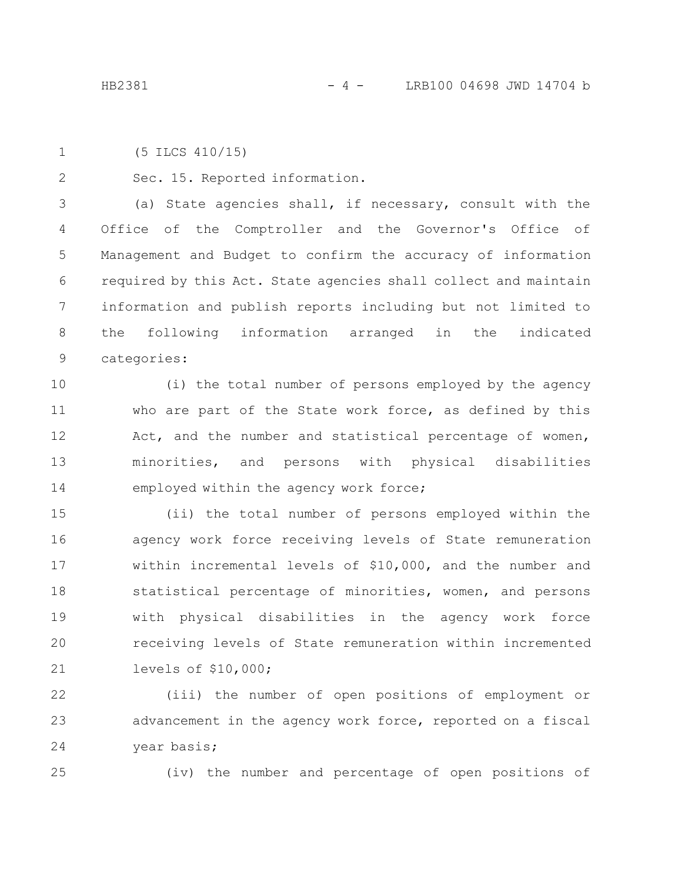(5 ILCS 410/15)

Sec. 15. Reported information.

(a) State agencies shall, if necessary, consult with the Office of the Comptroller and the Governor's Office of Management and Budget to confirm the accuracy of information required by this Act. State agencies shall collect and maintain information and publish reports including but not limited to the following information arranged in the indicated categories:

(i) the total number of persons employed by the agency who are part of the State work force, as defined by this Act, and the number and statistical percentage of women, minorities, and persons with physical disabilities employed within the agency work force;

(ii) the total number of persons employed within the agency work force receiving levels of State remuneration within incremental levels of $10,000, and the number and statistical percentage of minorities, women, and persons with physical disabilities in the agency work force receiving levels of State remuneration within incremented levels of $10,000;

(iii) the number of open positions of employment or advancement in the agency work force, reported on a fiscal year basis;

(iv) the number and percentage of open positions of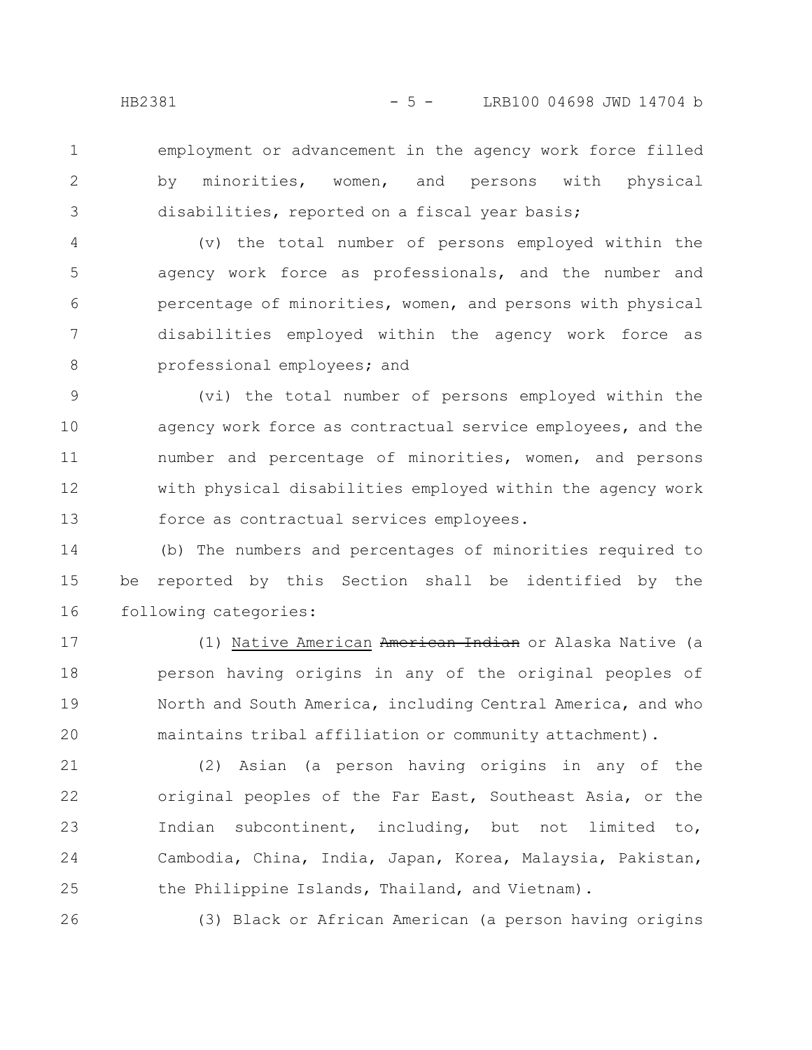employment or advancement in the agency work force filled by minorities, women, and persons with physical disabilities, reported on a fiscal year basis;

(v) the total number of persons employed within the agency work force as professionals, and the number and percentage of minorities, women, and persons with physical disabilities employed within the agency work force as professional employees; and

(vi) the total number of persons employed within the agency work force as contractual service employees, and the number and percentage of minorities, women, and persons with physical disabilities employed within the agency work force as contractual services employees.

(b) The numbers and percentages of minorities required to be reported by this Section shall be identified by the following categories:

(1) Native American ~~American Indian~~ or Alaska Native (a person having origins in any of the original peoples of North and South America, including Central America, and who maintains tribal affiliation or community attachment).

(2) Asian (a person having origins in any of the original peoples of the Far East, Southeast Asia, or the Indian subcontinent, including, but not limited to, Cambodia, China, India, Japan, Korea, Malaysia, Pakistan, the Philippine Islands, Thailand, and Vietnam).

(3) Black or African American (a person having origins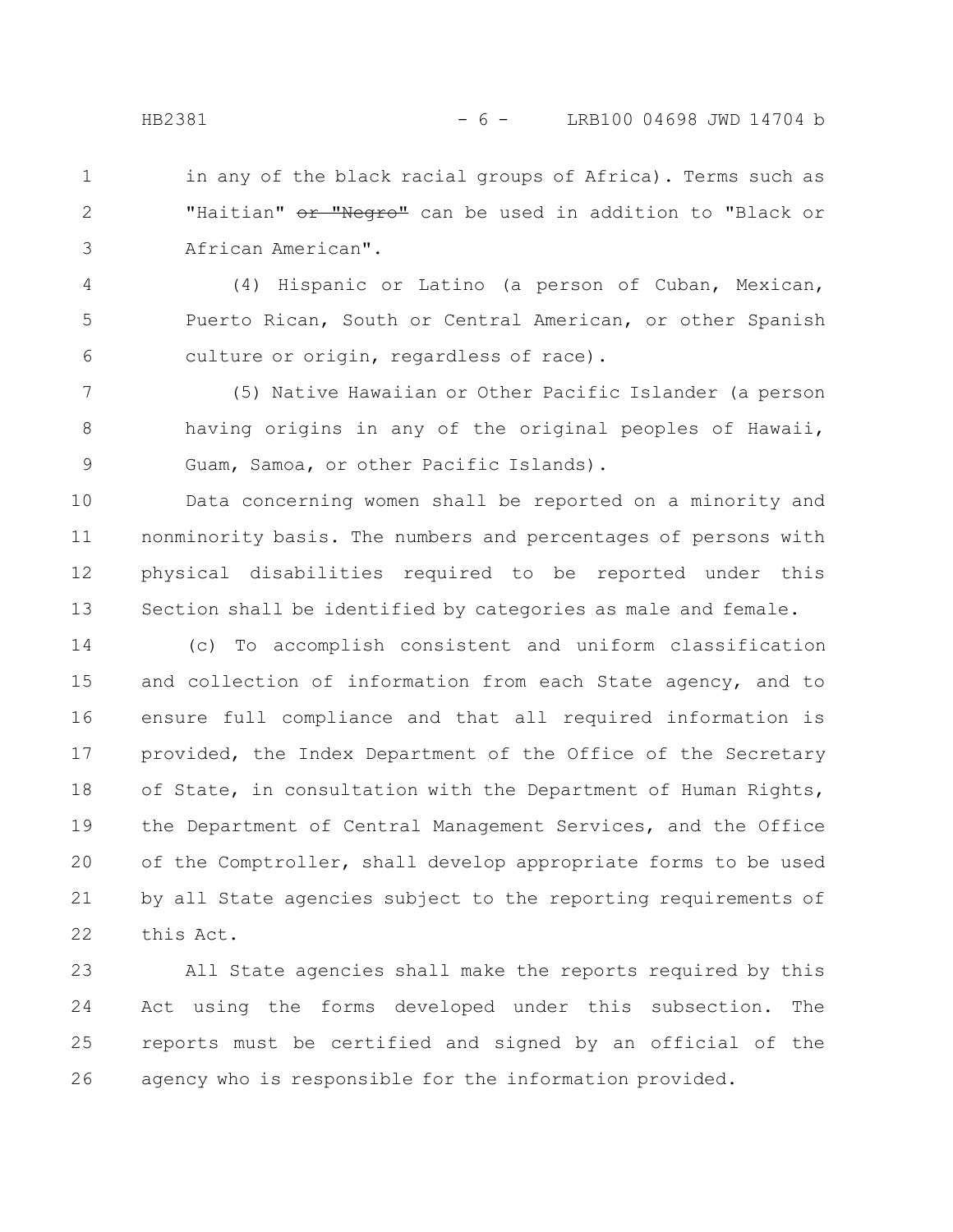in any of the black racial groups of Africa). Terms such as "Haitian" ~~or "Negro"~~ can be used in addition to "Black or African American".

(4) Hispanic or Latino (a person of Cuban, Mexican, Puerto Rican, South or Central American, or other Spanish culture or origin, regardless of race).

(5) Native Hawaiian or Other Pacific Islander (a person having origins in any of the original peoples of Hawaii, Guam, Samoa, or other Pacific Islands).

Data concerning women shall be reported on a minority and nonminority basis. The numbers and percentages of persons with physical disabilities required to be reported under this Section shall be identified by categories as male and female.

(c) To accomplish consistent and uniform classification and collection of information from each State agency, and to ensure full compliance and that all required information is provided, the Index Department of the Office of the Secretary of State, in consultation with the Department of Human Rights, the Department of Central Management Services, and the Office of the Comptroller, shall develop appropriate forms to be used by all State agencies subject to the reporting requirements of this Act.

All State agencies shall make the reports required by this Act using the forms developed under this subsection. The reports must be certified and signed by an official of the agency who is responsible for the information provided.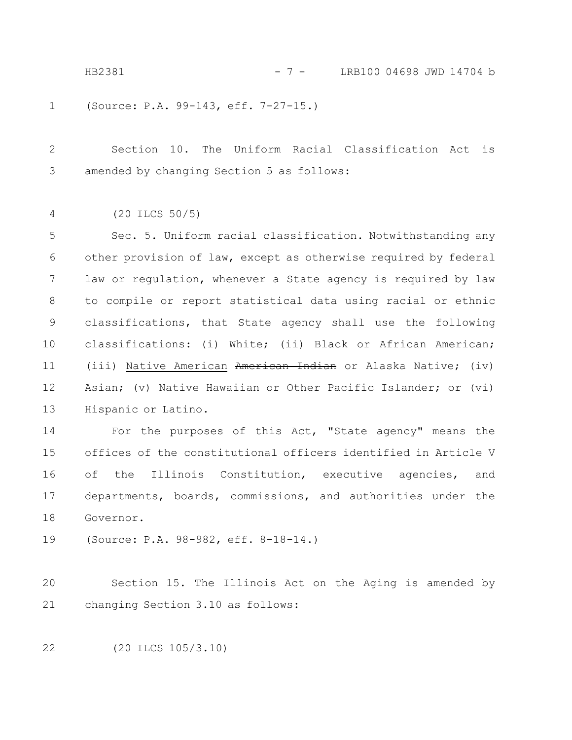(Source: P.A. 99-143, eff. 7-27-15.)

Section 10. The Uniform Racial Classification Act is amended by changing Section 5 as follows:

(20 ILCS 50/5)

Sec. 5. Uniform racial classification. Notwithstanding any other provision of law, except as otherwise required by federal law or regulation, whenever a State agency is required by law to compile or report statistical data using racial or ethnic classifications, that State agency shall use the following classifications: (i) White; (ii) Black or African American; (iii) <u>Native American</u> ~~American Indian~~ or Alaska Native; (iv) Asian; (v) Native Hawaiian or Other Pacific Islander; or (vi) Hispanic or Latino.

For the purposes of this Act, "State agency" means the offices of the constitutional officers identified in Article V of the Illinois Constitution, executive agencies, and departments, boards, commissions, and authorities under the Governor.

(Source: P.A. 98-982, eff. 8-18-14.)

Section 15. The Illinois Act on the Aging is amended by changing Section 3.10 as follows:

(20 ILCS 105/3.10)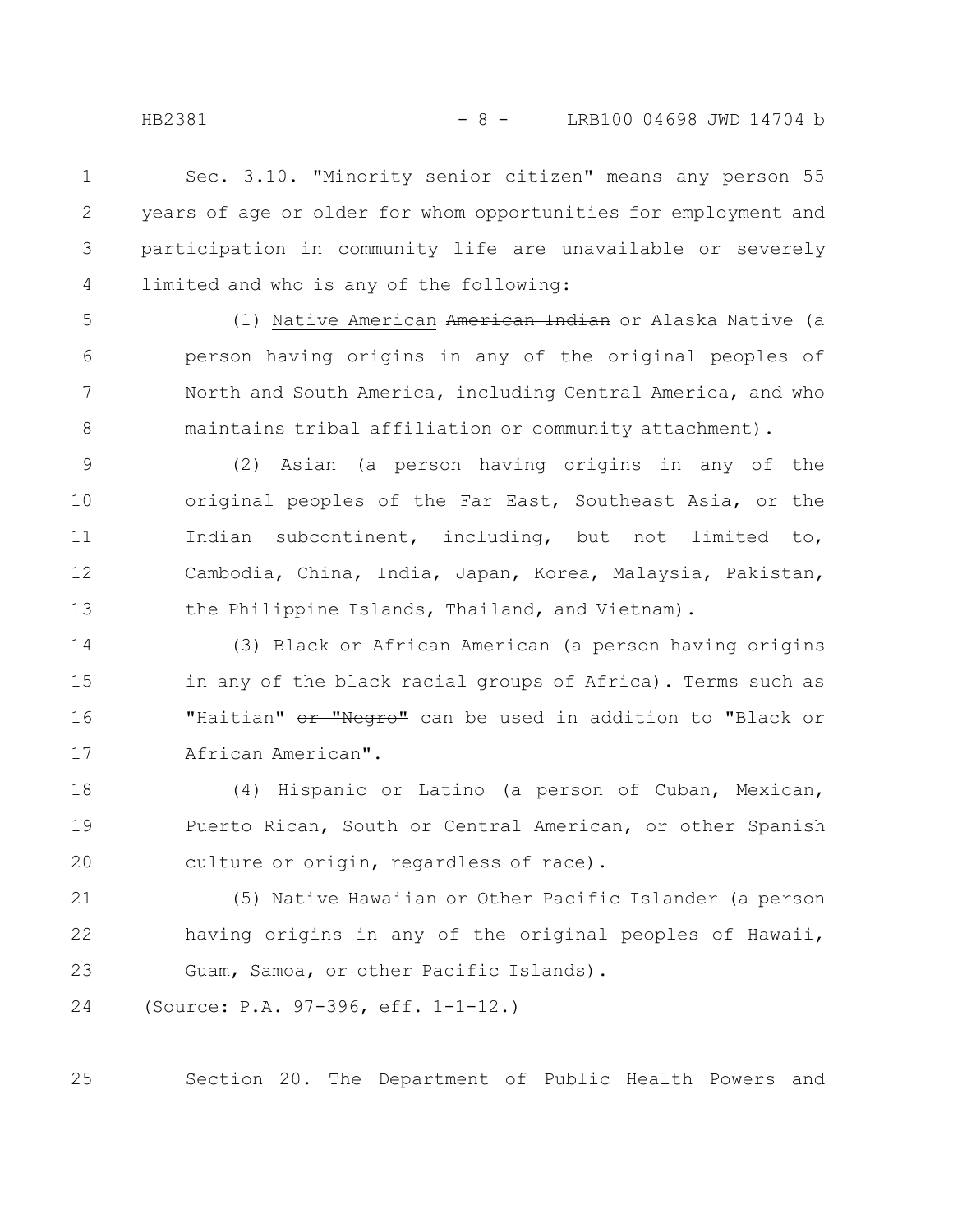Sec. 3.10. "Minority senior citizen" means any person 55 years of age or older for whom opportunities for employment and participation in community life are unavailable or severely limited and who is any of the following:

(1) <u>Native American</u> ~~American Indian~~ or Alaska Native (a person having origins in any of the original peoples of North and South America, including Central America, and who maintains tribal affiliation or community attachment).

(2) Asian (a person having origins in any of the original peoples of the Far East, Southeast Asia, or the Indian subcontinent, including, but not limited to, Cambodia, China, India, Japan, Korea, Malaysia, Pakistan, the Philippine Islands, Thailand, and Vietnam).

(3) Black or African American (a person having origins in any of the black racial groups of Africa). Terms such as "Haitian" ~~or "Negro"~~ can be used in addition to "Black or African American".

(4) Hispanic or Latino (a person of Cuban, Mexican, Puerto Rican, South or Central American, or other Spanish culture or origin, regardless of race).

(5) Native Hawaiian or Other Pacific Islander (a person having origins in any of the original peoples of Hawaii, Guam, Samoa, or other Pacific Islands).

(Source: P.A. 97-396, eff. 1-1-12.)

Section 20. The Department of Public Health Powers and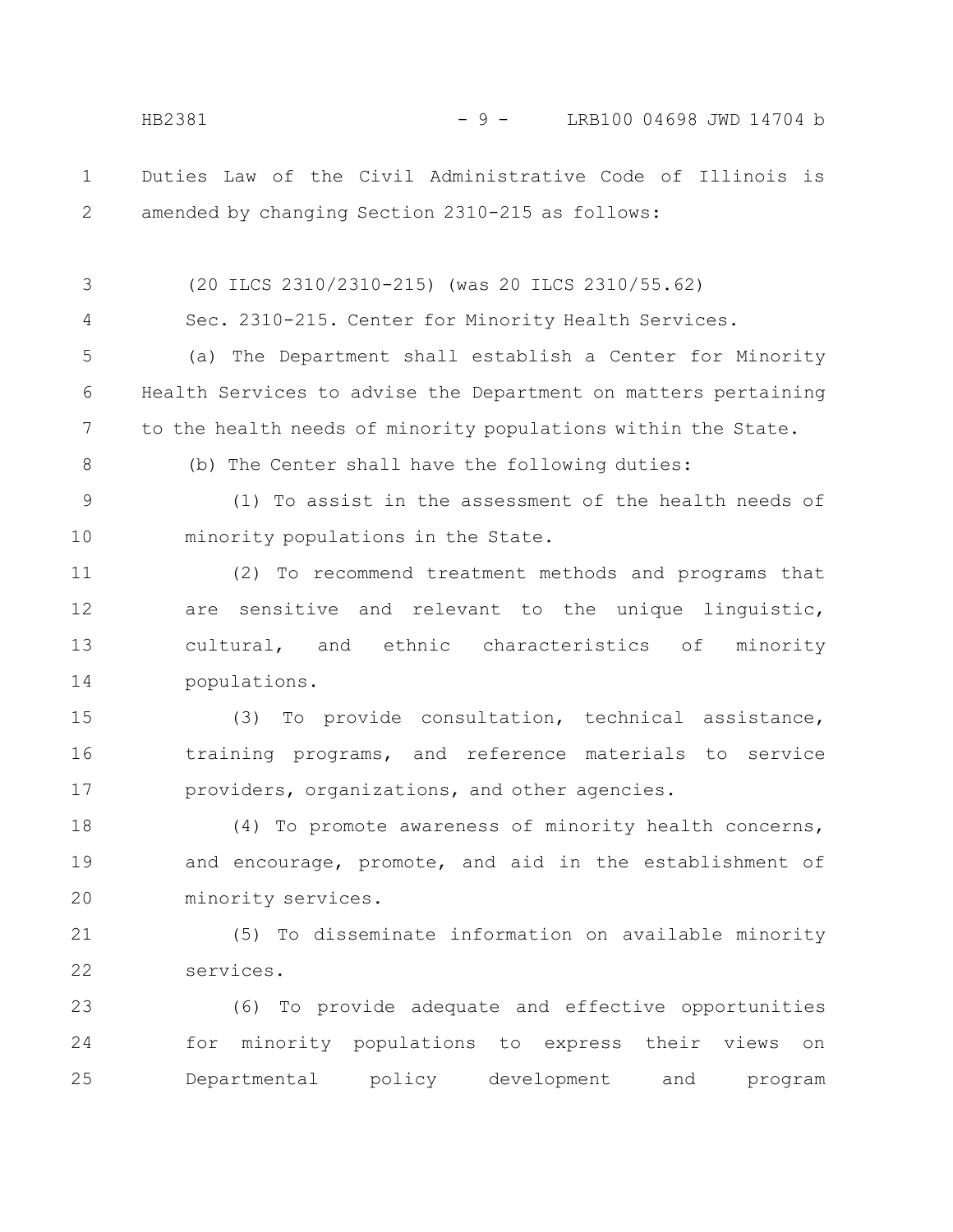Duties Law of the Civil Administrative Code of Illinois is amended by changing Section 2310-215 as follows:

(20 ILCS 2310/2310-215) (was 20 ILCS 2310/55.62)

Sec. 2310-215. Center for Minority Health Services.

(a) The Department shall establish a Center for Minority Health Services to advise the Department on matters pertaining to the health needs of minority populations within the State.

(b) The Center shall have the following duties:

(1) To assist in the assessment of the health needs of minority populations in the State.

(2) To recommend treatment methods and programs that are sensitive and relevant to the unique linguistic, cultural, and ethnic characteristics of minority populations.

(3) To provide consultation, technical assistance, training programs, and reference materials to service providers, organizations, and other agencies.

(4) To promote awareness of minority health concerns, and encourage, promote, and aid in the establishment of minority services.

(5) To disseminate information on available minority services.

(6) To provide adequate and effective opportunities for minority populations to express their views on Departmental policy development and program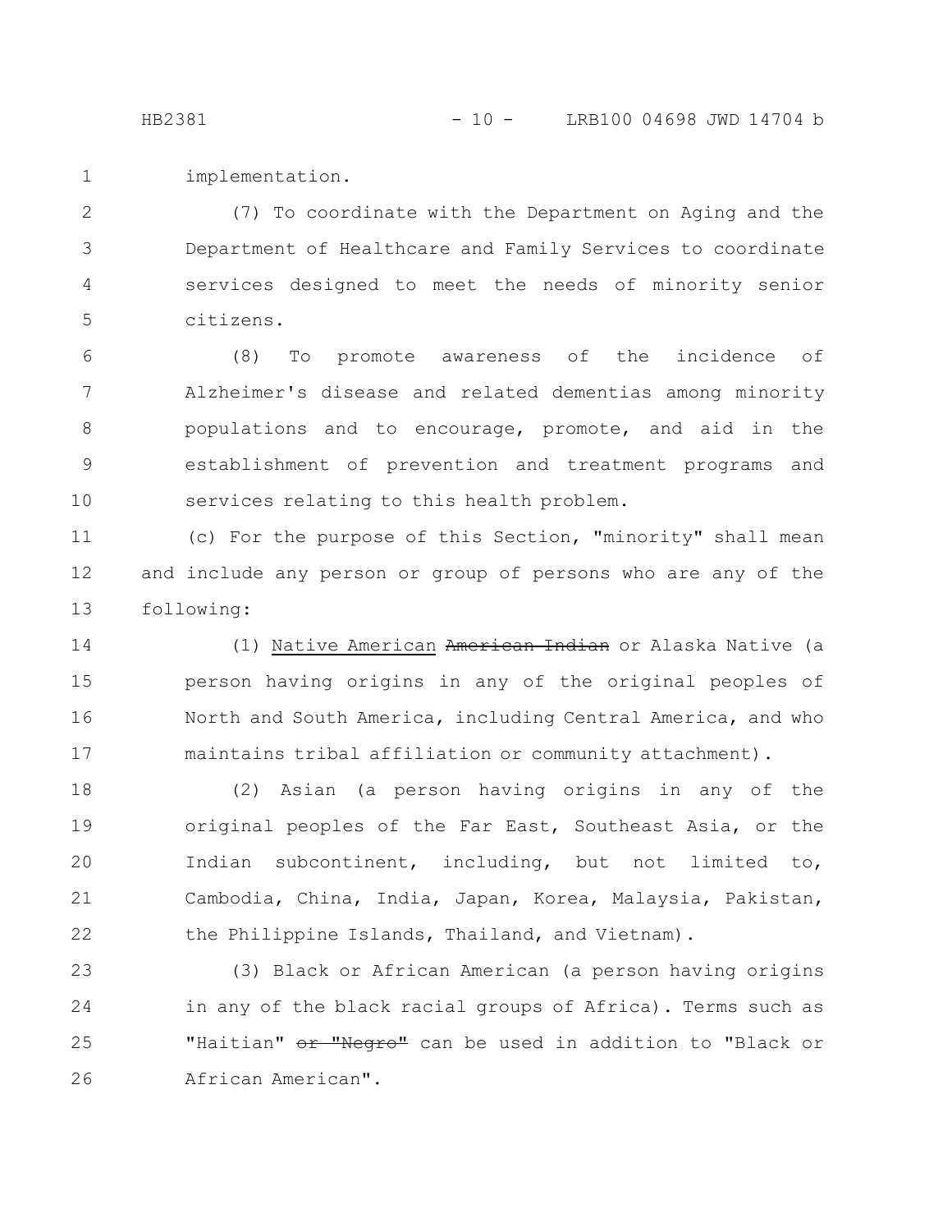implementation.

(7) To coordinate with the Department on Aging and the Department of Healthcare and Family Services to coordinate services designed to meet the needs of minority senior citizens.

(8) To promote awareness of the incidence of Alzheimer's disease and related dementias among minority populations and to encourage, promote, and aid in the establishment of prevention and treatment programs and services relating to this health problem.

(c) For the purpose of this Section, "minority" shall mean and include any person or group of persons who are any of the following:

(1) <u>Native American</u> ~~American Indian~~ or Alaska Native (a person having origins in any of the original peoples of North and South America, including Central America, and who maintains tribal affiliation or community attachment).

(2) Asian (a person having origins in any of the original peoples of the Far East, Southeast Asia, or the Indian subcontinent, including, but not limited to, Cambodia, China, India, Japan, Korea, Malaysia, Pakistan, the Philippine Islands, Thailand, and Vietnam).

(3) Black or African American (a person having origins in any of the black racial groups of Africa). Terms such as "Haitian" ~~or "Negro"~~ can be used in addition to "Black or African American".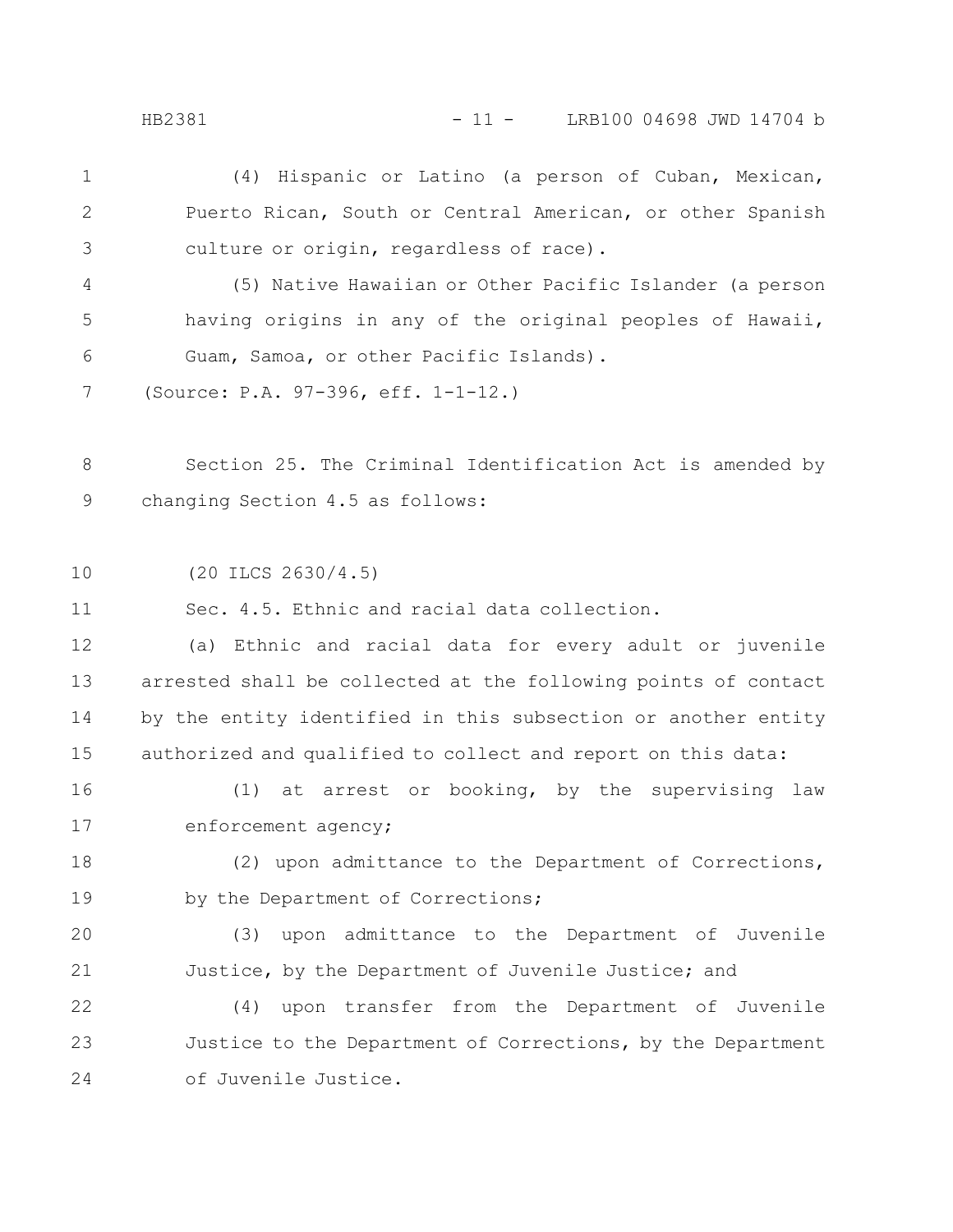(4) Hispanic or Latino (a person of Cuban, Mexican, Puerto Rican, South or Central American, or other Spanish culture or origin, regardless of race).

(5) Native Hawaiian or Other Pacific Islander (a person having origins in any of the original peoples of Hawaii, Guam, Samoa, or other Pacific Islands).

(Source: P.A. 97-396, eff. 1-1-12.)

Section 25. The Criminal Identification Act is amended by changing Section 4.5 as follows:

(20 ILCS 2630/4.5)

Sec. 4.5. Ethnic and racial data collection.

(a) Ethnic and racial data for every adult or juvenile arrested shall be collected at the following points of contact by the entity identified in this subsection or another entity authorized and qualified to collect and report on this data:

(1) at arrest or booking, by the supervising law enforcement agency;

(2) upon admittance to the Department of Corrections, by the Department of Corrections;

(3) upon admittance to the Department of Juvenile Justice, by the Department of Juvenile Justice; and

(4) upon transfer from the Department of Juvenile Justice to the Department of Corrections, by the Department of Juvenile Justice.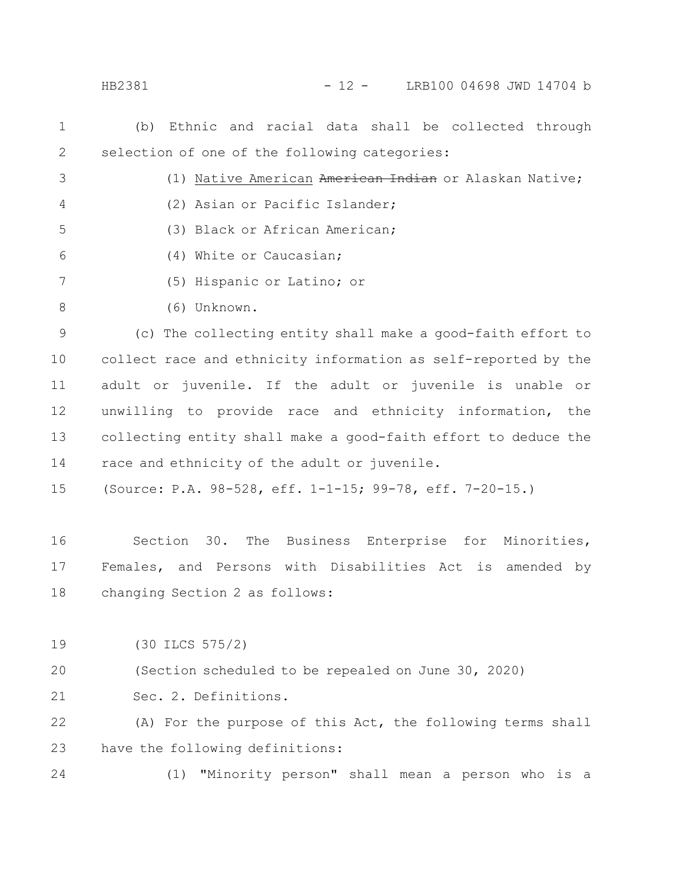(b) Ethnic and racial data shall be collected through selection of one of the following categories:

(1) Native American ~~American Indian~~ or Alaskan Native;

(2) Asian or Pacific Islander;

(3) Black or African American;

(4) White or Caucasian;

(5) Hispanic or Latino; or

(6) Unknown.

(c) The collecting entity shall make a good-faith effort to collect race and ethnicity information as self-reported by the adult or juvenile. If the adult or juvenile is unable or unwilling to provide race and ethnicity information, the collecting entity shall make a good-faith effort to deduce the race and ethnicity of the adult or juvenile.

(Source: P.A. 98-528, eff. 1-1-15; 99-78, eff. 7-20-15.)

Section 30. The Business Enterprise for Minorities, Females, and Persons with Disabilities Act is amended by changing Section 2 as follows:

(30 ILCS 575/2)

(Section scheduled to be repealed on June 30, 2020)

Sec. 2. Definitions.

(A) For the purpose of this Act, the following terms shall have the following definitions:

(1) "Minority person" shall mean a person who is a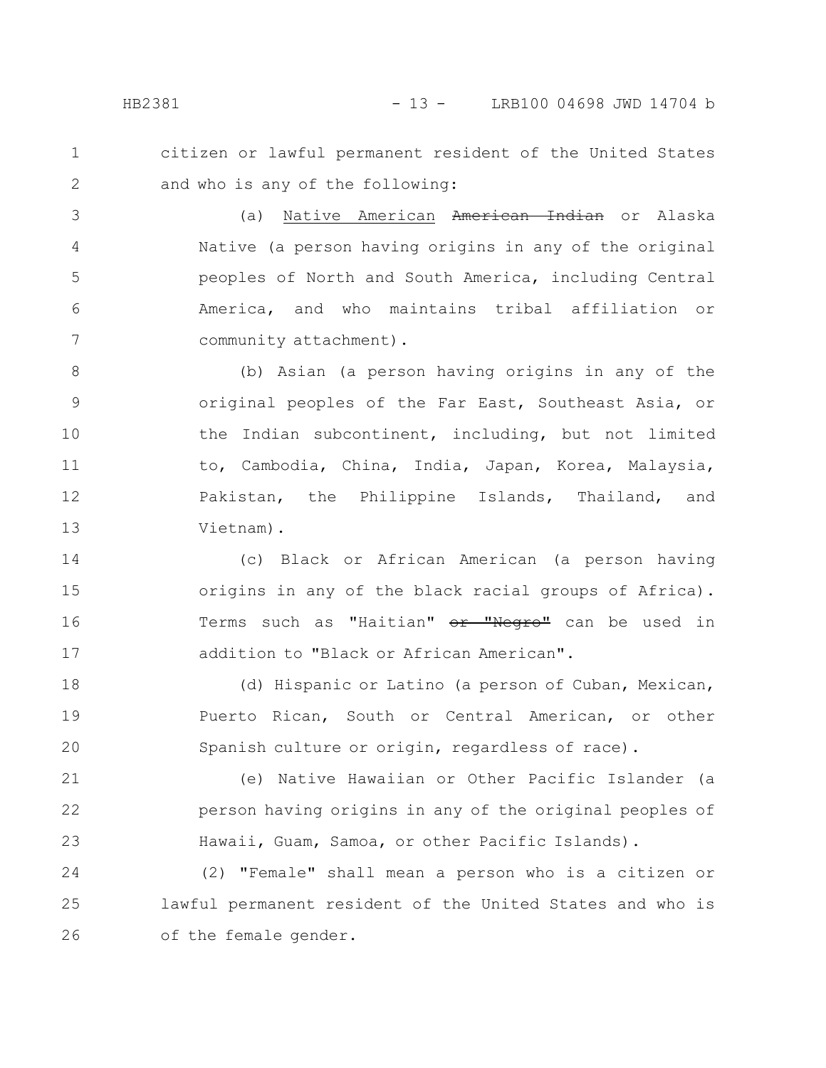citizen or lawful permanent resident of the United States and who is any of the following:

(a) <u>Native American</u> ~~American Indian~~ or Alaska Native (a person having origins in any of the original peoples of North and South America, including Central America, and who maintains tribal affiliation or community attachment).

(b) Asian (a person having origins in any of the original peoples of the Far East, Southeast Asia, or the Indian subcontinent, including, but not limited to, Cambodia, China, India, Japan, Korea, Malaysia, Pakistan, the Philippine Islands, Thailand, and Vietnam).

(c) Black or African American (a person having origins in any of the black racial groups of Africa). Terms such as "Haitian" ~~or "Negro"~~ can be used in addition to "Black or African American".

(d) Hispanic or Latino (a person of Cuban, Mexican, Puerto Rican, South or Central American, or other Spanish culture or origin, regardless of race).

(e) Native Hawaiian or Other Pacific Islander (a person having origins in any of the original peoples of Hawaii, Guam, Samoa, or other Pacific Islands).

(2) "Female" shall mean a person who is a citizen or lawful permanent resident of the United States and who is of the female gender.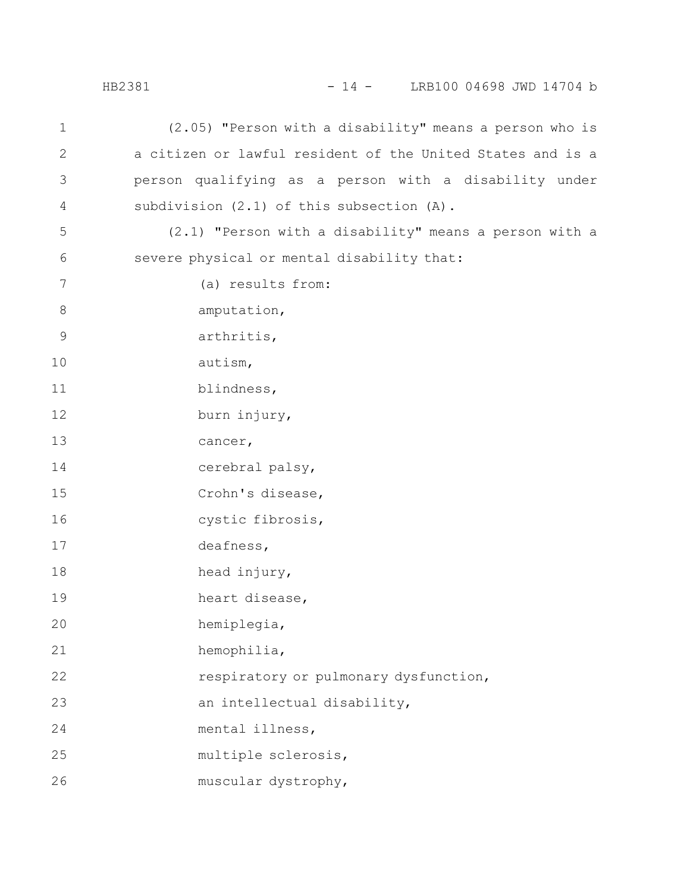(2.05) "Person with a disability" means a person who is a citizen or lawful resident of the United States and is a person qualifying as a person with a disability under subdivision (2.1) of this subsection (A).

(2.1) "Person with a disability" means a person with a severe physical or mental disability that:

(a) results from:

amputation,

arthritis,

autism,

blindness,

burn injury,

cancer,

cerebral palsy,

Crohn's disease,

cystic fibrosis,

deafness,

head injury,

heart disease,

hemiplegia,

hemophilia,

respiratory or pulmonary dysfunction,

an intellectual disability,

mental illness,

multiple sclerosis,

muscular dystrophy,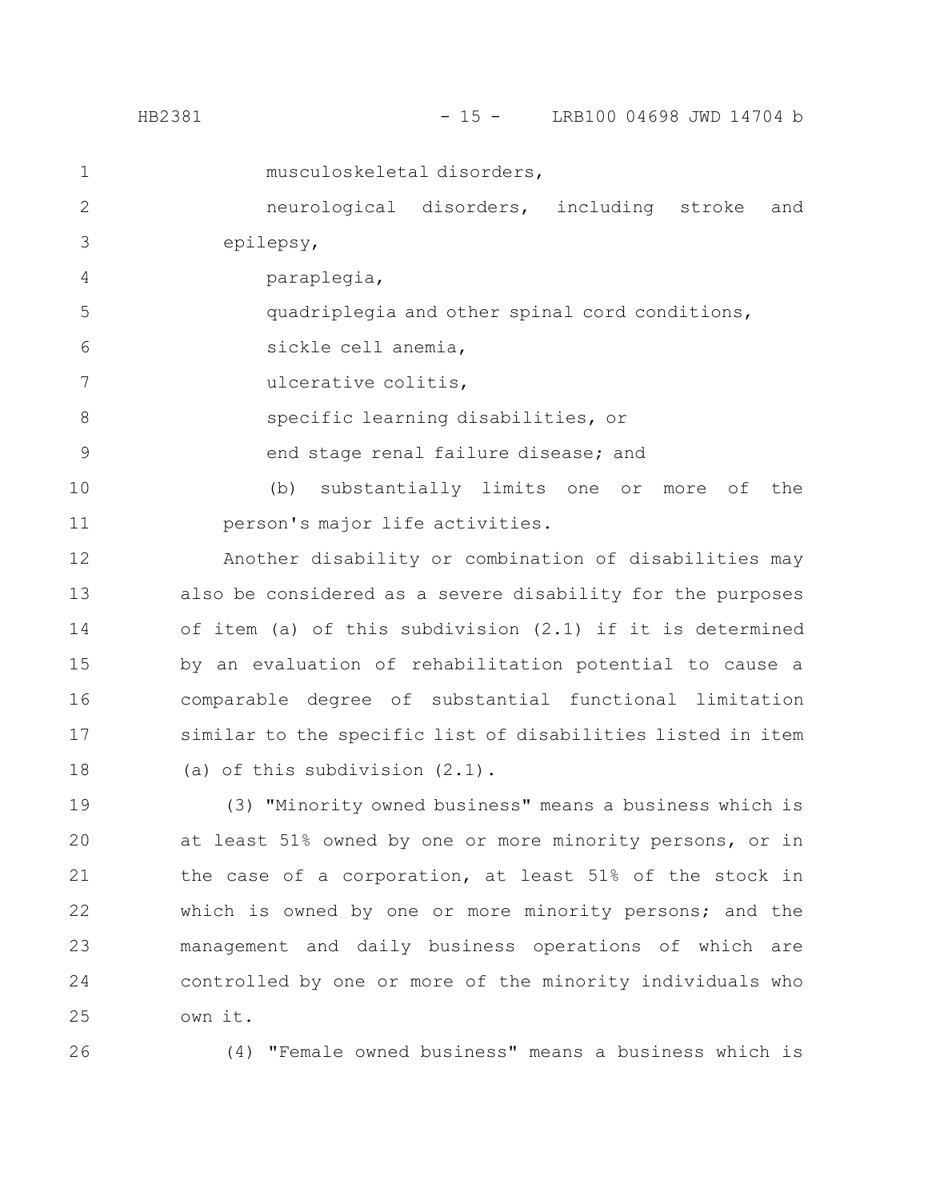musculoskeletal disorders,

neurological disorders, including stroke and epilepsy,

paraplegia,

quadriplegia and other spinal cord conditions,

sickle cell anemia,

ulcerative colitis,

specific learning disabilities, or

end stage renal failure disease; and

(b) substantially limits one or more of the person's major life activities.

Another disability or combination of disabilities may also be considered as a severe disability for the purposes of item (a) of this subdivision (2.1) if it is determined by an evaluation of rehabilitation potential to cause a comparable degree of substantial functional limitation similar to the specific list of disabilities listed in item (a) of this subdivision (2.1).

(3) "Minority owned business" means a business which is at least 51% owned by one or more minority persons, or in the case of a corporation, at least 51% of the stock in which is owned by one or more minority persons; and the management and daily business operations of which are controlled by one or more of the minority individuals who own it.

(4) "Female owned business" means a business which is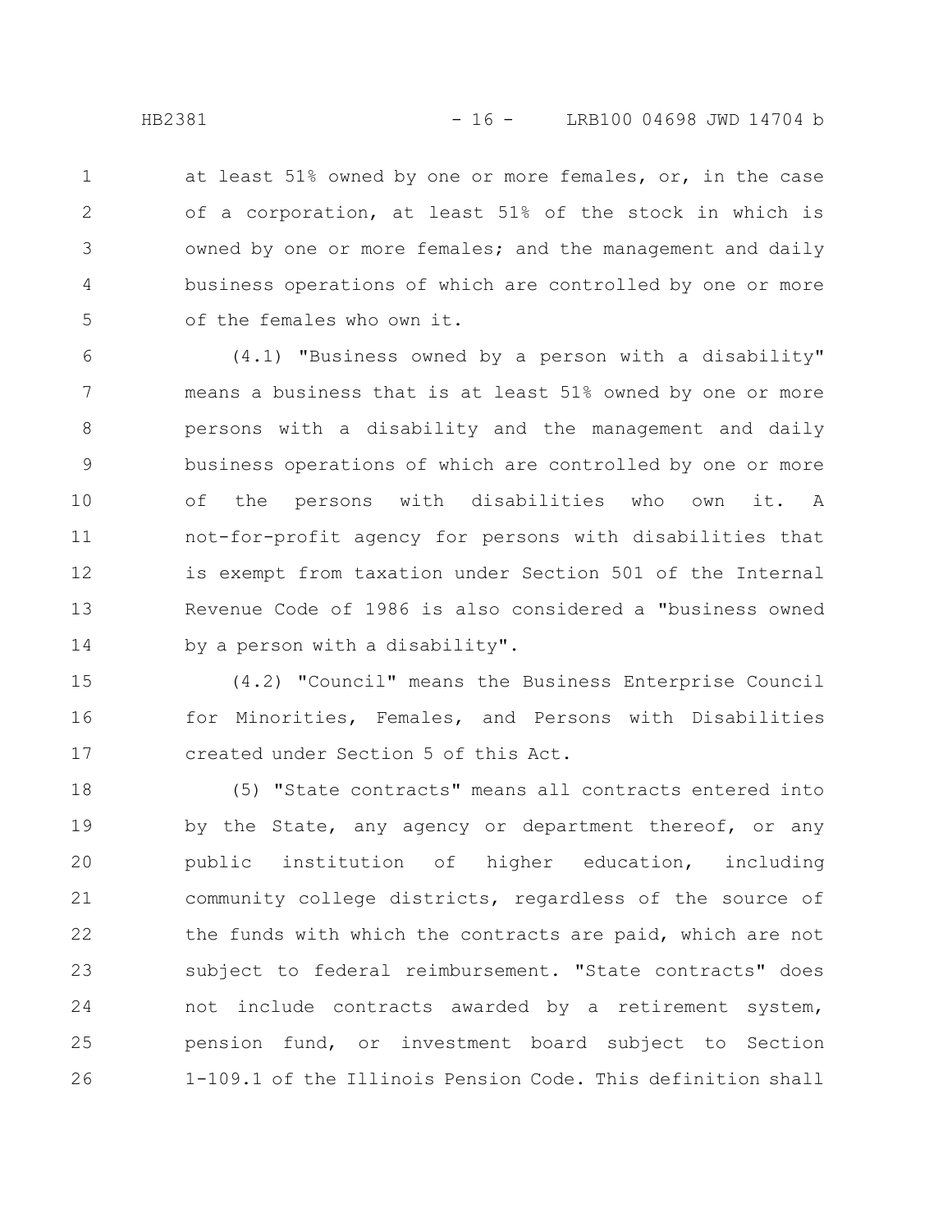at least 51% owned by one or more females, or, in the case of a corporation, at least 51% of the stock in which is owned by one or more females; and the management and daily business operations of which are controlled by one or more of the females who own it.

(4.1) "Business owned by a person with a disability" means a business that is at least 51% owned by one or more persons with a disability and the management and daily business operations of which are controlled by one or more of the persons with disabilities who own it. A not-for-profit agency for persons with disabilities that is exempt from taxation under Section 501 of the Internal Revenue Code of 1986 is also considered a "business owned by a person with a disability".

(4.2) "Council" means the Business Enterprise Council for Minorities, Females, and Persons with Disabilities created under Section 5 of this Act.

(5) "State contracts" means all contracts entered into by the State, any agency or department thereof, or any public institution of higher education, including community college districts, regardless of the source of the funds with which the contracts are paid, which are not subject to federal reimbursement. "State contracts" does not include contracts awarded by a retirement system, pension fund, or investment board subject to Section 1-109.1 of the Illinois Pension Code. This definition shall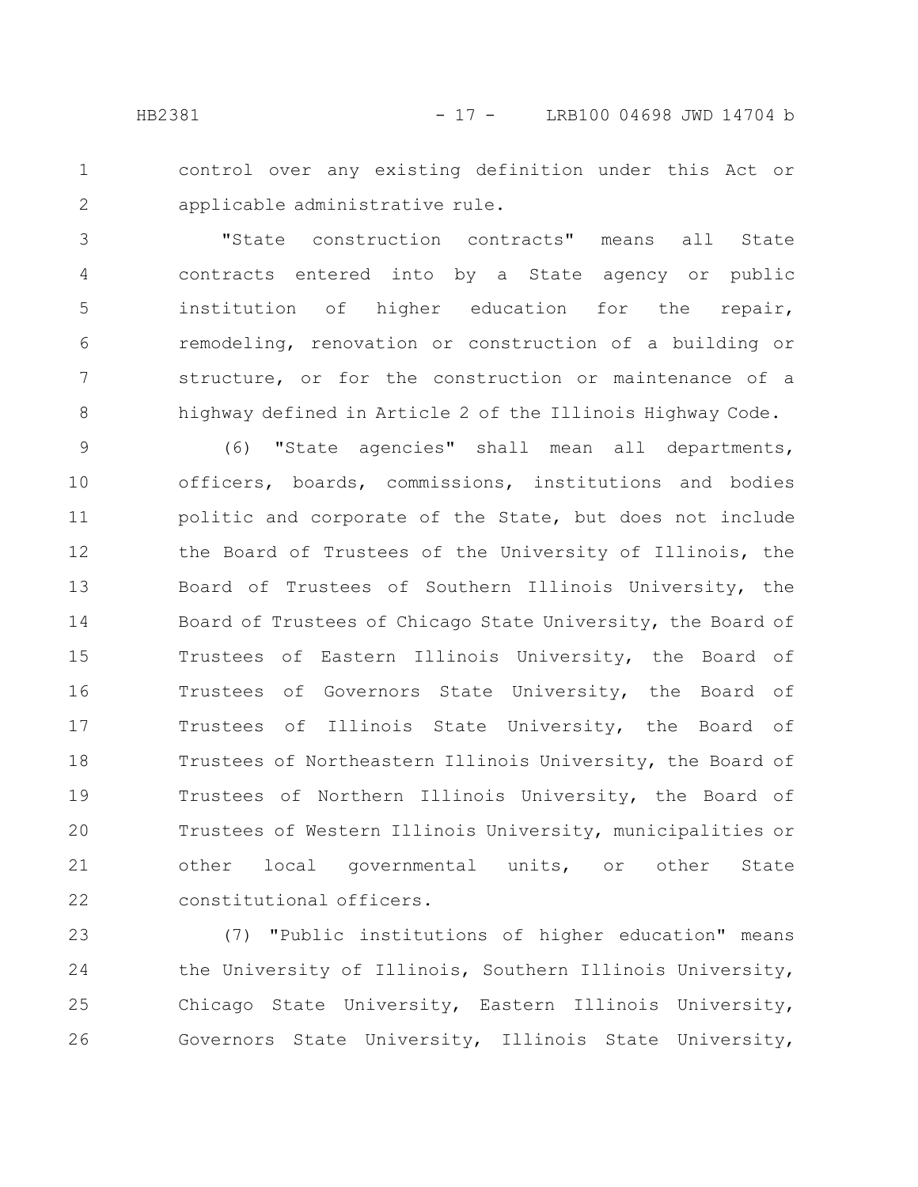control over any existing definition under this Act or applicable administrative rule.

"State construction contracts" means all State contracts entered into by a State agency or public institution of higher education for the repair, remodeling, renovation or construction of a building or structure, or for the construction or maintenance of a highway defined in Article 2 of the Illinois Highway Code.

(6) "State agencies" shall mean all departments, officers, boards, commissions, institutions and bodies politic and corporate of the State, but does not include the Board of Trustees of the University of Illinois, the Board of Trustees of Southern Illinois University, the Board of Trustees of Chicago State University, the Board of Trustees of Eastern Illinois University, the Board of Trustees of Governors State University, the Board of Trustees of Illinois State University, the Board of Trustees of Northeastern Illinois University, the Board of Trustees of Northern Illinois University, the Board of Trustees of Western Illinois University, municipalities or other local governmental units, or other State constitutional officers.

(7) "Public institutions of higher education" means the University of Illinois, Southern Illinois University, Chicago State University, Eastern Illinois University, Governors State University, Illinois State University,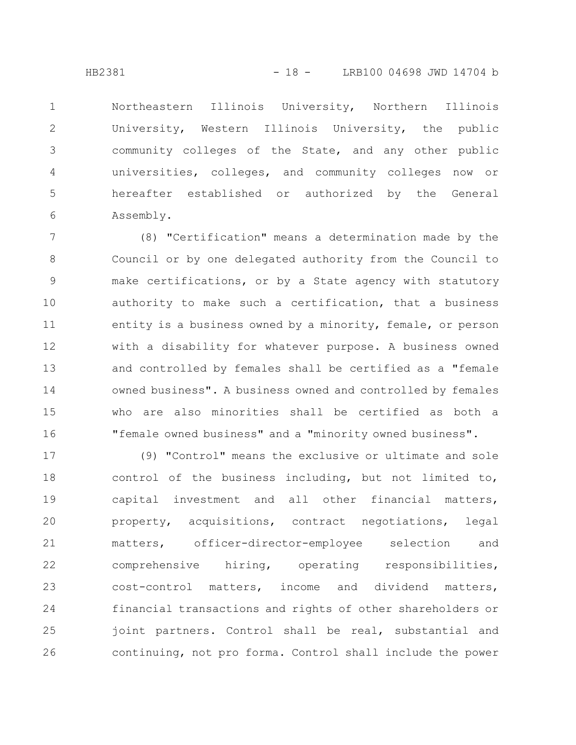Northeastern Illinois University, Northern Illinois University, Western Illinois University, the public community colleges of the State, and any other public universities, colleges, and community colleges now or hereafter established or authorized by the General Assembly.

(8) "Certification" means a determination made by the Council or by one delegated authority from the Council to make certifications, or by a State agency with statutory authority to make such a certification, that a business entity is a business owned by a minority, female, or person with a disability for whatever purpose. A business owned and controlled by females shall be certified as a "female owned business". A business owned and controlled by females who are also minorities shall be certified as both a "female owned business" and a "minority owned business".

(9) "Control" means the exclusive or ultimate and sole control of the business including, but not limited to, capital investment and all other financial matters, property, acquisitions, contract negotiations, legal matters, officer-director-employee selection and comprehensive hiring, operating responsibilities, cost-control matters, income and dividend matters, financial transactions and rights of other shareholders or joint partners. Control shall be real, substantial and continuing, not pro forma. Control shall include the power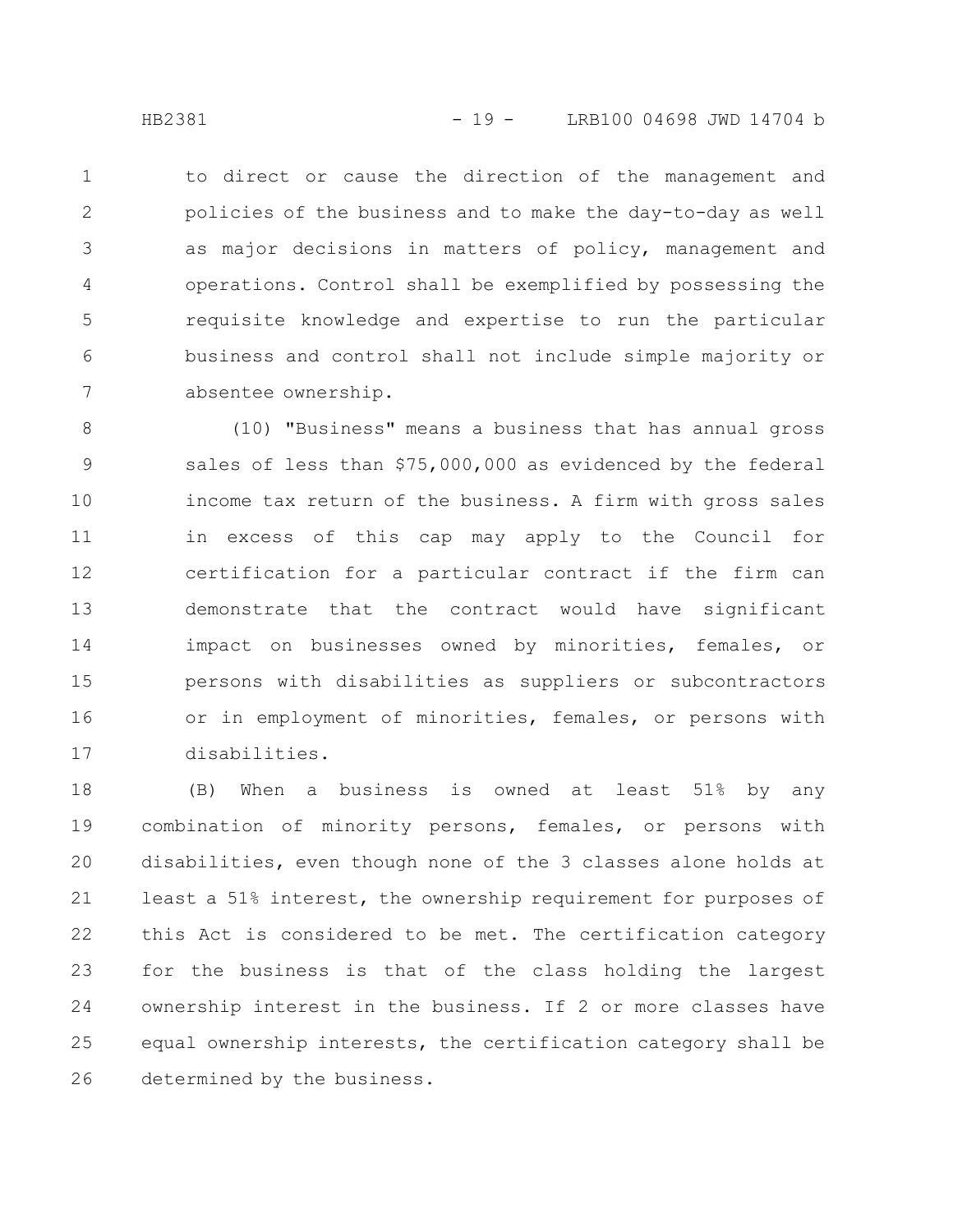to direct or cause the direction of the management and policies of the business and to make the day-to-day as well as major decisions in matters of policy, management and operations. Control shall be exemplified by possessing the requisite knowledge and expertise to run the particular business and control shall not include simple majority or absentee ownership.

(10) "Business" means a business that has annual gross sales of less than $75,000,000 as evidenced by the federal income tax return of the business. A firm with gross sales in excess of this cap may apply to the Council for certification for a particular contract if the firm can demonstrate that the contract would have significant impact on businesses owned by minorities, females, or persons with disabilities as suppliers or subcontractors or in employment of minorities, females, or persons with disabilities.

(B) When a business is owned at least 51% by any combination of minority persons, females, or persons with disabilities, even though none of the 3 classes alone holds at least a 51% interest, the ownership requirement for purposes of this Act is considered to be met. The certification category for the business is that of the class holding the largest ownership interest in the business. If 2 or more classes have equal ownership interests, the certification category shall be determined by the business.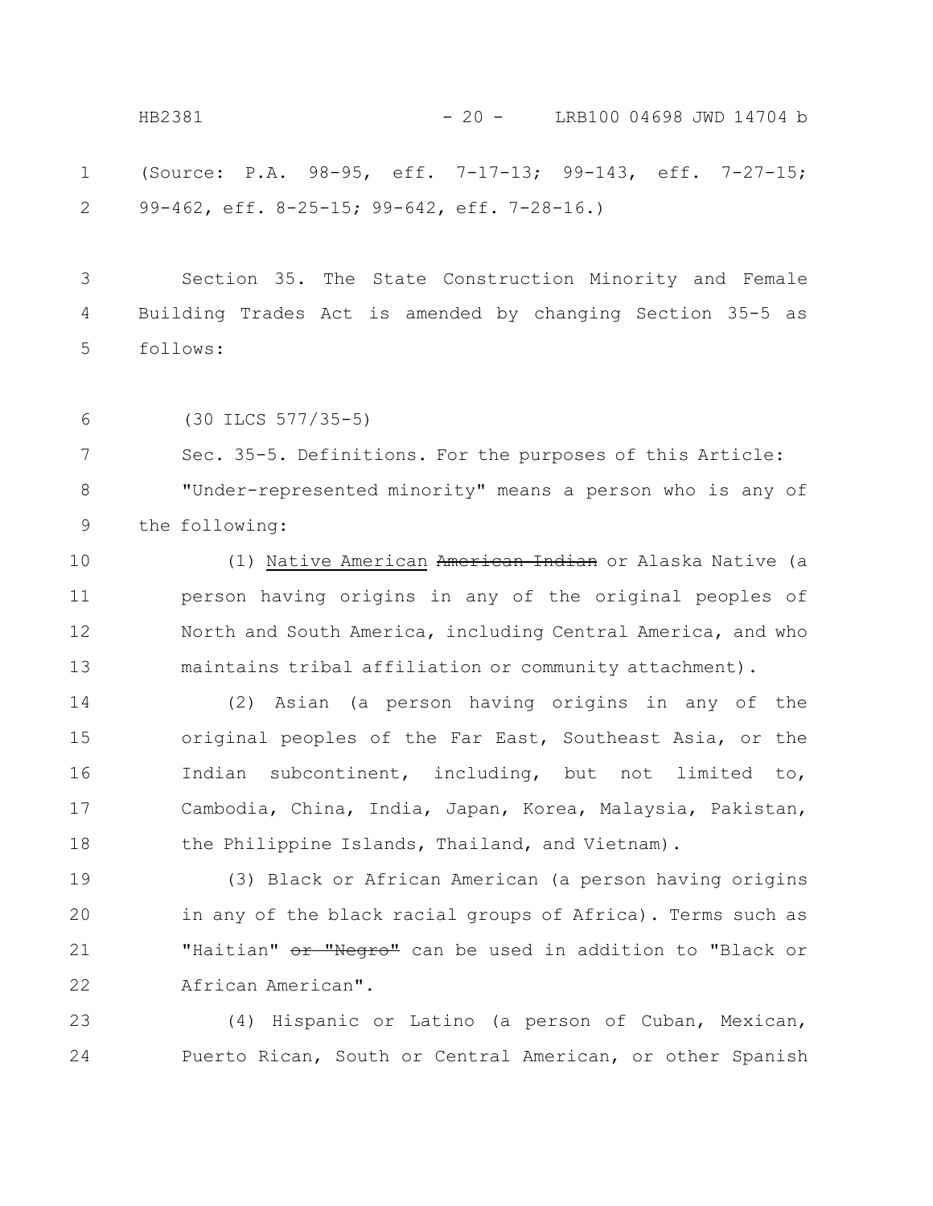(Source: P.A. 98-95, eff. 7-17-13; 99-143, eff. 7-27-15; 99-462, eff. 8-25-15; 99-642, eff. 7-28-16.)

Section 35. The State Construction Minority and Female Building Trades Act is amended by changing Section 35-5 as follows:

(30 ILCS 577/35-5)

Sec. 35-5. Definitions. For the purposes of this Article:

"Under-represented minority" means a person who is any of the following:

(1) <u>Native American</u> ~~American Indian~~ or Alaska Native (a person having origins in any of the original peoples of North and South America, including Central America, and who maintains tribal affiliation or community attachment).

(2) Asian (a person having origins in any of the original peoples of the Far East, Southeast Asia, or the Indian subcontinent, including, but not limited to, Cambodia, China, India, Japan, Korea, Malaysia, Pakistan, the Philippine Islands, Thailand, and Vietnam).

(3) Black or African American (a person having origins in any of the black racial groups of Africa). Terms such as "Haitian" ~~or "Negro"~~ can be used in addition to "Black or African American".

(4) Hispanic or Latino (a person of Cuban, Mexican, Puerto Rican, South or Central American, or other Spanish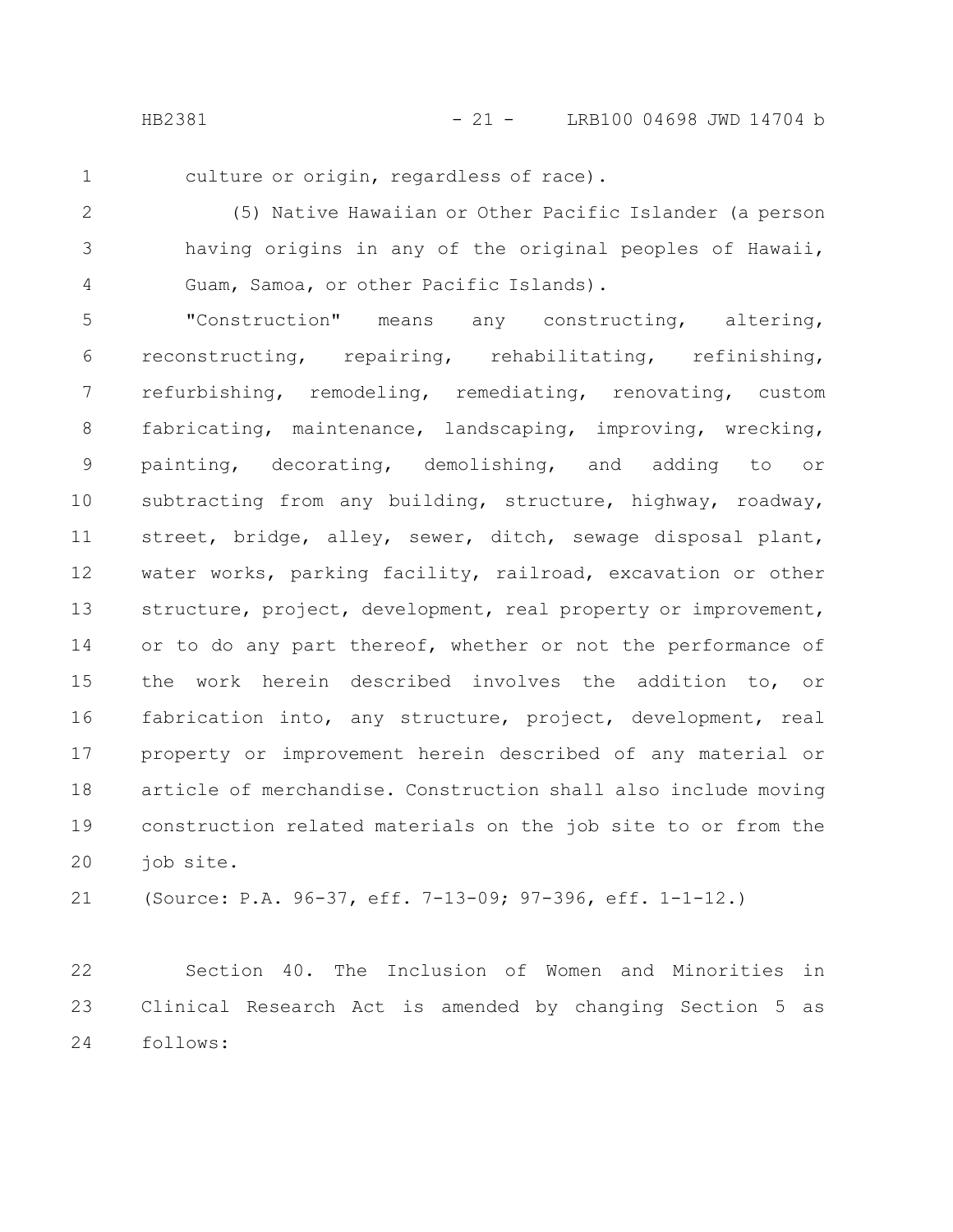culture or origin, regardless of race).

(5) Native Hawaiian or Other Pacific Islander (a person having origins in any of the original peoples of Hawaii, Guam, Samoa, or other Pacific Islands).

"Construction" means any constructing, altering, reconstructing, repairing, rehabilitating, refinishing, refurbishing, remodeling, remediating, renovating, custom fabricating, maintenance, landscaping, improving, wrecking, painting, decorating, demolishing, and adding to or subtracting from any building, structure, highway, roadway, street, bridge, alley, sewer, ditch, sewage disposal plant, water works, parking facility, railroad, excavation or other structure, project, development, real property or improvement, or to do any part thereof, whether or not the performance of the work herein described involves the addition to, or fabrication into, any structure, project, development, real property or improvement herein described of any material or article of merchandise. Construction shall also include moving construction related materials on the job site to or from the job site.

(Source: P.A. 96-37, eff. 7-13-09; 97-396, eff. 1-1-12.)

Section 40. The Inclusion of Women and Minorities in Clinical Research Act is amended by changing Section 5 as follows: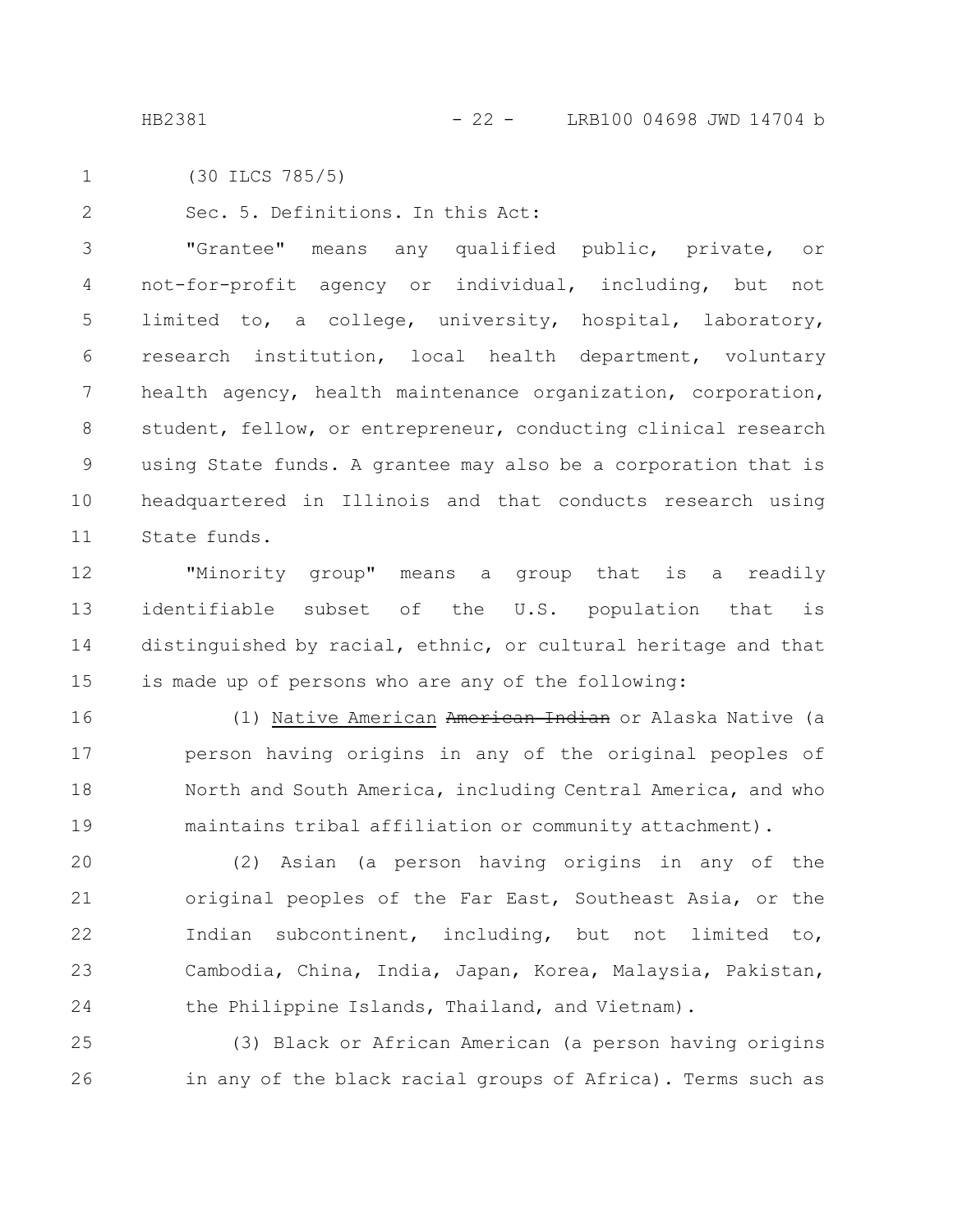(30 ILCS 785/5)

Sec. 5. Definitions. In this Act:

"Grantee" means any qualified public, private, or not-for-profit agency or individual, including, but not limited to, a college, university, hospital, laboratory, research institution, local health department, voluntary health agency, health maintenance organization, corporation, student, fellow, or entrepreneur, conducting clinical research using State funds. A grantee may also be a corporation that is headquartered in Illinois and that conducts research using State funds.

"Minority group" means a group that is a readily identifiable subset of the U.S. population that is distinguished by racial, ethnic, or cultural heritage and that is made up of persons who are any of the following:

(1) Native American ~~American Indian~~ or Alaska Native (a person having origins in any of the original peoples of North and South America, including Central America, and who maintains tribal affiliation or community attachment).

(2) Asian (a person having origins in any of the original peoples of the Far East, Southeast Asia, or the Indian subcontinent, including, but not limited to, Cambodia, China, India, Japan, Korea, Malaysia, Pakistan, the Philippine Islands, Thailand, and Vietnam).

(3) Black or African American (a person having origins in any of the black racial groups of Africa). Terms such as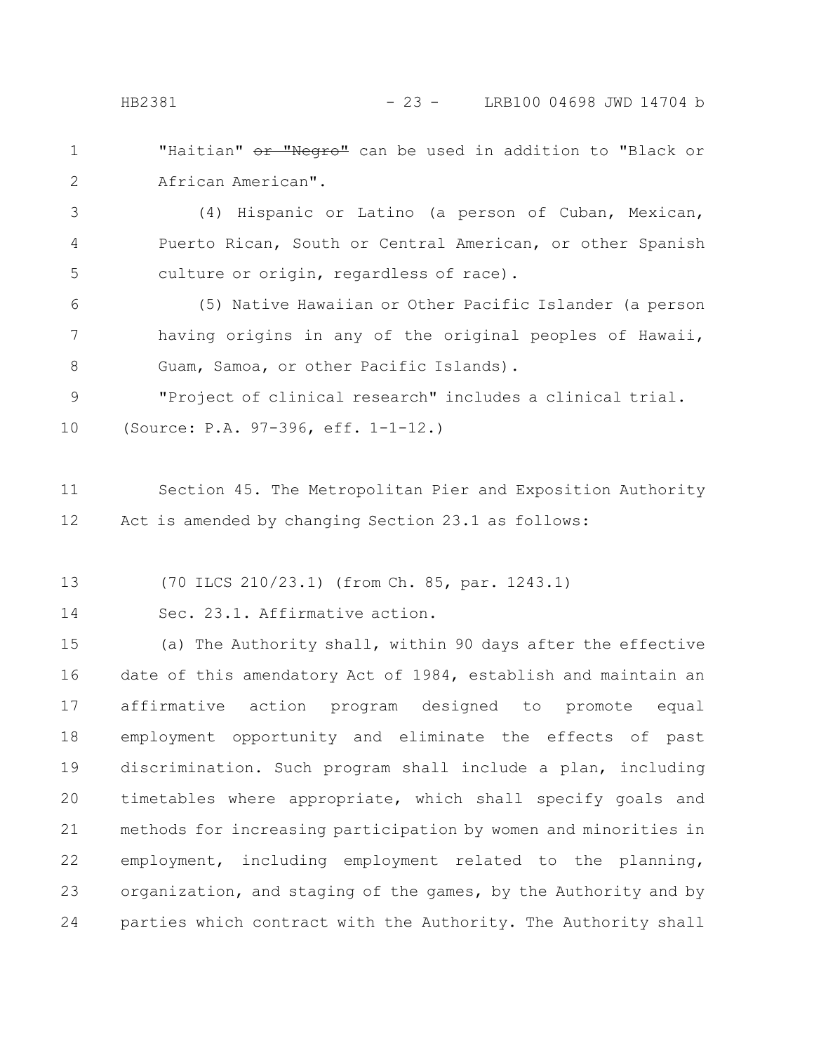"Haitian" ~~or "Negro"~~ can be used in addition to "Black or African American".

(4) Hispanic or Latino (a person of Cuban, Mexican, Puerto Rican, South or Central American, or other Spanish culture or origin, regardless of race).

(5) Native Hawaiian or Other Pacific Islander (a person having origins in any of the original peoples of Hawaii, Guam, Samoa, or other Pacific Islands).

"Project of clinical research" includes a clinical trial.

(Source: P.A. 97-396, eff. 1-1-12.)

Section 45. The Metropolitan Pier and Exposition Authority Act is amended by changing Section 23.1 as follows:

(70 ILCS 210/23.1) (from Ch. 85, par. 1243.1)

Sec. 23.1. Affirmative action.

(a) The Authority shall, within 90 days after the effective date of this amendatory Act of 1984, establish and maintain an affirmative action program designed to promote equal employment opportunity and eliminate the effects of past discrimination. Such program shall include a plan, including timetables where appropriate, which shall specify goals and methods for increasing participation by women and minorities in employment, including employment related to the planning, organization, and staging of the games, by the Authority and by parties which contract with the Authority. The Authority shall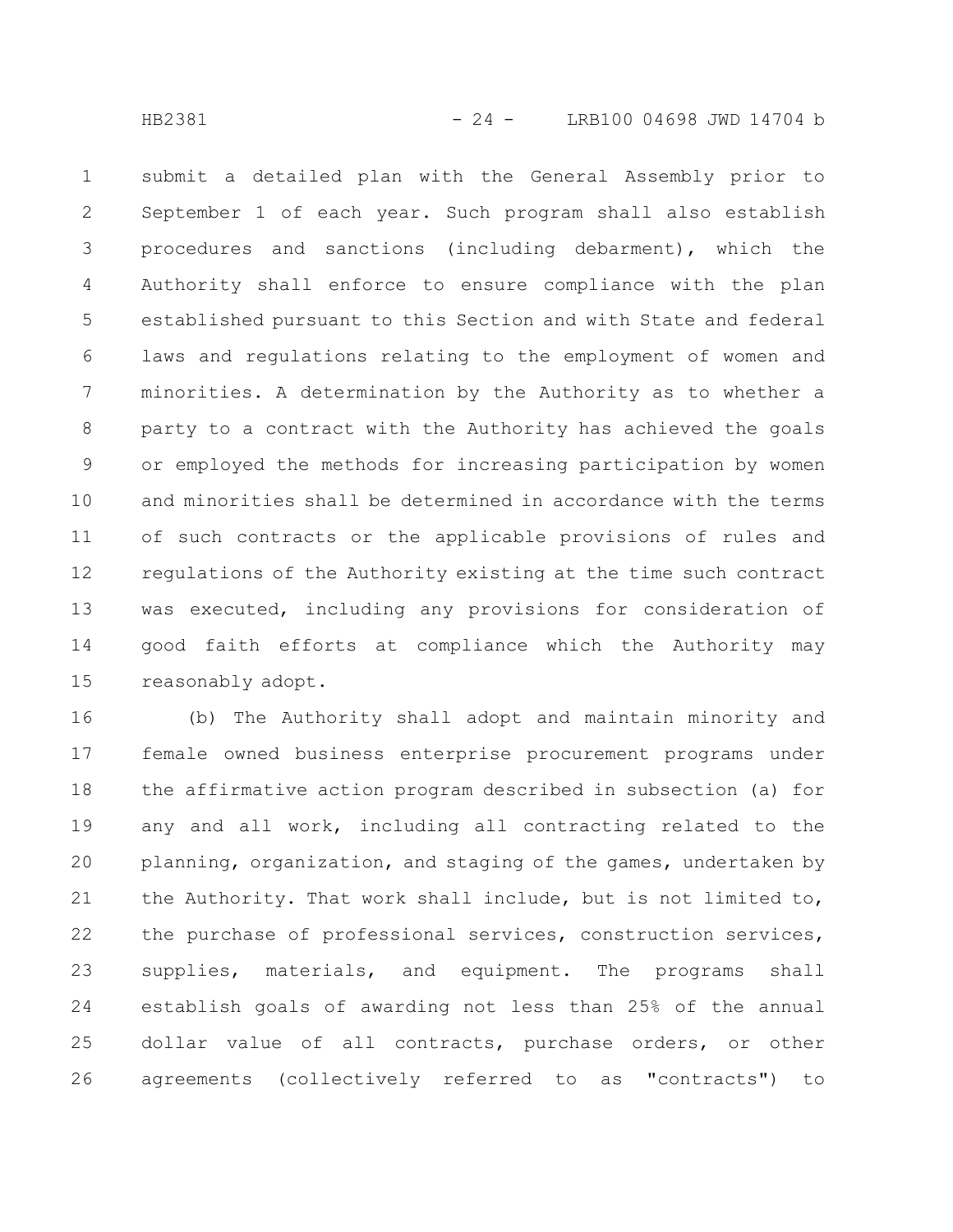submit a detailed plan with the General Assembly prior to September 1 of each year. Such program shall also establish procedures and sanctions (including debarment), which the Authority shall enforce to ensure compliance with the plan established pursuant to this Section and with State and federal laws and regulations relating to the employment of women and minorities. A determination by the Authority as to whether a party to a contract with the Authority has achieved the goals or employed the methods for increasing participation by women and minorities shall be determined in accordance with the terms of such contracts or the applicable provisions of rules and regulations of the Authority existing at the time such contract was executed, including any provisions for consideration of good faith efforts at compliance which the Authority may reasonably adopt.

(b) The Authority shall adopt and maintain minority and female owned business enterprise procurement programs under the affirmative action program described in subsection (a) for any and all work, including all contracting related to the planning, organization, and staging of the games, undertaken by the Authority. That work shall include, but is not limited to, the purchase of professional services, construction services, supplies, materials, and equipment. The programs shall establish goals of awarding not less than 25% of the annual dollar value of all contracts, purchase orders, or other agreements (collectively referred to as "contracts") to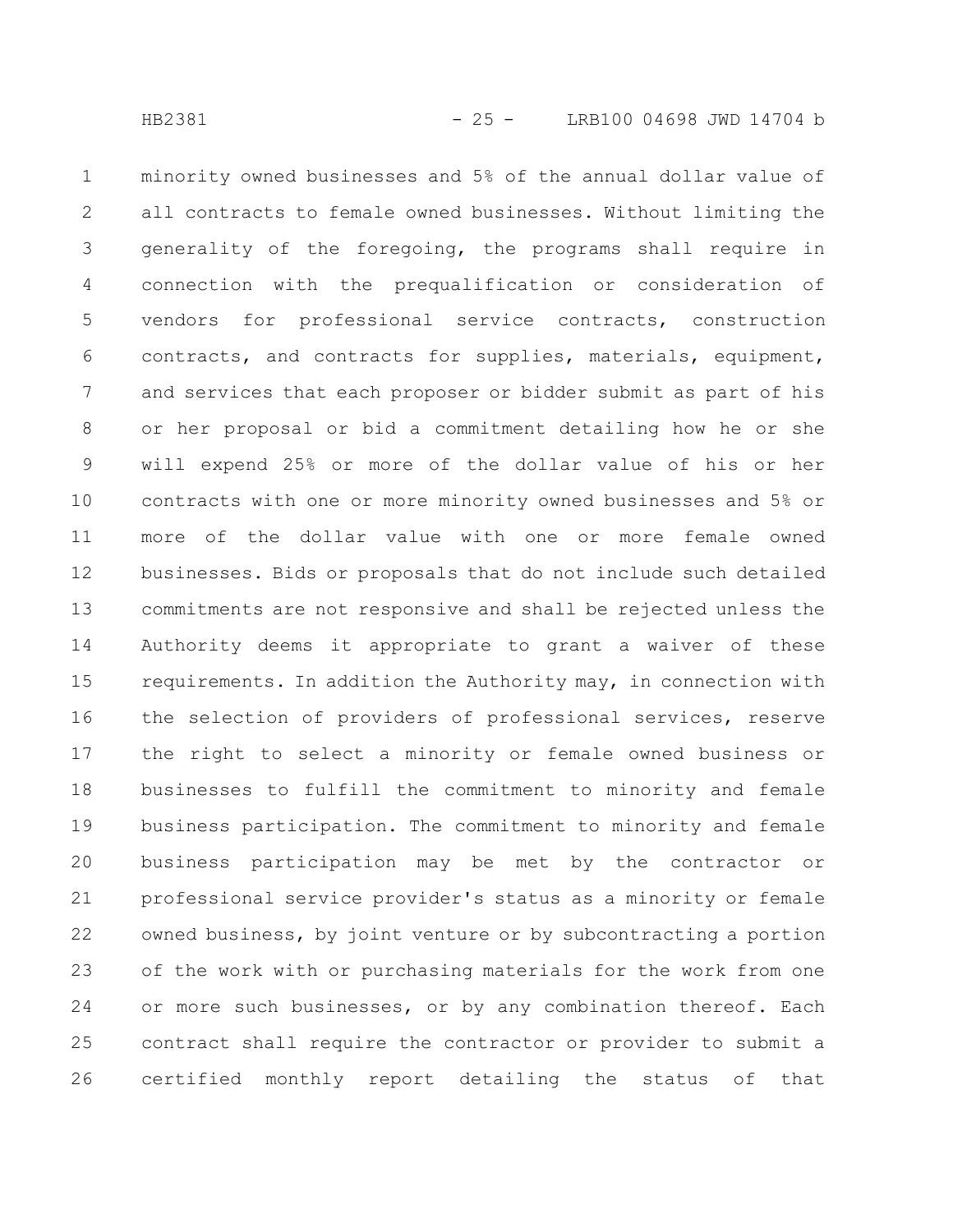minority owned businesses and 5% of the annual dollar value of all contracts to female owned businesses. Without limiting the generality of the foregoing, the programs shall require in connection with the prequalification or consideration of vendors for professional service contracts, construction contracts, and contracts for supplies, materials, equipment, and services that each proposer or bidder submit as part of his or her proposal or bid a commitment detailing how he or she will expend 25% or more of the dollar value of his or her contracts with one or more minority owned businesses and 5% or more of the dollar value with one or more female owned businesses. Bids or proposals that do not include such detailed commitments are not responsive and shall be rejected unless the Authority deems it appropriate to grant a waiver of these requirements. In addition the Authority may, in connection with the selection of providers of professional services, reserve the right to select a minority or female owned business or businesses to fulfill the commitment to minority and female business participation. The commitment to minority and female business participation may be met by the contractor or professional service provider's status as a minority or female owned business, by joint venture or by subcontracting a portion of the work with or purchasing materials for the work from one or more such businesses, or by any combination thereof. Each contract shall require the contractor or provider to submit a certified monthly report detailing the status of that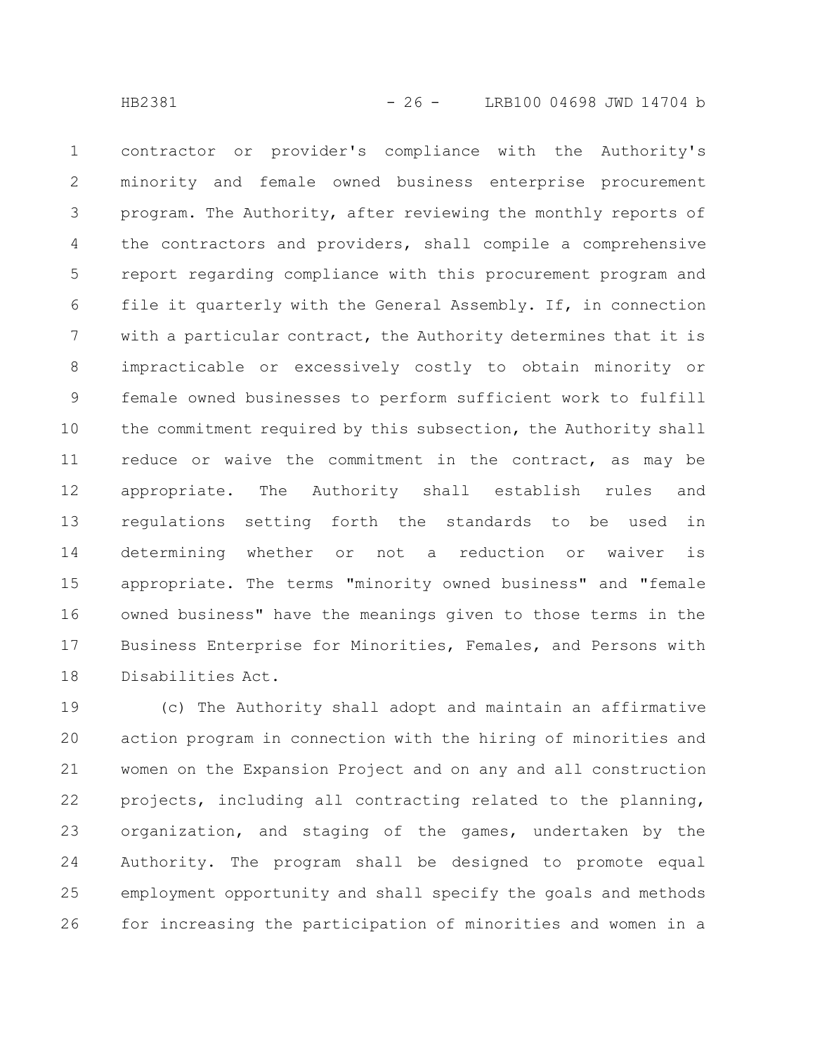contractor or provider's compliance with the Authority's minority and female owned business enterprise procurement program. The Authority, after reviewing the monthly reports of the contractors and providers, shall compile a comprehensive report regarding compliance with this procurement program and file it quarterly with the General Assembly. If, in connection with a particular contract, the Authority determines that it is impracticable or excessively costly to obtain minority or female owned businesses to perform sufficient work to fulfill the commitment required by this subsection, the Authority shall reduce or waive the commitment in the contract, as may be appropriate. The Authority shall establish rules and regulations setting forth the standards to be used in determining whether or not a reduction or waiver is appropriate. The terms "minority owned business" and "female owned business" have the meanings given to those terms in the Business Enterprise for Minorities, Females, and Persons with Disabilities Act.

(c) The Authority shall adopt and maintain an affirmative action program in connection with the hiring of minorities and women on the Expansion Project and on any and all construction projects, including all contracting related to the planning, organization, and staging of the games, undertaken by the Authority. The program shall be designed to promote equal employment opportunity and shall specify the goals and methods for increasing the participation of minorities and women in a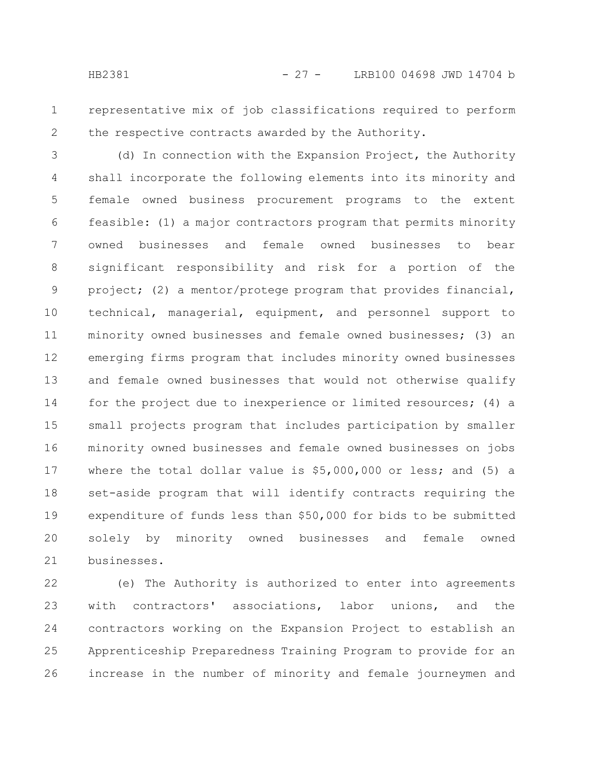representative mix of job classifications required to perform the respective contracts awarded by the Authority.

(d) In connection with the Expansion Project, the Authority shall incorporate the following elements into its minority and female owned business procurement programs to the extent feasible: (1) a major contractors program that permits minority owned businesses and female owned businesses to bear significant responsibility and risk for a portion of the project; (2) a mentor/protege program that provides financial, technical, managerial, equipment, and personnel support to minority owned businesses and female owned businesses; (3) an emerging firms program that includes minority owned businesses and female owned businesses that would not otherwise qualify for the project due to inexperience or limited resources; (4) a small projects program that includes participation by smaller minority owned businesses and female owned businesses on jobs where the total dollar value is $5,000,000 or less; and (5) a set-aside program that will identify contracts requiring the expenditure of funds less than $50,000 for bids to be submitted solely by minority owned businesses and female owned businesses.

(e) The Authority is authorized to enter into agreements with contractors' associations, labor unions, and the contractors working on the Expansion Project to establish an Apprenticeship Preparedness Training Program to provide for an increase in the number of minority and female journeymen and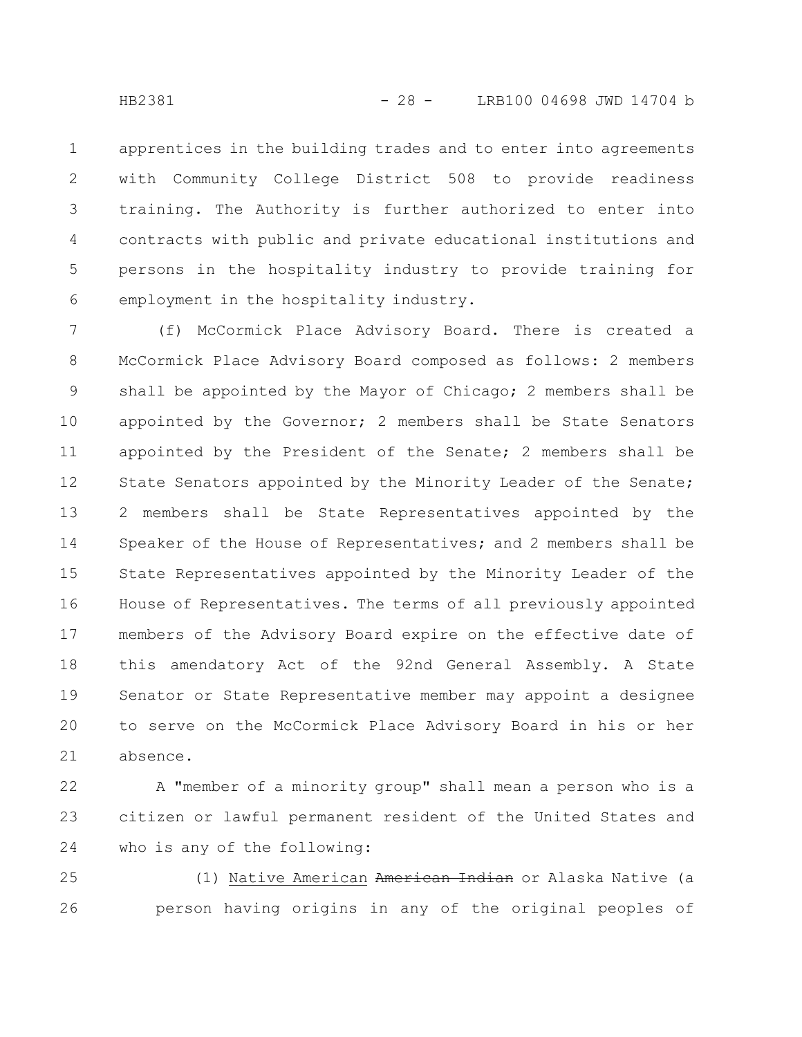apprentices in the building trades and to enter into agreements with Community College District 508 to provide readiness training. The Authority is further authorized to enter into contracts with public and private educational institutions and persons in the hospitality industry to provide training for employment in the hospitality industry.

(f) McCormick Place Advisory Board. There is created a McCormick Place Advisory Board composed as follows: 2 members shall be appointed by the Mayor of Chicago; 2 members shall be appointed by the Governor; 2 members shall be State Senators appointed by the President of the Senate; 2 members shall be State Senators appointed by the Minority Leader of the Senate; 2 members shall be State Representatives appointed by the Speaker of the House of Representatives; and 2 members shall be State Representatives appointed by the Minority Leader of the House of Representatives. The terms of all previously appointed members of the Advisory Board expire on the effective date of this amendatory Act of the 92nd General Assembly. A State Senator or State Representative member may appoint a designee to serve on the McCormick Place Advisory Board in his or her absence.

A "member of a minority group" shall mean a person who is a citizen or lawful permanent resident of the United States and who is any of the following:

(1) <u>Native American</u> ~~American Indian~~ or Alaska Native (a person having origins in any of the original peoples of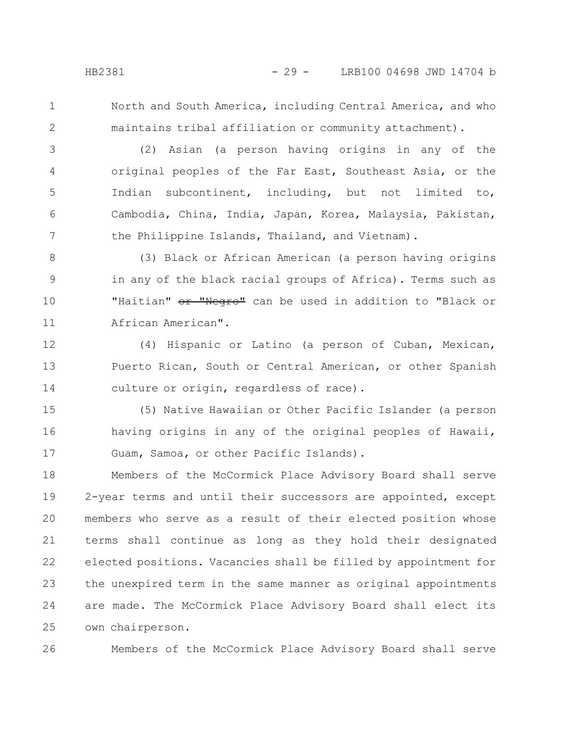North and South America, including Central America, and who maintains tribal affiliation or community attachment).

(2) Asian (a person having origins in any of the original peoples of the Far East, Southeast Asia, or the Indian subcontinent, including, but not limited to, Cambodia, China, India, Japan, Korea, Malaysia, Pakistan, the Philippine Islands, Thailand, and Vietnam).

(3) Black or African American (a person having origins in any of the black racial groups of Africa). Terms such as "Haitian" ~~or "Negro"~~ can be used in addition to "Black or African American".

(4) Hispanic or Latino (a person of Cuban, Mexican, Puerto Rican, South or Central American, or other Spanish culture or origin, regardless of race).

(5) Native Hawaiian or Other Pacific Islander (a person having origins in any of the original peoples of Hawaii, Guam, Samoa, or other Pacific Islands).

Members of the McCormick Place Advisory Board shall serve 2-year terms and until their successors are appointed, except members who serve as a result of their elected position whose terms shall continue as long as they hold their designated elected positions. Vacancies shall be filled by appointment for the unexpired term in the same manner as original appointments are made. The McCormick Place Advisory Board shall elect its own chairperson.

Members of the McCormick Place Advisory Board shall serve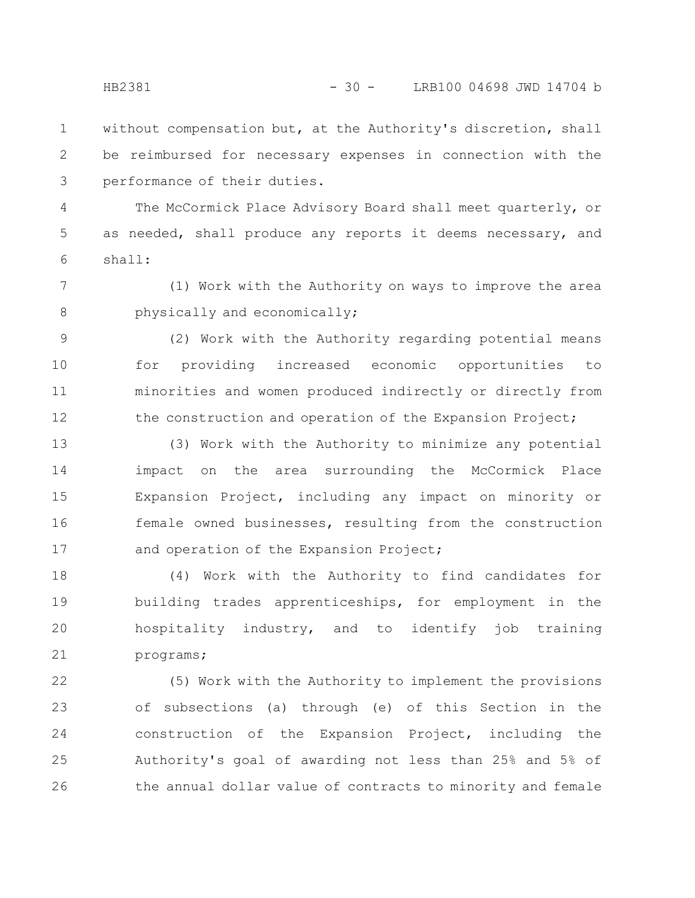without compensation but, at the Authority's discretion, shall be reimbursed for necessary expenses in connection with the performance of their duties.

The McCormick Place Advisory Board shall meet quarterly, or as needed, shall produce any reports it deems necessary, and shall:

(1) Work with the Authority on ways to improve the area physically and economically;

(2) Work with the Authority regarding potential means for providing increased economic opportunities to minorities and women produced indirectly or directly from the construction and operation of the Expansion Project;

(3) Work with the Authority to minimize any potential impact on the area surrounding the McCormick Place Expansion Project, including any impact on minority or female owned businesses, resulting from the construction and operation of the Expansion Project;

(4) Work with the Authority to find candidates for building trades apprenticeships, for employment in the hospitality industry, and to identify job training programs;

(5) Work with the Authority to implement the provisions of subsections (a) through (e) of this Section in the construction of the Expansion Project, including the Authority's goal of awarding not less than 25% and 5% of the annual dollar value of contracts to minority and female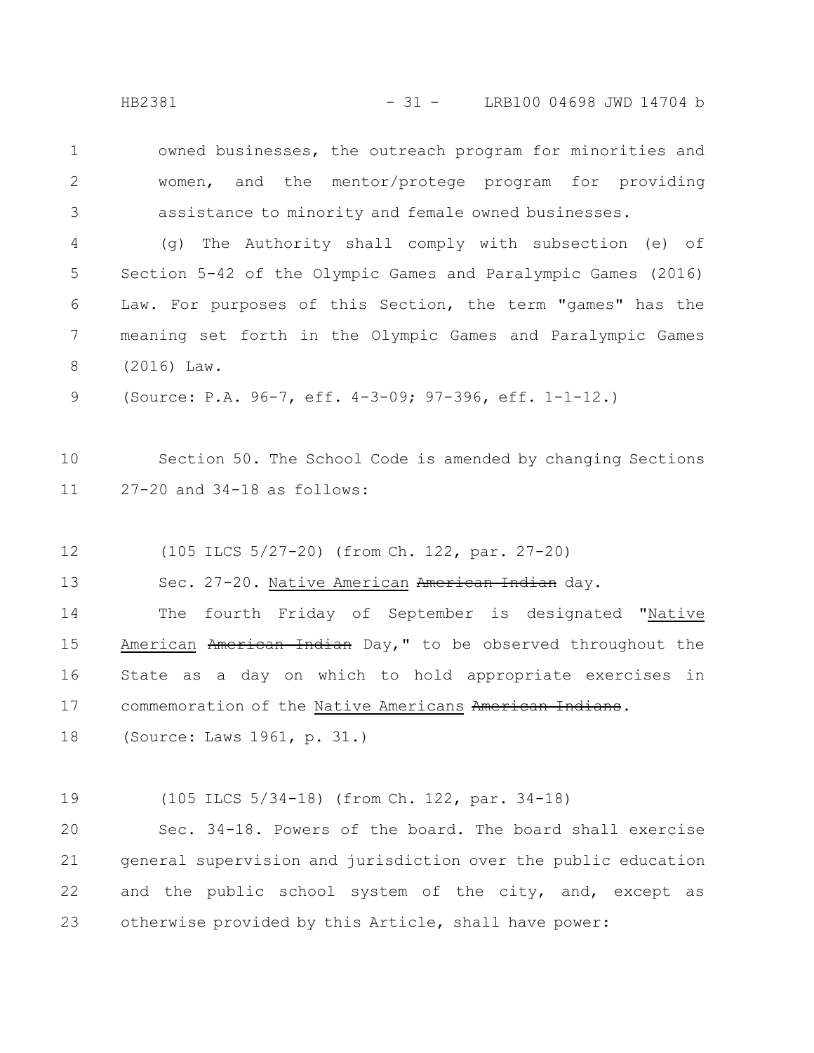owned businesses, the outreach program for minorities and women, and the mentor/protege program for providing assistance to minority and female owned businesses.

(g) The Authority shall comply with subsection (e) of Section 5-42 of the Olympic Games and Paralympic Games (2016) Law. For purposes of this Section, the term "games" has the meaning set forth in the Olympic Games and Paralympic Games (2016) Law.

(Source: P.A. 96-7, eff. 4-3-09; 97-396, eff. 1-1-12.)

Section 50. The School Code is amended by changing Sections 27-20 and 34-18 as follows:

(105 ILCS 5/27-20) (from Ch. 122, par. 27-20)

Sec. 27-20. <u>Native American</u> ~~American Indian~~ day.

The fourth Friday of September is designated "<u>Native American</u> ~~American Indian~~ Day," to be observed throughout the State as a day on which to hold appropriate exercises in commemoration of the <u>Native Americans</u> ~~American Indians~~.

(Source: Laws 1961, p. 31.)

(105 ILCS 5/34-18) (from Ch. 122, par. 34-18)

Sec. 34-18. Powers of the board. The board shall exercise general supervision and jurisdiction over the public education and the public school system of the city, and, except as otherwise provided by this Article, shall have power: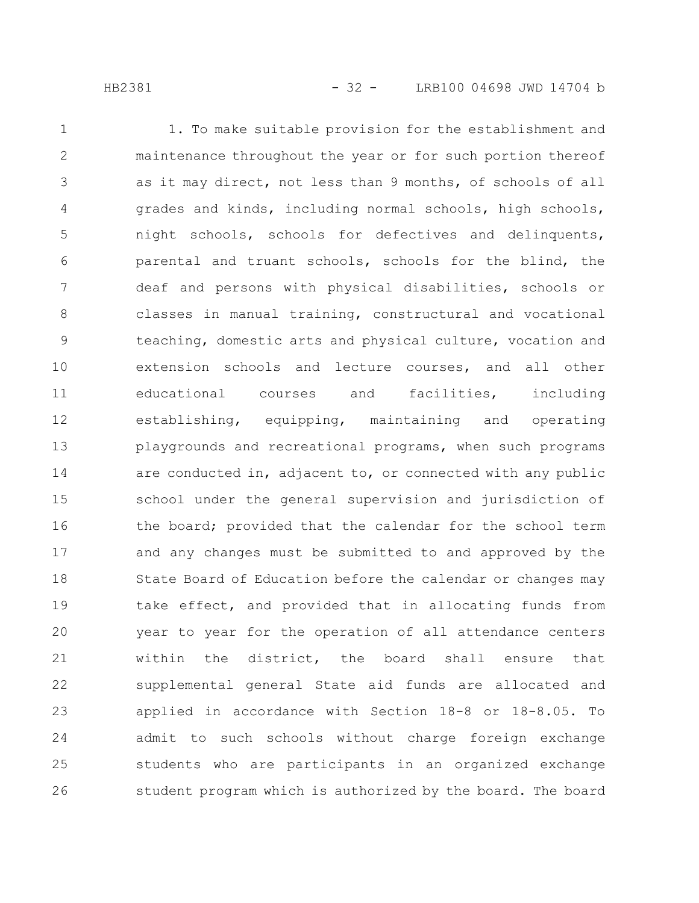1. To make suitable provision for the establishment and maintenance throughout the year or for such portion thereof as it may direct, not less than 9 months, of schools of all grades and kinds, including normal schools, high schools, night schools, schools for defectives and delinquents, parental and truant schools, schools for the blind, the deaf and persons with physical disabilities, schools or classes in manual training, constructural and vocational teaching, domestic arts and physical culture, vocation and extension schools and lecture courses, and all other educational courses and facilities, including establishing, equipping, maintaining and operating playgrounds and recreational programs, when such programs are conducted in, adjacent to, or connected with any public school under the general supervision and jurisdiction of the board; provided that the calendar for the school term and any changes must be submitted to and approved by the State Board of Education before the calendar or changes may take effect, and provided that in allocating funds from year to year for the operation of all attendance centers within the district, the board shall ensure that supplemental general State aid funds are allocated and applied in accordance with Section 18-8 or 18-8.05. To admit to such schools without charge foreign exchange students who are participants in an organized exchange student program which is authorized by the board. The board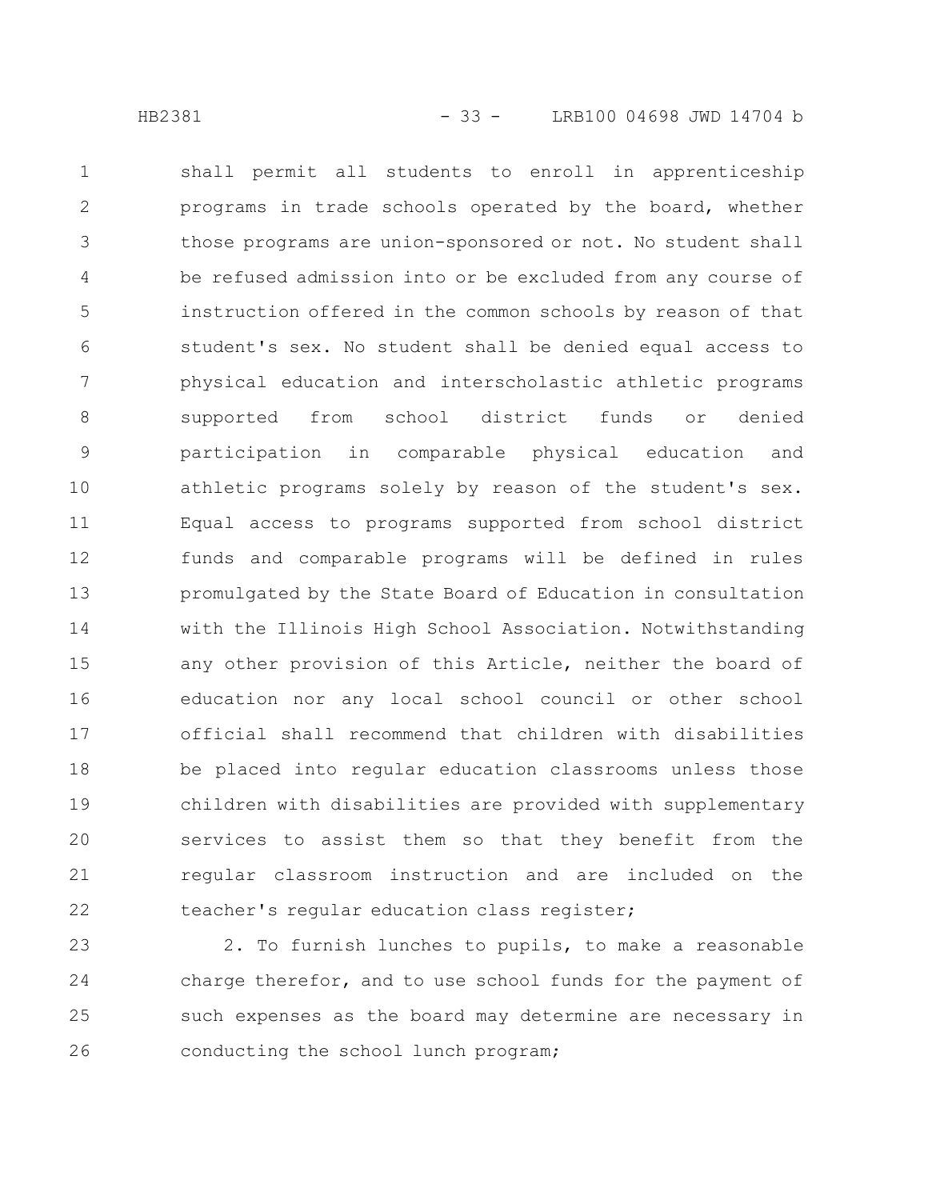shall permit all students to enroll in apprenticeship programs in trade schools operated by the board, whether those programs are union-sponsored or not. No student shall be refused admission into or be excluded from any course of instruction offered in the common schools by reason of that student's sex. No student shall be denied equal access to physical education and interscholastic athletic programs supported from school district funds or denied participation in comparable physical education and athletic programs solely by reason of the student's sex. Equal access to programs supported from school district funds and comparable programs will be defined in rules promulgated by the State Board of Education in consultation with the Illinois High School Association. Notwithstanding any other provision of this Article, neither the board of education nor any local school council or other school official shall recommend that children with disabilities be placed into regular education classrooms unless those children with disabilities are provided with supplementary services to assist them so that they benefit from the regular classroom instruction and are included on the teacher's regular education class register;

2. To furnish lunches to pupils, to make a reasonable charge therefor, and to use school funds for the payment of such expenses as the board may determine are necessary in conducting the school lunch program;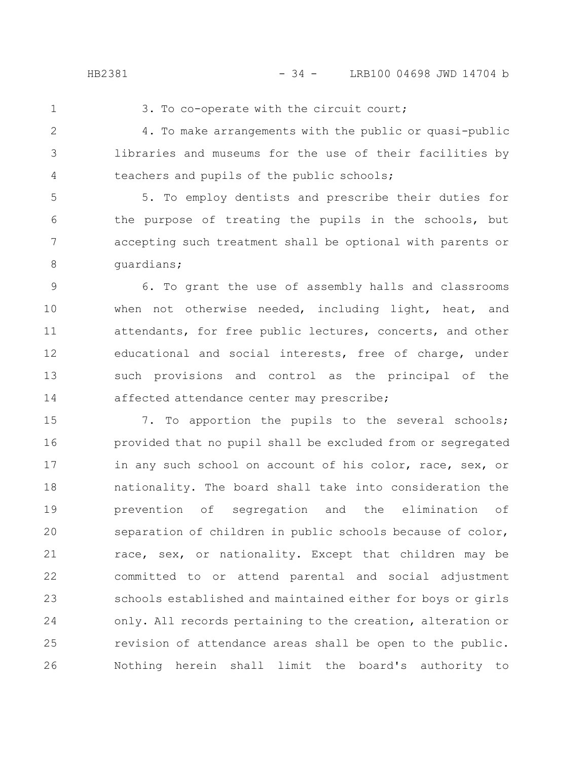3. To co-operate with the circuit court;

4. To make arrangements with the public or quasi-public libraries and museums for the use of their facilities by teachers and pupils of the public schools;

5. To employ dentists and prescribe their duties for the purpose of treating the pupils in the schools, but accepting such treatment shall be optional with parents or guardians;

6. To grant the use of assembly halls and classrooms when not otherwise needed, including light, heat, and attendants, for free public lectures, concerts, and other educational and social interests, free of charge, under such provisions and control as the principal of the affected attendance center may prescribe;

7. To apportion the pupils to the several schools; provided that no pupil shall be excluded from or segregated in any such school on account of his color, race, sex, or nationality. The board shall take into consideration the prevention of segregation and the elimination of separation of children in public schools because of color, race, sex, or nationality. Except that children may be committed to or attend parental and social adjustment schools established and maintained either for boys or girls only. All records pertaining to the creation, alteration or revision of attendance areas shall be open to the public. Nothing herein shall limit the board's authority to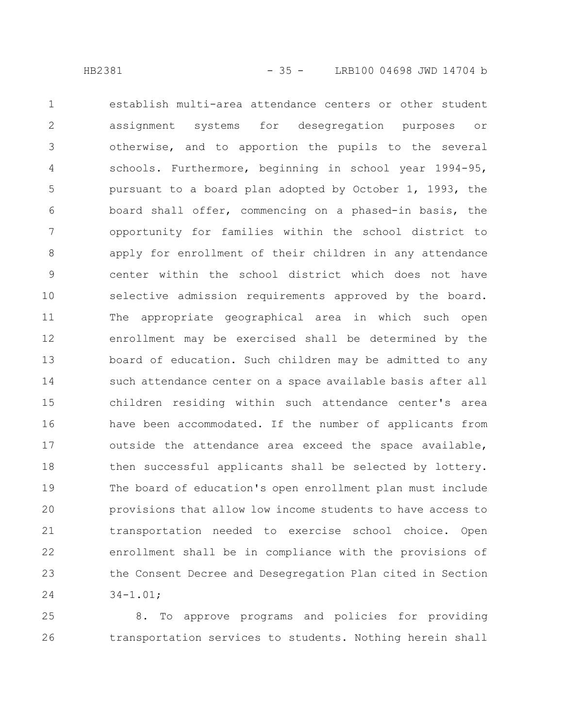establish multi-area attendance centers or other student assignment systems for desegregation purposes or otherwise, and to apportion the pupils to the several schools. Furthermore, beginning in school year 1994-95, pursuant to a board plan adopted by October 1, 1993, the board shall offer, commencing on a phased-in basis, the opportunity for families within the school district to apply for enrollment of their children in any attendance center within the school district which does not have selective admission requirements approved by the board. The appropriate geographical area in which such open enrollment may be exercised shall be determined by the board of education. Such children may be admitted to any such attendance center on a space available basis after all children residing within such attendance center's area have been accommodated. If the number of applicants from outside the attendance area exceed the space available, then successful applicants shall be selected by lottery. The board of education's open enrollment plan must include provisions that allow low income students to have access to transportation needed to exercise school choice. Open enrollment shall be in compliance with the provisions of the Consent Decree and Desegregation Plan cited in Section 34-1.01;

8. To approve programs and policies for providing transportation services to students. Nothing herein shall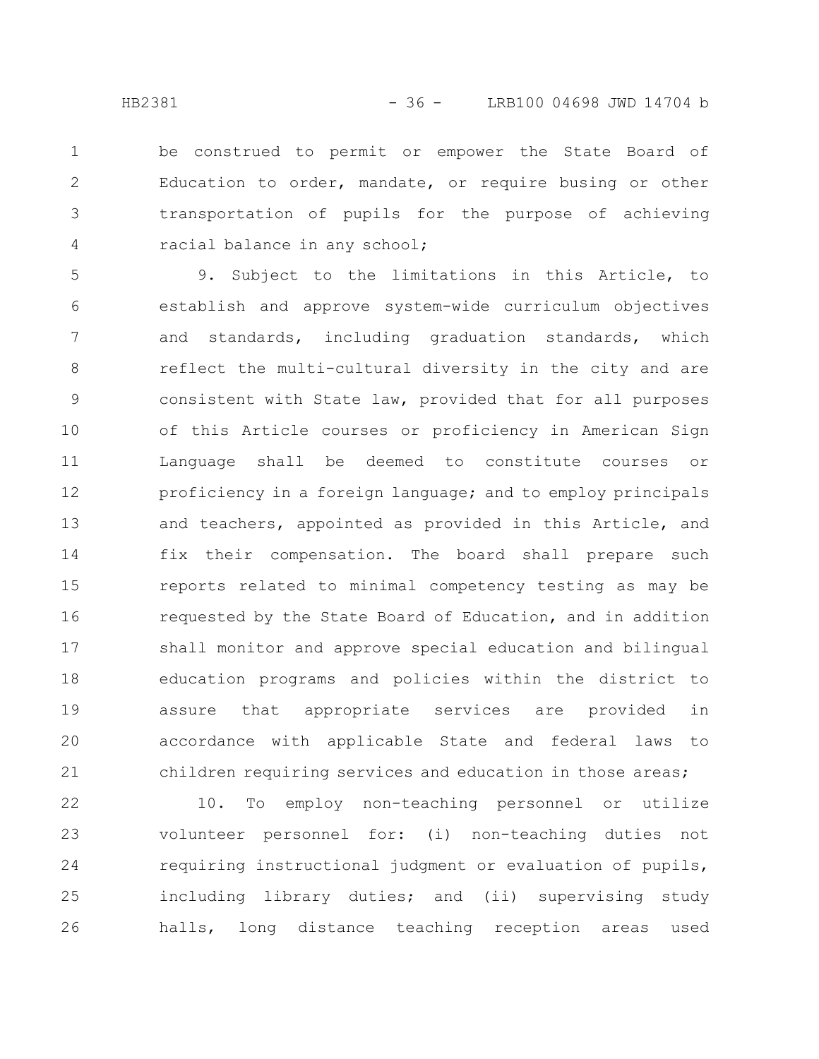be construed to permit or empower the State Board of Education to order, mandate, or require busing or other transportation of pupils for the purpose of achieving racial balance in any school;

9. Subject to the limitations in this Article, to establish and approve system-wide curriculum objectives and standards, including graduation standards, which reflect the multi-cultural diversity in the city and are consistent with State law, provided that for all purposes of this Article courses or proficiency in American Sign Language shall be deemed to constitute courses or proficiency in a foreign language; and to employ principals and teachers, appointed as provided in this Article, and fix their compensation. The board shall prepare such reports related to minimal competency testing as may be requested by the State Board of Education, and in addition shall monitor and approve special education and bilingual education programs and policies within the district to assure that appropriate services are provided in accordance with applicable State and federal laws to children requiring services and education in those areas;

10. To employ non-teaching personnel or utilize volunteer personnel for: (i) non-teaching duties not requiring instructional judgment or evaluation of pupils, including library duties; and (ii) supervising study halls, long distance teaching reception areas used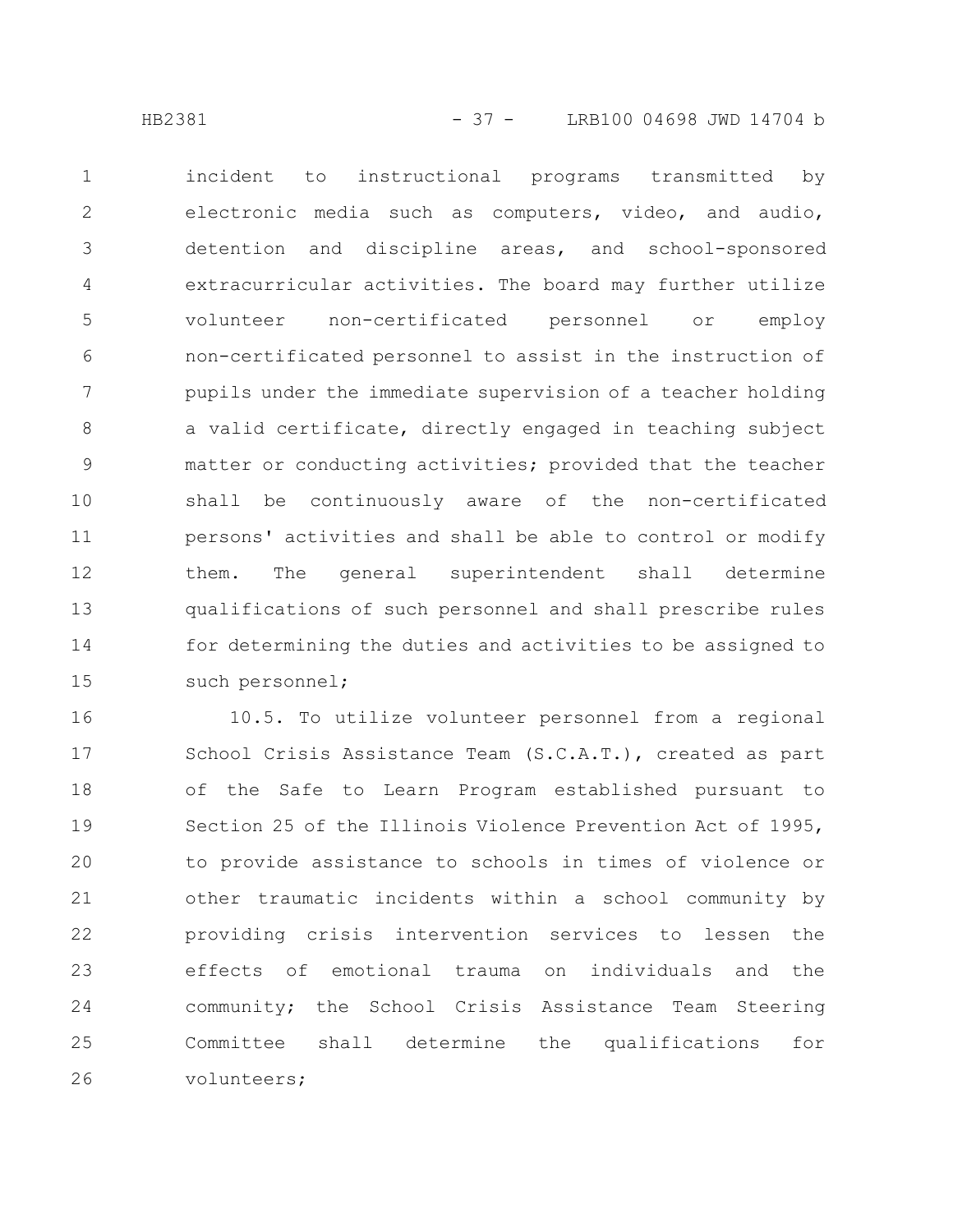incident to instructional programs transmitted by electronic media such as computers, video, and audio, detention and discipline areas, and school-sponsored extracurricular activities. The board may further utilize volunteer non-certificated personnel or employ non-certificated personnel to assist in the instruction of pupils under the immediate supervision of a teacher holding a valid certificate, directly engaged in teaching subject matter or conducting activities; provided that the teacher shall be continuously aware of the non-certificated persons' activities and shall be able to control or modify them. The general superintendent shall determine qualifications of such personnel and shall prescribe rules for determining the duties and activities to be assigned to such personnel;

10.5. To utilize volunteer personnel from a regional School Crisis Assistance Team (S.C.A.T.), created as part of the Safe to Learn Program established pursuant to Section 25 of the Illinois Violence Prevention Act of 1995, to provide assistance to schools in times of violence or other traumatic incidents within a school community by providing crisis intervention services to lessen the effects of emotional trauma on individuals and the community; the School Crisis Assistance Team Steering Committee shall determine the qualifications for volunteers;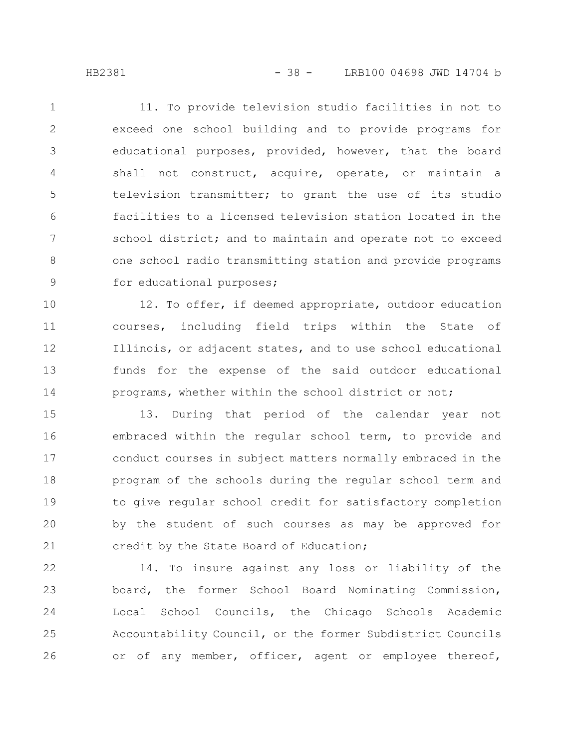11. To provide television studio facilities in not to exceed one school building and to provide programs for educational purposes, provided, however, that the board shall not construct, acquire, operate, or maintain a television transmitter; to grant the use of its studio facilities to a licensed television station located in the school district; and to maintain and operate not to exceed one school radio transmitting station and provide programs for educational purposes;

12. To offer, if deemed appropriate, outdoor education courses, including field trips within the State of Illinois, or adjacent states, and to use school educational funds for the expense of the said outdoor educational programs, whether within the school district or not;

13. During that period of the calendar year not embraced within the regular school term, to provide and conduct courses in subject matters normally embraced in the program of the schools during the regular school term and to give regular school credit for satisfactory completion by the student of such courses as may be approved for credit by the State Board of Education;

14. To insure against any loss or liability of the board, the former School Board Nominating Commission, Local School Councils, the Chicago Schools Academic Accountability Council, or the former Subdistrict Councils or of any member, officer, agent or employee thereof,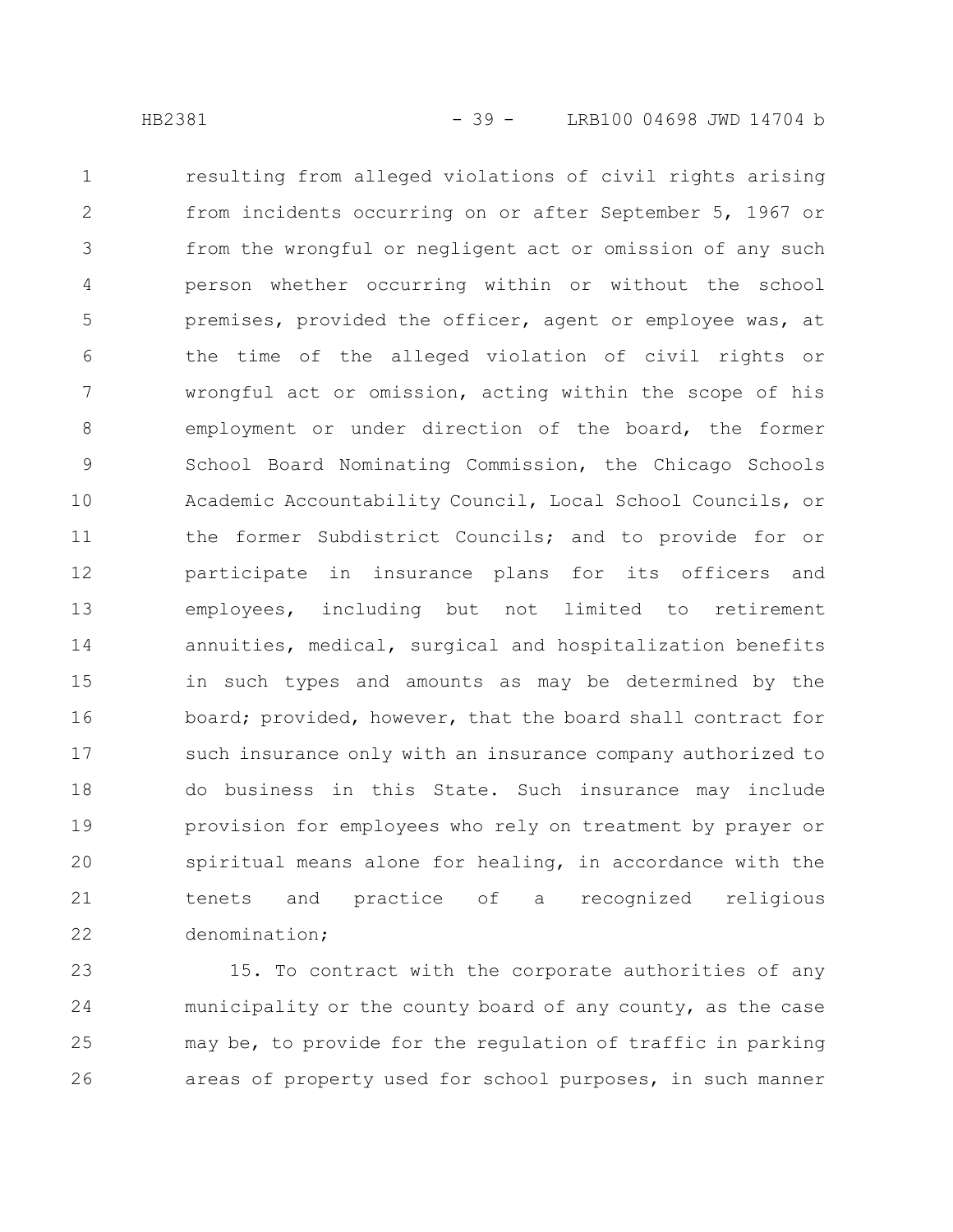resulting from alleged violations of civil rights arising from incidents occurring on or after September 5, 1967 or from the wrongful or negligent act or omission of any such person whether occurring within or without the school premises, provided the officer, agent or employee was, at the time of the alleged violation of civil rights or wrongful act or omission, acting within the scope of his employment or under direction of the board, the former School Board Nominating Commission, the Chicago Schools Academic Accountability Council, Local School Councils, or the former Subdistrict Councils; and to provide for or participate in insurance plans for its officers and employees, including but not limited to retirement annuities, medical, surgical and hospitalization benefits in such types and amounts as may be determined by the board; provided, however, that the board shall contract for such insurance only with an insurance company authorized to do business in this State. Such insurance may include provision for employees who rely on treatment by prayer or spiritual means alone for healing, in accordance with the tenets and practice of a recognized religious denomination;

15. To contract with the corporate authorities of any municipality or the county board of any county, as the case may be, to provide for the regulation of traffic in parking areas of property used for school purposes, in such manner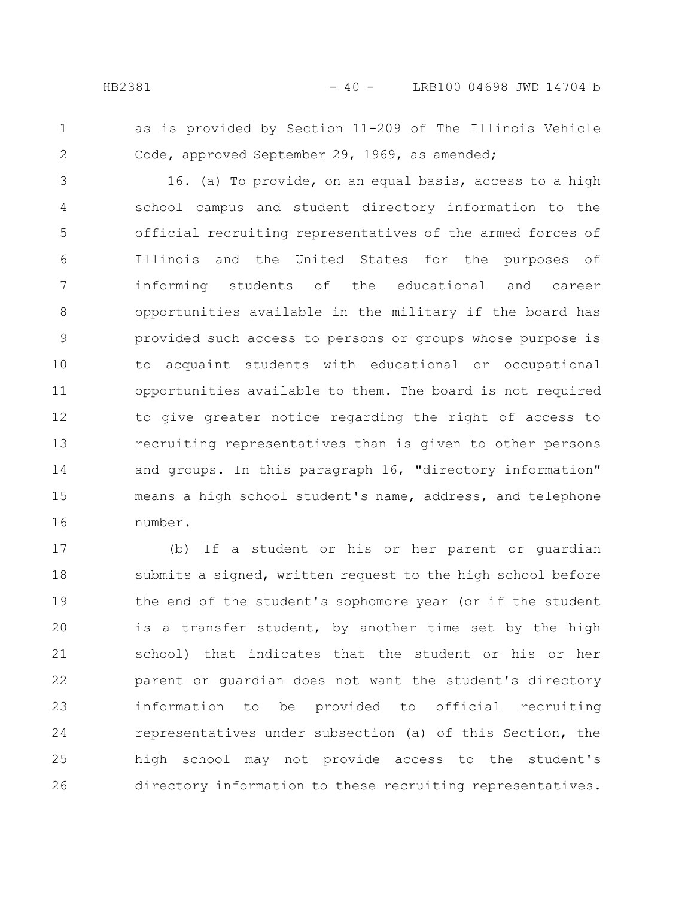as is provided by Section 11-209 of The Illinois Vehicle Code, approved September 29, 1969, as amended;

16. (a) To provide, on an equal basis, access to a high school campus and student directory information to the official recruiting representatives of the armed forces of Illinois and the United States for the purposes of informing students of the educational and career opportunities available in the military if the board has provided such access to persons or groups whose purpose is to acquaint students with educational or occupational opportunities available to them. The board is not required to give greater notice regarding the right of access to recruiting representatives than is given to other persons and groups. In this paragraph 16, "directory information" means a high school student's name, address, and telephone number.

(b) If a student or his or her parent or guardian submits a signed, written request to the high school before the end of the student's sophomore year (or if the student is a transfer student, by another time set by the high school) that indicates that the student or his or her parent or guardian does not want the student's directory information to be provided to official recruiting representatives under subsection (a) of this Section, the high school may not provide access to the student's directory information to these recruiting representatives.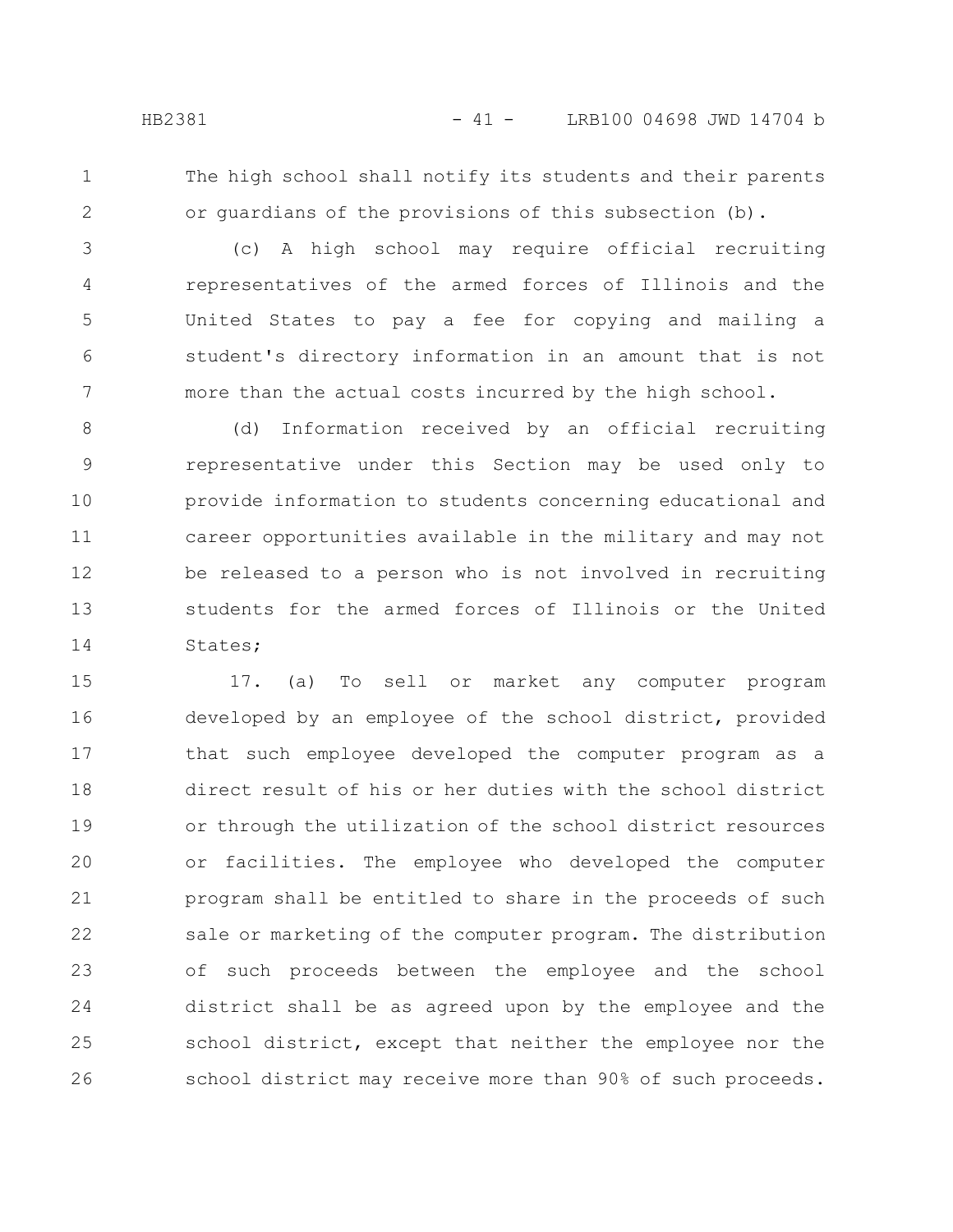The high school shall notify its students and their parents or guardians of the provisions of this subsection (b).

(c) A high school may require official recruiting representatives of the armed forces of Illinois and the United States to pay a fee for copying and mailing a student's directory information in an amount that is not more than the actual costs incurred by the high school.

(d) Information received by an official recruiting representative under this Section may be used only to provide information to students concerning educational and career opportunities available in the military and may not be released to a person who is not involved in recruiting students for the armed forces of Illinois or the United States;

17. (a) To sell or market any computer program developed by an employee of the school district, provided that such employee developed the computer program as a direct result of his or her duties with the school district or through the utilization of the school district resources or facilities. The employee who developed the computer program shall be entitled to share in the proceeds of such sale or marketing of the computer program. The distribution of such proceeds between the employee and the school district shall be as agreed upon by the employee and the school district, except that neither the employee nor the school district may receive more than 90% of such proceeds.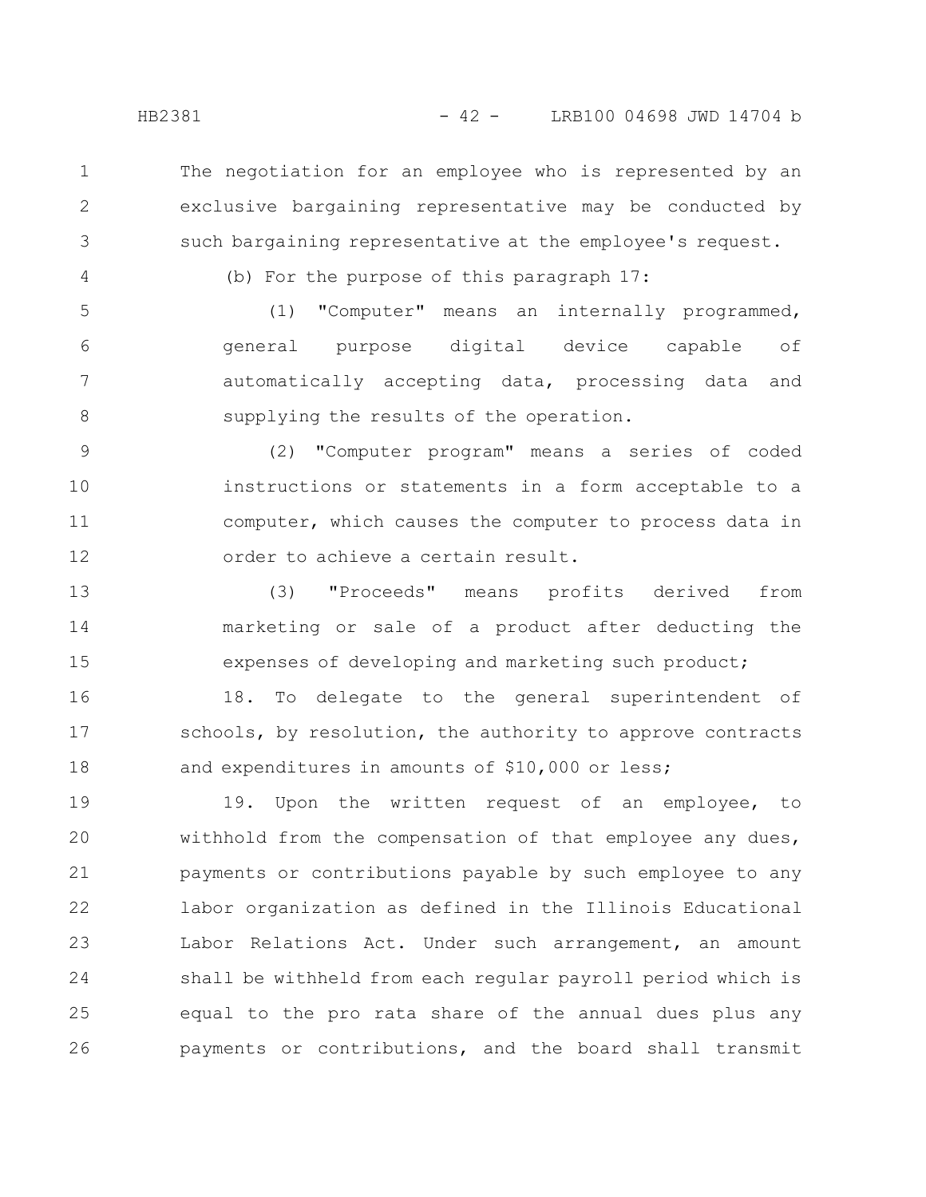The negotiation for an employee who is represented by an exclusive bargaining representative may be conducted by such bargaining representative at the employee's request.

(b) For the purpose of this paragraph 17:

(1) "Computer" means an internally programmed, general purpose digital device capable of automatically accepting data, processing data and supplying the results of the operation.

(2) "Computer program" means a series of coded instructions or statements in a form acceptable to a computer, which causes the computer to process data in order to achieve a certain result.

(3) "Proceeds" means profits derived from marketing or sale of a product after deducting the expenses of developing and marketing such product;

18. To delegate to the general superintendent of schools, by resolution, the authority to approve contracts and expenditures in amounts of $10,000 or less;

19. Upon the written request of an employee, to withhold from the compensation of that employee any dues, payments or contributions payable by such employee to any labor organization as defined in the Illinois Educational Labor Relations Act. Under such arrangement, an amount shall be withheld from each regular payroll period which is equal to the pro rata share of the annual dues plus any payments or contributions, and the board shall transmit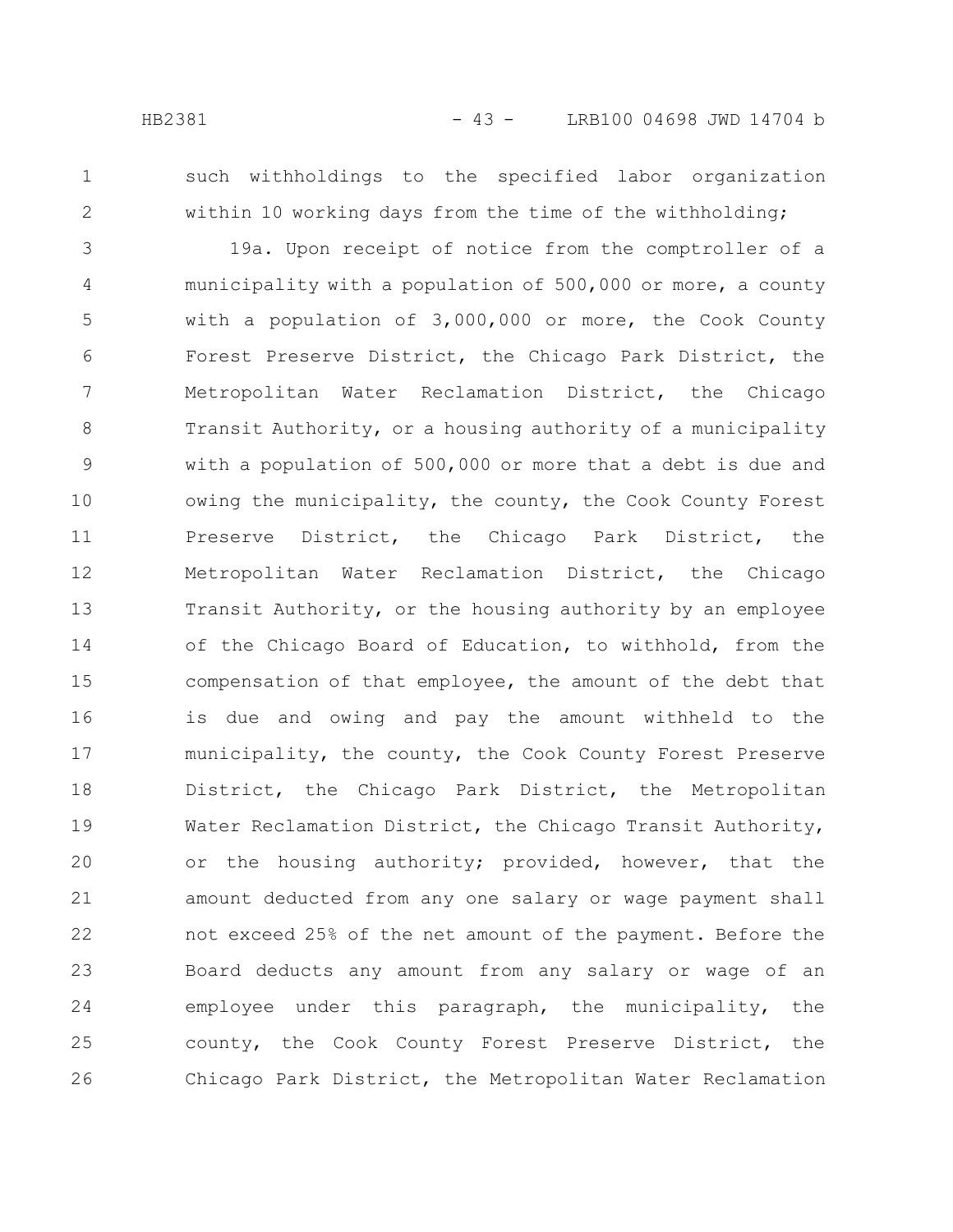such withholdings to the specified labor organization within 10 working days from the time of the withholding;

19a. Upon receipt of notice from the comptroller of a municipality with a population of 500,000 or more, a county with a population of 3,000,000 or more, the Cook County Forest Preserve District, the Chicago Park District, the Metropolitan Water Reclamation District, the Chicago Transit Authority, or a housing authority of a municipality with a population of 500,000 or more that a debt is due and owing the municipality, the county, the Cook County Forest Preserve District, the Chicago Park District, the Metropolitan Water Reclamation District, the Chicago Transit Authority, or the housing authority by an employee of the Chicago Board of Education, to withhold, from the compensation of that employee, the amount of the debt that is due and owing and pay the amount withheld to the municipality, the county, the Cook County Forest Preserve District, the Chicago Park District, the Metropolitan Water Reclamation District, the Chicago Transit Authority, or the housing authority; provided, however, that the amount deducted from any one salary or wage payment shall not exceed 25% of the net amount of the payment. Before the Board deducts any amount from any salary or wage of an employee under this paragraph, the municipality, the county, the Cook County Forest Preserve District, the Chicago Park District, the Metropolitan Water Reclamation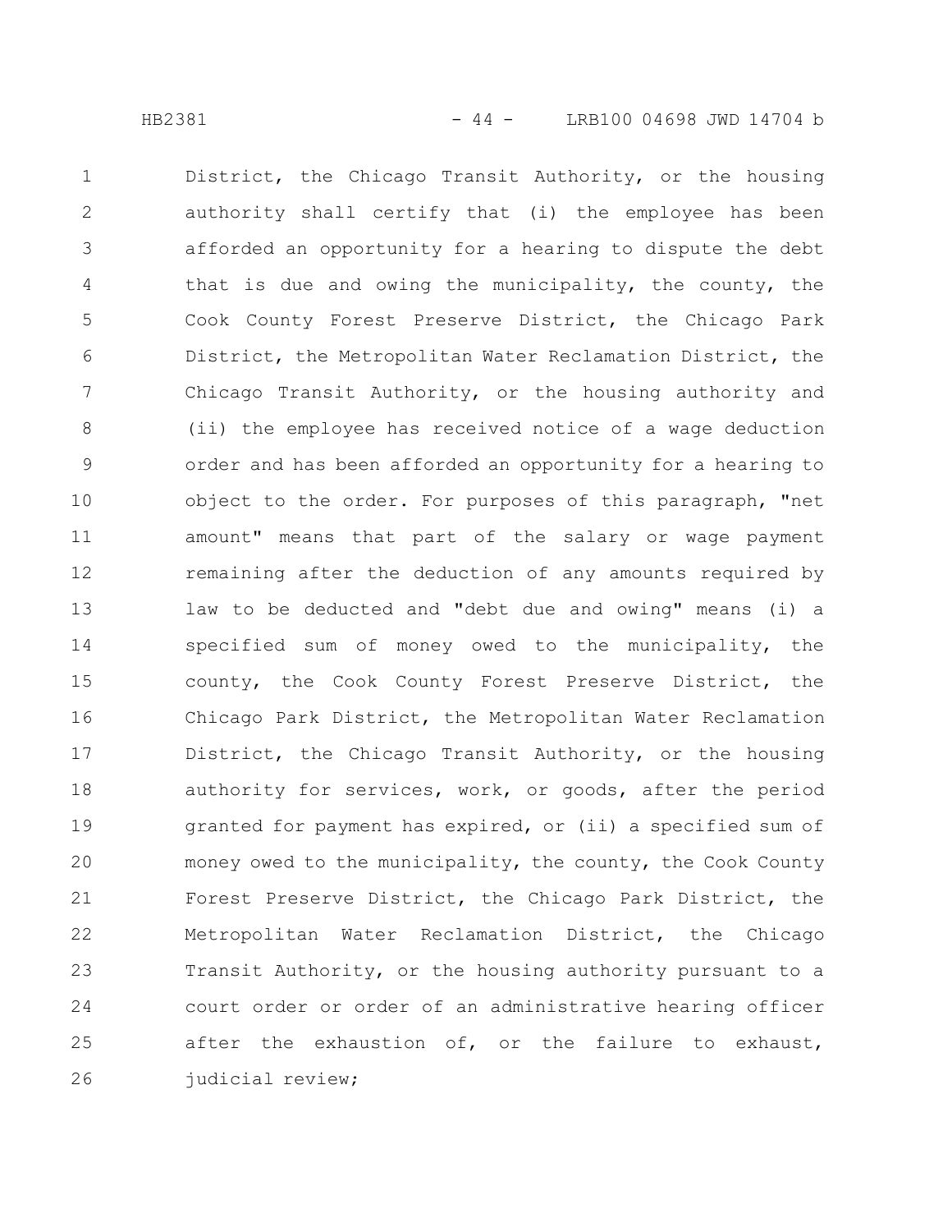District, the Chicago Transit Authority, or the housing authority shall certify that (i) the employee has been afforded an opportunity for a hearing to dispute the debt that is due and owing the municipality, the county, the Cook County Forest Preserve District, the Chicago Park District, the Metropolitan Water Reclamation District, the Chicago Transit Authority, or the housing authority and (ii) the employee has received notice of a wage deduction order and has been afforded an opportunity for a hearing to object to the order. For purposes of this paragraph, "net amount" means that part of the salary or wage payment remaining after the deduction of any amounts required by law to be deducted and "debt due and owing" means (i) a specified sum of money owed to the municipality, the county, the Cook County Forest Preserve District, the Chicago Park District, the Metropolitan Water Reclamation District, the Chicago Transit Authority, or the housing authority for services, work, or goods, after the period granted for payment has expired, or (ii) a specified sum of money owed to the municipality, the county, the Cook County Forest Preserve District, the Chicago Park District, the Metropolitan Water Reclamation District, the Chicago Transit Authority, or the housing authority pursuant to a court order or order of an administrative hearing officer after the exhaustion of, or the failure to exhaust, judicial review;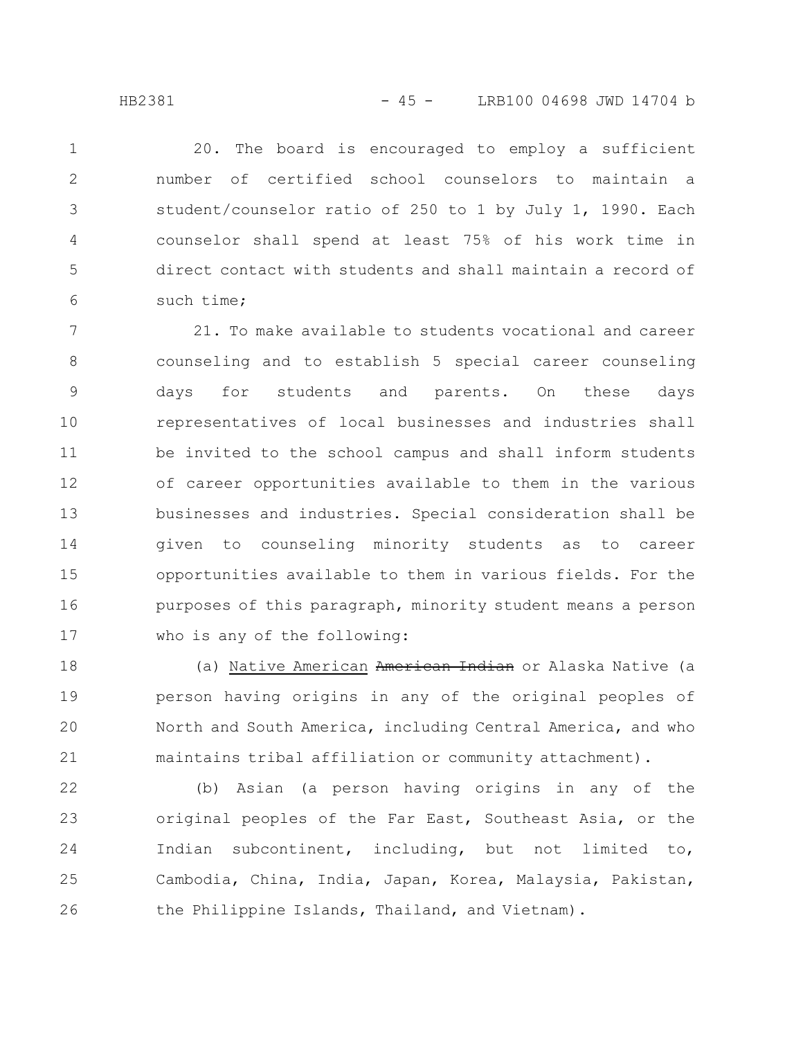20. The board is encouraged to employ a sufficient number of certified school counselors to maintain a student/counselor ratio of 250 to 1 by July 1, 1990. Each counselor shall spend at least 75% of his work time in direct contact with students and shall maintain a record of such time;

21. To make available to students vocational and career counseling and to establish 5 special career counseling days for students and parents. On these days representatives of local businesses and industries shall be invited to the school campus and shall inform students of career opportunities available to them in the various businesses and industries. Special consideration shall be given to counseling minority students as to career opportunities available to them in various fields. For the purposes of this paragraph, minority student means a person who is any of the following:

(a) <u>Native American</u> ~~American Indian~~ or Alaska Native (a person having origins in any of the original peoples of North and South America, including Central America, and who maintains tribal affiliation or community attachment).

(b) Asian (a person having origins in any of the original peoples of the Far East, Southeast Asia, or the Indian subcontinent, including, but not limited to, Cambodia, China, India, Japan, Korea, Malaysia, Pakistan, the Philippine Islands, Thailand, and Vietnam).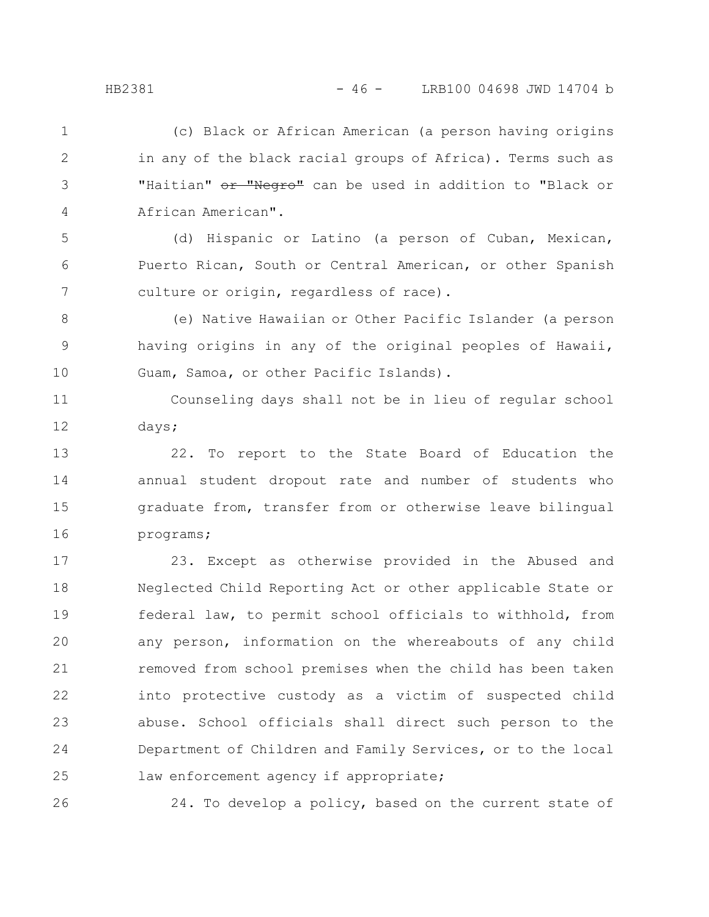(c) Black or African American (a person having origins in any of the black racial groups of Africa). Terms such as "Haitian" ~~or "Negro"~~ can be used in addition to "Black or African American".

(d) Hispanic or Latino (a person of Cuban, Mexican, Puerto Rican, South or Central American, or other Spanish culture or origin, regardless of race).

(e) Native Hawaiian or Other Pacific Islander (a person having origins in any of the original peoples of Hawaii, Guam, Samoa, or other Pacific Islands).

Counseling days shall not be in lieu of regular school days;

22. To report to the State Board of Education the annual student dropout rate and number of students who graduate from, transfer from or otherwise leave bilingual programs;

23. Except as otherwise provided in the Abused and Neglected Child Reporting Act or other applicable State or federal law, to permit school officials to withhold, from any person, information on the whereabouts of any child removed from school premises when the child has been taken into protective custody as a victim of suspected child abuse. School officials shall direct such person to the Department of Children and Family Services, or to the local law enforcement agency if appropriate;

24. To develop a policy, based on the current state of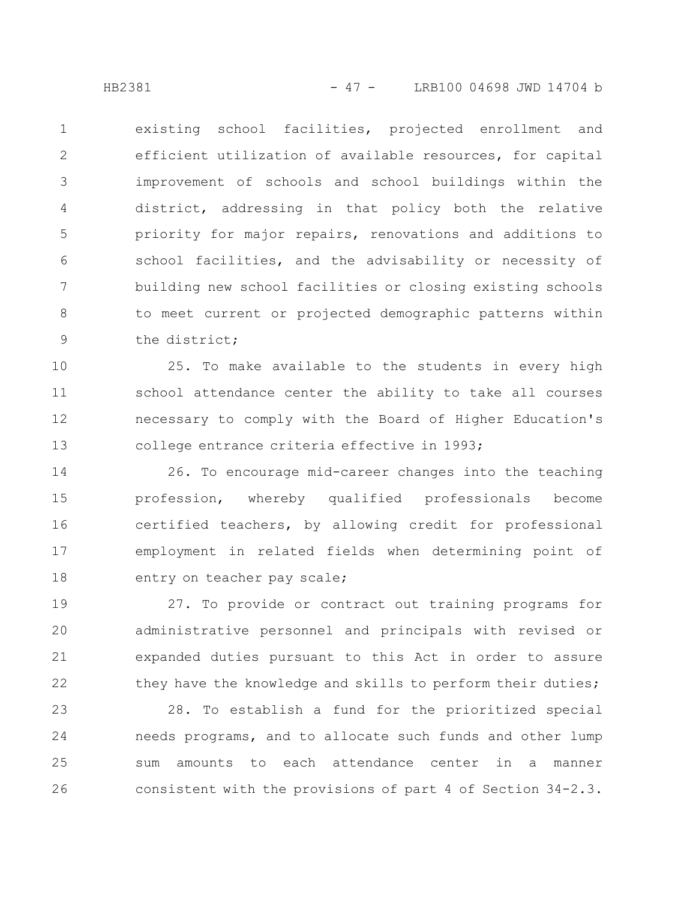existing school facilities, projected enrollment and efficient utilization of available resources, for capital improvement of schools and school buildings within the district, addressing in that policy both the relative priority for major repairs, renovations and additions to school facilities, and the advisability or necessity of building new school facilities or closing existing schools to meet current or projected demographic patterns within the district;

25. To make available to the students in every high school attendance center the ability to take all courses necessary to comply with the Board of Higher Education's college entrance criteria effective in 1993;

26. To encourage mid-career changes into the teaching profession, whereby qualified professionals become certified teachers, by allowing credit for professional employment in related fields when determining point of entry on teacher pay scale;

27. To provide or contract out training programs for administrative personnel and principals with revised or expanded duties pursuant to this Act in order to assure they have the knowledge and skills to perform their duties;

28. To establish a fund for the prioritized special needs programs, and to allocate such funds and other lump sum amounts to each attendance center in a manner consistent with the provisions of part 4 of Section 34-2.3.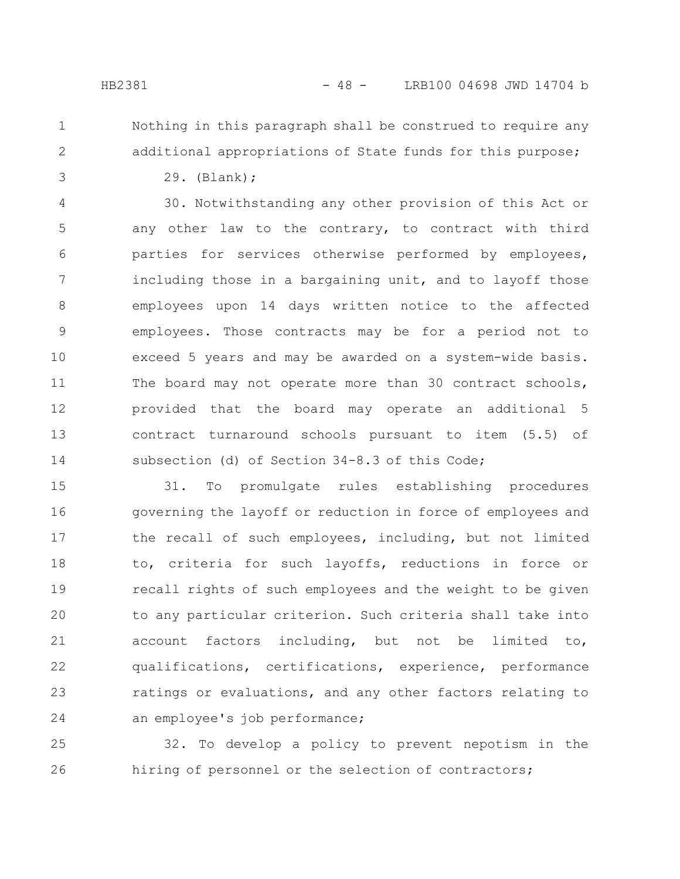Nothing in this paragraph shall be construed to require any additional appropriations of State funds for this purpose;

29. (Blank);

30. Notwithstanding any other provision of this Act or any other law to the contrary, to contract with third parties for services otherwise performed by employees, including those in a bargaining unit, and to layoff those employees upon 14 days written notice to the affected employees. Those contracts may be for a period not to exceed 5 years and may be awarded on a system-wide basis. The board may not operate more than 30 contract schools, provided that the board may operate an additional 5 contract turnaround schools pursuant to item (5.5) of subsection (d) of Section 34-8.3 of this Code;

31. To promulgate rules establishing procedures governing the layoff or reduction in force of employees and the recall of such employees, including, but not limited to, criteria for such layoffs, reductions in force or recall rights of such employees and the weight to be given to any particular criterion. Such criteria shall take into account factors including, but not be limited to, qualifications, certifications, experience, performance ratings or evaluations, and any other factors relating to an employee's job performance;

32. To develop a policy to prevent nepotism in the hiring of personnel or the selection of contractors;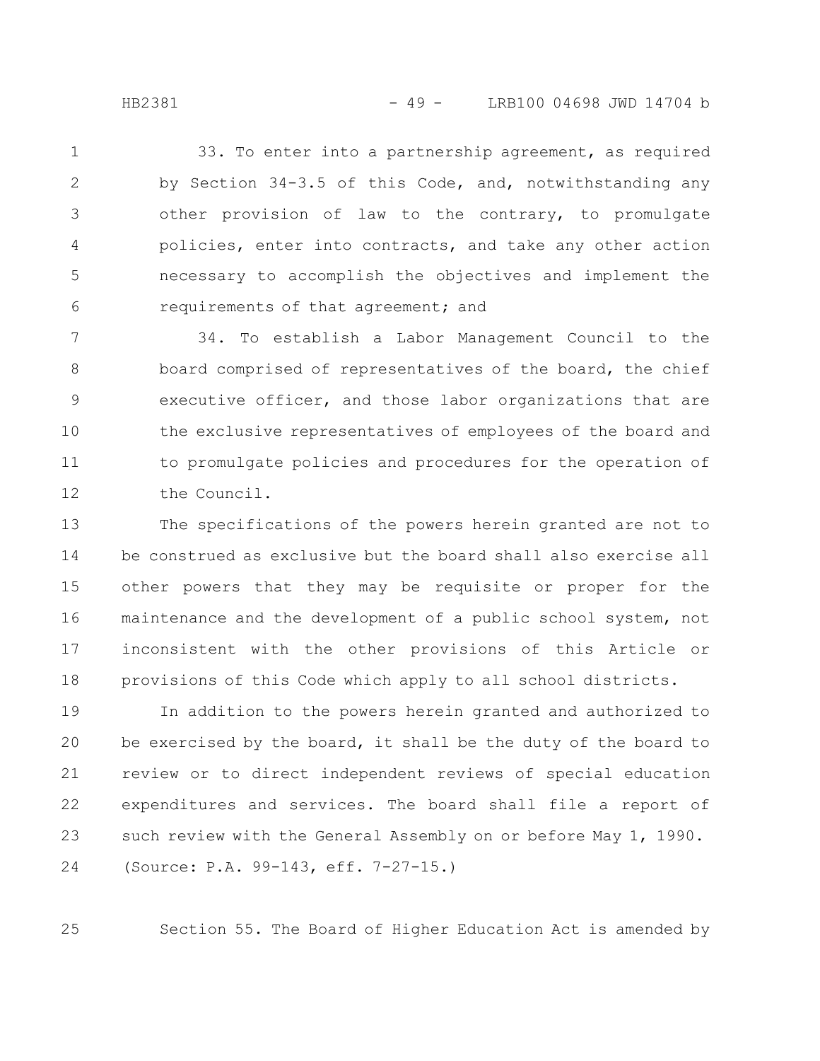33. To enter into a partnership agreement, as required by Section 34-3.5 of this Code, and, notwithstanding any other provision of law to the contrary, to promulgate policies, enter into contracts, and take any other action necessary to accomplish the objectives and implement the requirements of that agreement; and

34. To establish a Labor Management Council to the board comprised of representatives of the board, the chief executive officer, and those labor organizations that are the exclusive representatives of employees of the board and to promulgate policies and procedures for the operation of the Council.

The specifications of the powers herein granted are not to be construed as exclusive but the board shall also exercise all other powers that they may be requisite or proper for the maintenance and the development of a public school system, not inconsistent with the other provisions of this Article or provisions of this Code which apply to all school districts.

In addition to the powers herein granted and authorized to be exercised by the board, it shall be the duty of the board to review or to direct independent reviews of special education expenditures and services. The board shall file a report of such review with the General Assembly on or before May 1, 1990.

(Source: P.A. 99-143, eff. 7-27-15.)

Section 55. The Board of Higher Education Act is amended by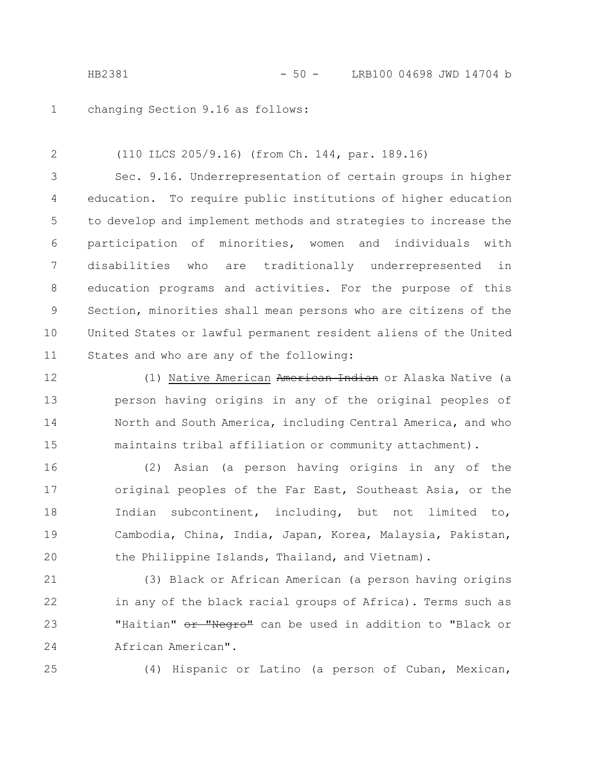changing Section 9.16 as follows:

(110 ILCS 205/9.16) (from Ch. 144, par. 189.16)

Sec. 9.16. Underrepresentation of certain groups in higher education. To require public institutions of higher education to develop and implement methods and strategies to increase the participation of minorities, women and individuals with disabilities who are traditionally underrepresented in education programs and activities. For the purpose of this Section, minorities shall mean persons who are citizens of the United States or lawful permanent resident aliens of the United States and who are any of the following:

(1) Native American ~~American Indian~~ or Alaska Native (a person having origins in any of the original peoples of North and South America, including Central America, and who maintains tribal affiliation or community attachment).

(2) Asian (a person having origins in any of the original peoples of the Far East, Southeast Asia, or the Indian subcontinent, including, but not limited to, Cambodia, China, India, Japan, Korea, Malaysia, Pakistan, the Philippine Islands, Thailand, and Vietnam).

(3) Black or African American (a person having origins in any of the black racial groups of Africa). Terms such as "Haitian" ~~or "Negro"~~ can be used in addition to "Black or African American".

(4) Hispanic or Latino (a person of Cuban, Mexican,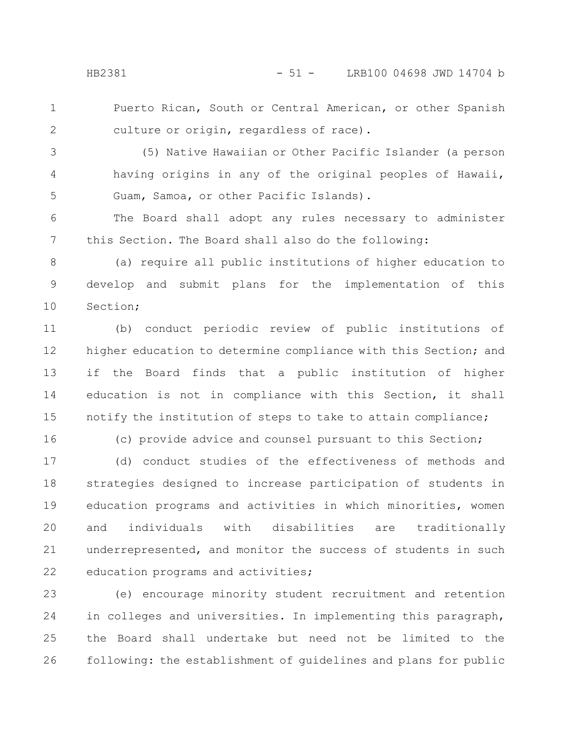Puerto Rican, South or Central American, or other Spanish culture or origin, regardless of race).

(5) Native Hawaiian or Other Pacific Islander (a person having origins in any of the original peoples of Hawaii, Guam, Samoa, or other Pacific Islands).

The Board shall adopt any rules necessary to administer this Section. The Board shall also do the following:

(a) require all public institutions of higher education to develop and submit plans for the implementation of this Section;

(b) conduct periodic review of public institutions of higher education to determine compliance with this Section; and if the Board finds that a public institution of higher education is not in compliance with this Section, it shall notify the institution of steps to take to attain compliance;

(c) provide advice and counsel pursuant to this Section;

(d) conduct studies of the effectiveness of methods and strategies designed to increase participation of students in education programs and activities in which minorities, women and individuals with disabilities are traditionally underrepresented, and monitor the success of students in such education programs and activities;

(e) encourage minority student recruitment and retention in colleges and universities. In implementing this paragraph, the Board shall undertake but need not be limited to the following: the establishment of guidelines and plans for public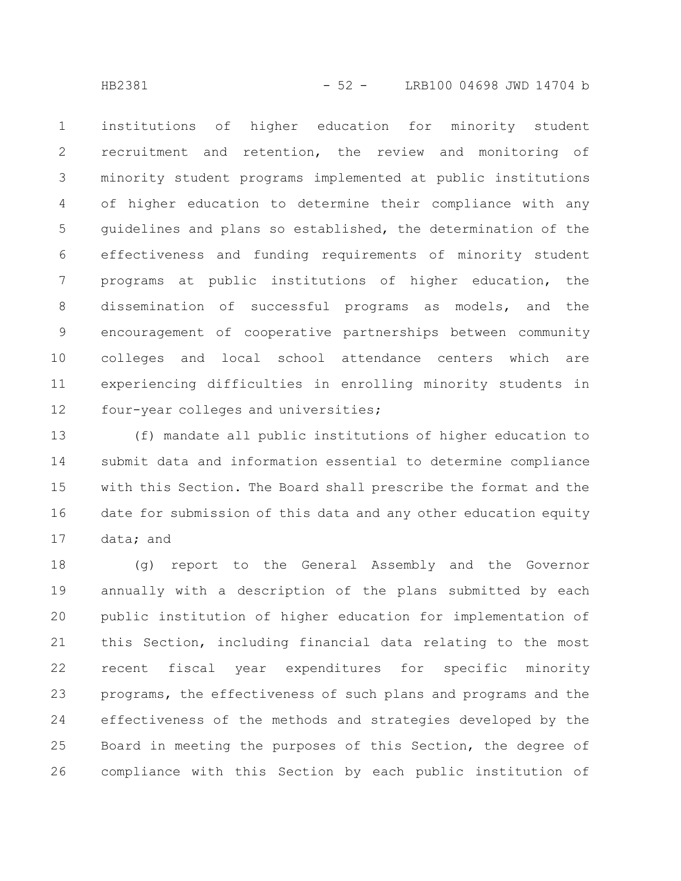institutions of higher education for minority student recruitment and retention, the review and monitoring of minority student programs implemented at public institutions of higher education to determine their compliance with any guidelines and plans so established, the determination of the effectiveness and funding requirements of minority student programs at public institutions of higher education, the dissemination of successful programs as models, and the encouragement of cooperative partnerships between community colleges and local school attendance centers which are experiencing difficulties in enrolling minority students in four-year colleges and universities;

(f) mandate all public institutions of higher education to submit data and information essential to determine compliance with this Section. The Board shall prescribe the format and the date for submission of this data and any other education equity data; and

(g) report to the General Assembly and the Governor annually with a description of the plans submitted by each public institution of higher education for implementation of this Section, including financial data relating to the most recent fiscal year expenditures for specific minority programs, the effectiveness of such plans and programs and the effectiveness of the methods and strategies developed by the Board in meeting the purposes of this Section, the degree of compliance with this Section by each public institution of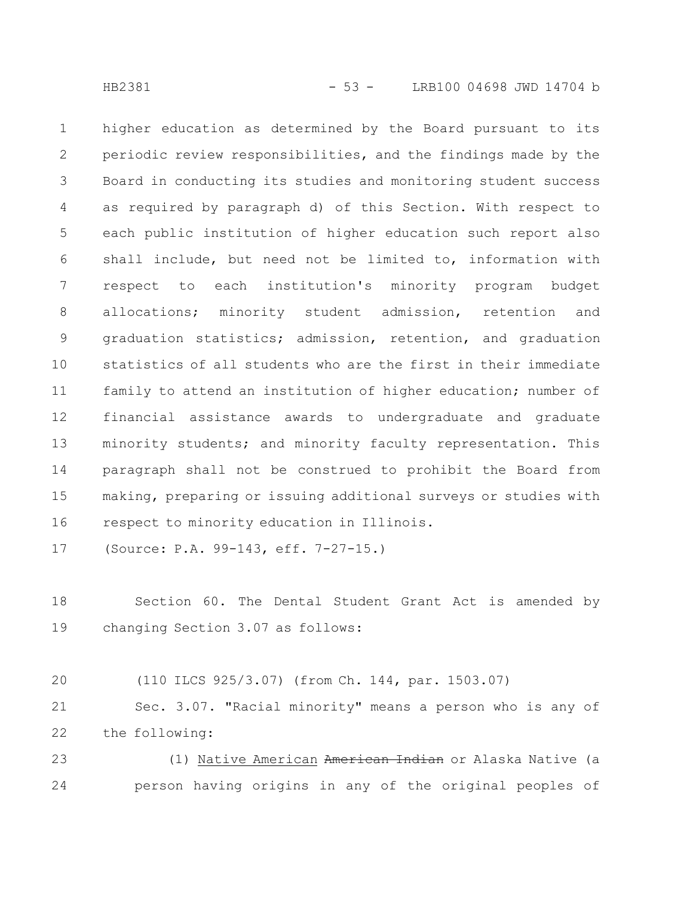higher education as determined by the Board pursuant to its periodic review responsibilities, and the findings made by the Board in conducting its studies and monitoring student success as required by paragraph d) of this Section. With respect to each public institution of higher education such report also shall include, but need not be limited to, information with respect to each institution's minority program budget allocations; minority student admission, retention and graduation statistics; admission, retention, and graduation statistics of all students who are the first in their immediate family to attend an institution of higher education; number of financial assistance awards to undergraduate and graduate minority students; and minority faculty representation. This paragraph shall not be construed to prohibit the Board from making, preparing or issuing additional surveys or studies with respect to minority education in Illinois.

(Source: P.A. 99-143, eff. 7-27-15.)

Section 60. The Dental Student Grant Act is amended by changing Section 3.07 as follows:

(110 ILCS 925/3.07) (from Ch. 144, par. 1503.07)

Sec. 3.07. "Racial minority" means a person who is any of the following:

(1) <u>Native American</u> ~~American Indian~~ or Alaska Native (a person having origins in any of the original peoples of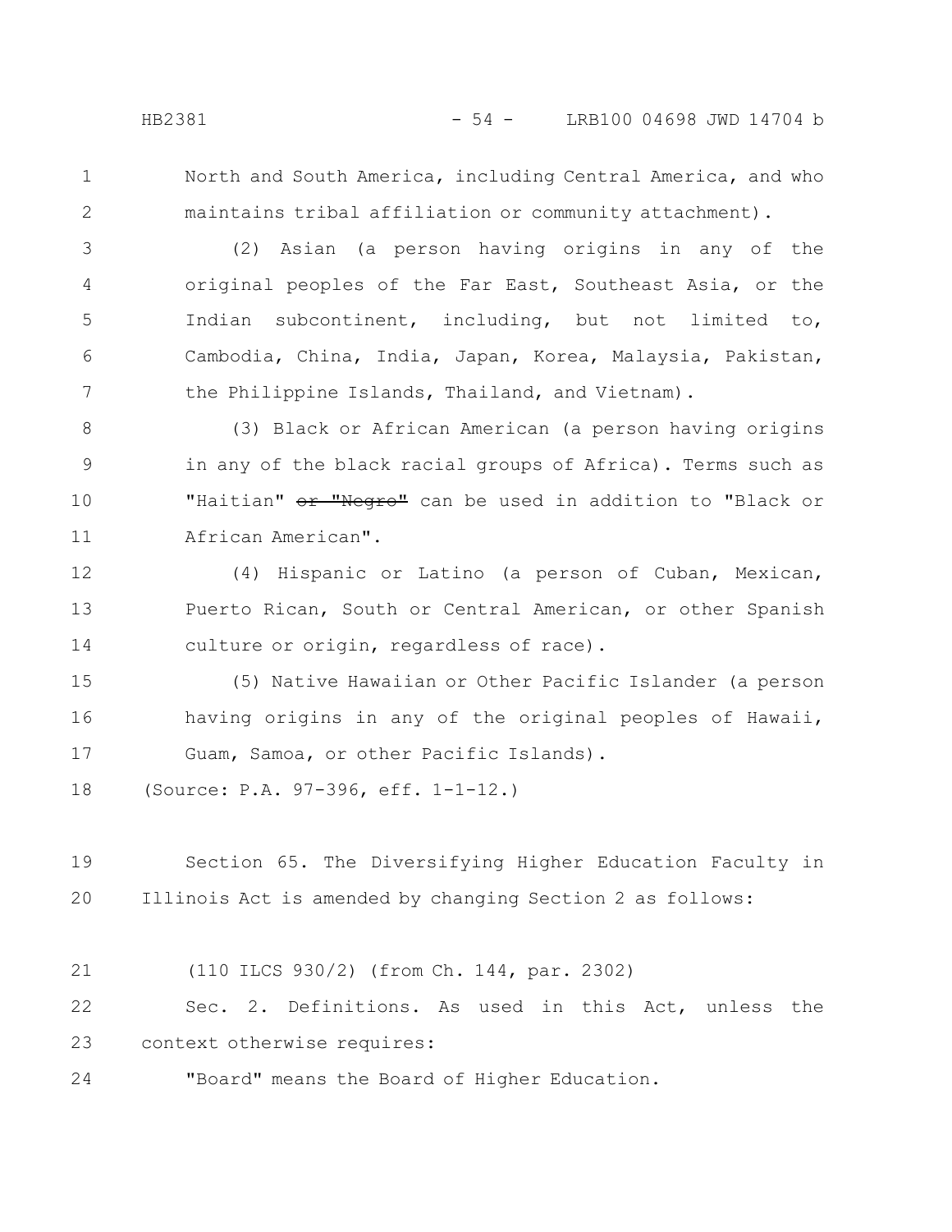North and South America, including Central America, and who maintains tribal affiliation or community attachment).

(2) Asian (a person having origins in any of the original peoples of the Far East, Southeast Asia, or the Indian subcontinent, including, but not limited to, Cambodia, China, India, Japan, Korea, Malaysia, Pakistan, the Philippine Islands, Thailand, and Vietnam).

(3) Black or African American (a person having origins in any of the black racial groups of Africa). Terms such as "Haitian" ~~or "Negro"~~ can be used in addition to "Black or African American".

(4) Hispanic or Latino (a person of Cuban, Mexican, Puerto Rican, South or Central American, or other Spanish culture or origin, regardless of race).

(5) Native Hawaiian or Other Pacific Islander (a person having origins in any of the original peoples of Hawaii, Guam, Samoa, or other Pacific Islands).

(Source: P.A. 97-396, eff. 1-1-12.)

Section 65. The Diversifying Higher Education Faculty in Illinois Act is amended by changing Section 2 as follows:

(110 ILCS 930/2) (from Ch. 144, par. 2302)

Sec. 2. Definitions. As used in this Act, unless the context otherwise requires:

"Board" means the Board of Higher Education.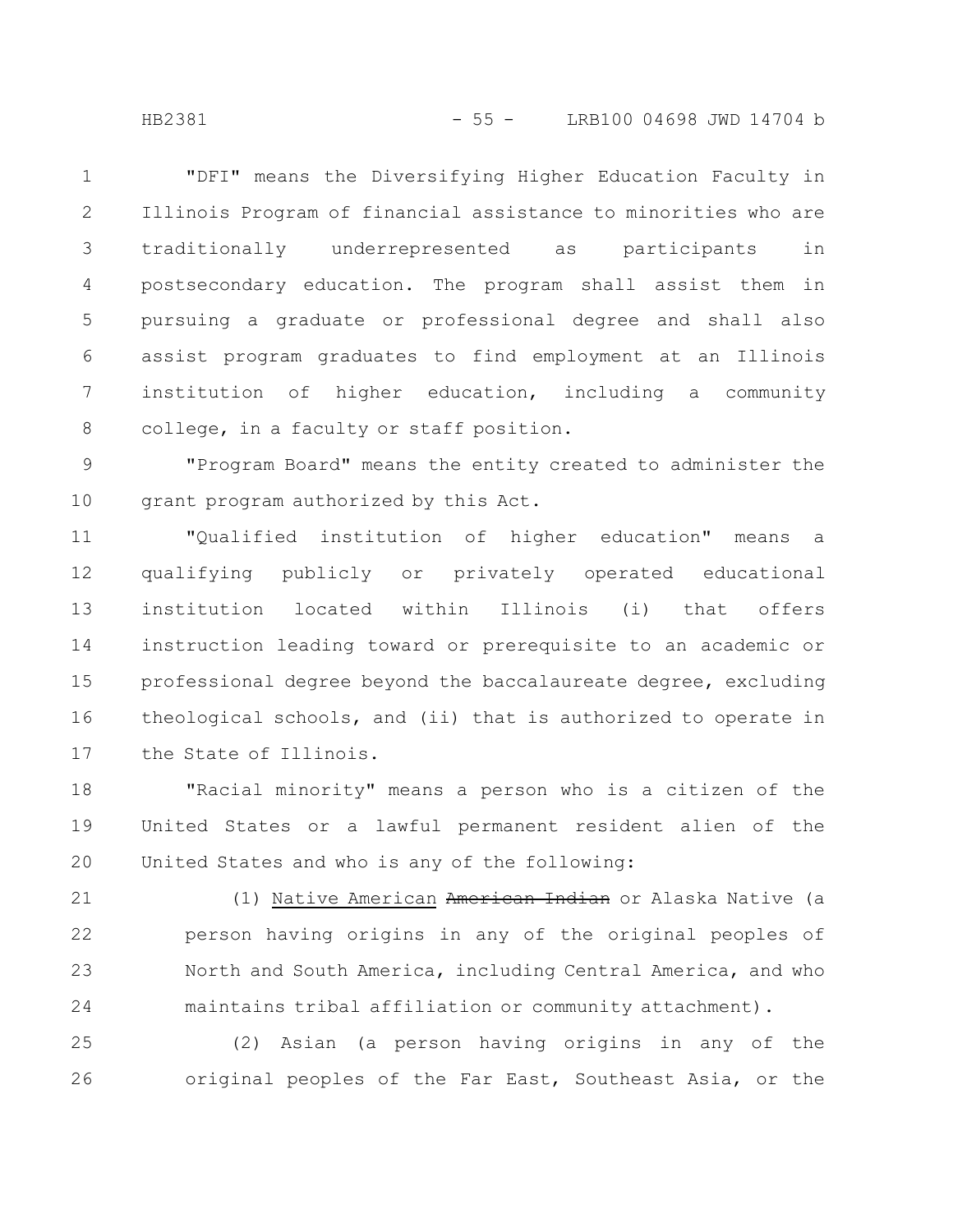"DFI" means the Diversifying Higher Education Faculty in Illinois Program of financial assistance to minorities who are traditionally underrepresented as participants in postsecondary education. The program shall assist them in pursuing a graduate or professional degree and shall also assist program graduates to find employment at an Illinois institution of higher education, including a community college, in a faculty or staff position.

"Program Board" means the entity created to administer the grant program authorized by this Act.

"Qualified institution of higher education" means a qualifying publicly or privately operated educational institution located within Illinois (i) that offers instruction leading toward or prerequisite to an academic or professional degree beyond the baccalaureate degree, excluding theological schools, and (ii) that is authorized to operate in the State of Illinois.

"Racial minority" means a person who is a citizen of the United States or a lawful permanent resident alien of the United States and who is any of the following:

(1) <u>Native American</u> ~~American Indian~~ or Alaska Native (a person having origins in any of the original peoples of North and South America, including Central America, and who maintains tribal affiliation or community attachment).

(2) Asian (a person having origins in any of the original peoples of the Far East, Southeast Asia, or the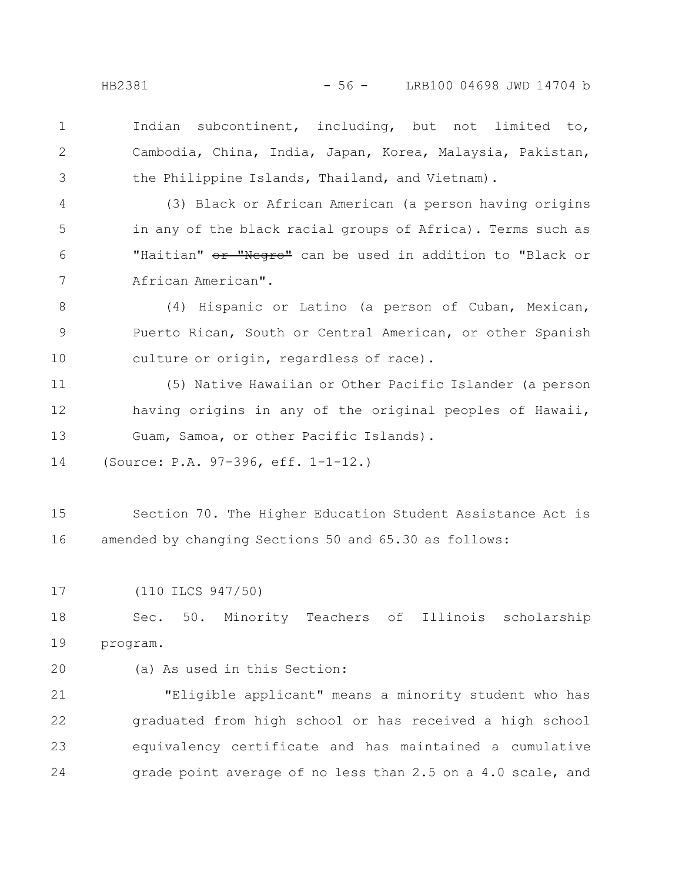Indian subcontinent, including, but not limited to, Cambodia, China, India, Japan, Korea, Malaysia, Pakistan, the Philippine Islands, Thailand, and Vietnam).

(3) Black or African American (a person having origins in any of the black racial groups of Africa). Terms such as "Haitian" ~~or "Negro"~~ can be used in addition to "Black or African American".

(4) Hispanic or Latino (a person of Cuban, Mexican, Puerto Rican, South or Central American, or other Spanish culture or origin, regardless of race).

(5) Native Hawaiian or Other Pacific Islander (a person having origins in any of the original peoples of Hawaii, Guam, Samoa, or other Pacific Islands).

(Source: P.A. 97-396, eff. 1-1-12.)

Section 70. The Higher Education Student Assistance Act is amended by changing Sections 50 and 65.30 as follows:

(110 ILCS 947/50)

Sec. 50. Minority Teachers of Illinois scholarship program.

(a) As used in this Section:

"Eligible applicant" means a minority student who has graduated from high school or has received a high school equivalency certificate and has maintained a cumulative grade point average of no less than 2.5 on a 4.0 scale, and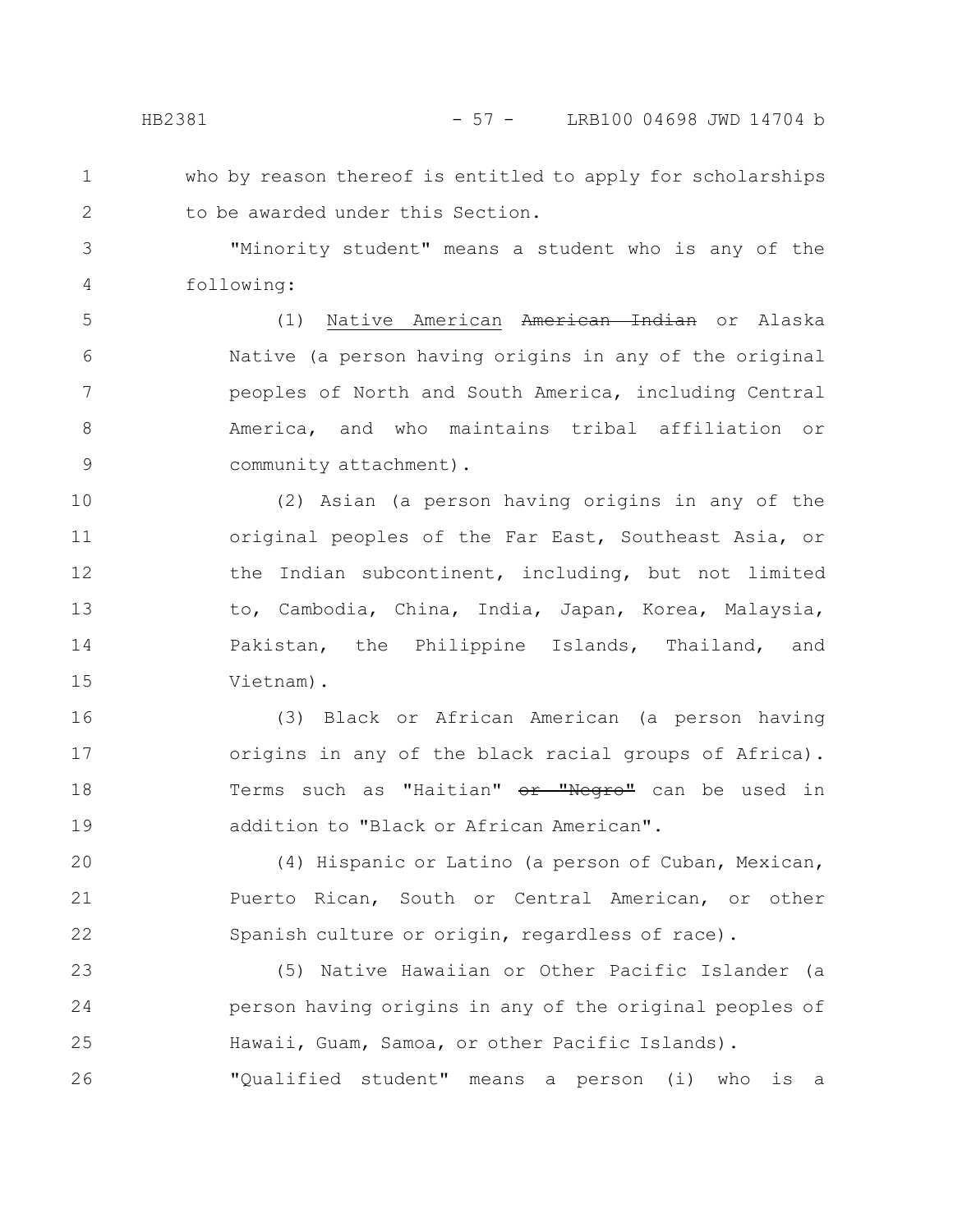who by reason thereof is entitled to apply for scholarships to be awarded under this Section.

"Minority student" means a student who is any of the following:

(1) Native American ~~American Indian~~ or Alaska Native (a person having origins in any of the original peoples of North and South America, including Central America, and who maintains tribal affiliation or community attachment).

(2) Asian (a person having origins in any of the original peoples of the Far East, Southeast Asia, or the Indian subcontinent, including, but not limited to, Cambodia, China, India, Japan, Korea, Malaysia, Pakistan, the Philippine Islands, Thailand, and Vietnam).

(3) Black or African American (a person having origins in any of the black racial groups of Africa). Terms such as "Haitian" ~~or "Negro"~~ can be used in addition to "Black or African American".

(4) Hispanic or Latino (a person of Cuban, Mexican, Puerto Rican, South or Central American, or other Spanish culture or origin, regardless of race).

(5) Native Hawaiian or Other Pacific Islander (a person having origins in any of the original peoples of Hawaii, Guam, Samoa, or other Pacific Islands).

"Qualified student" means a person (i) who is a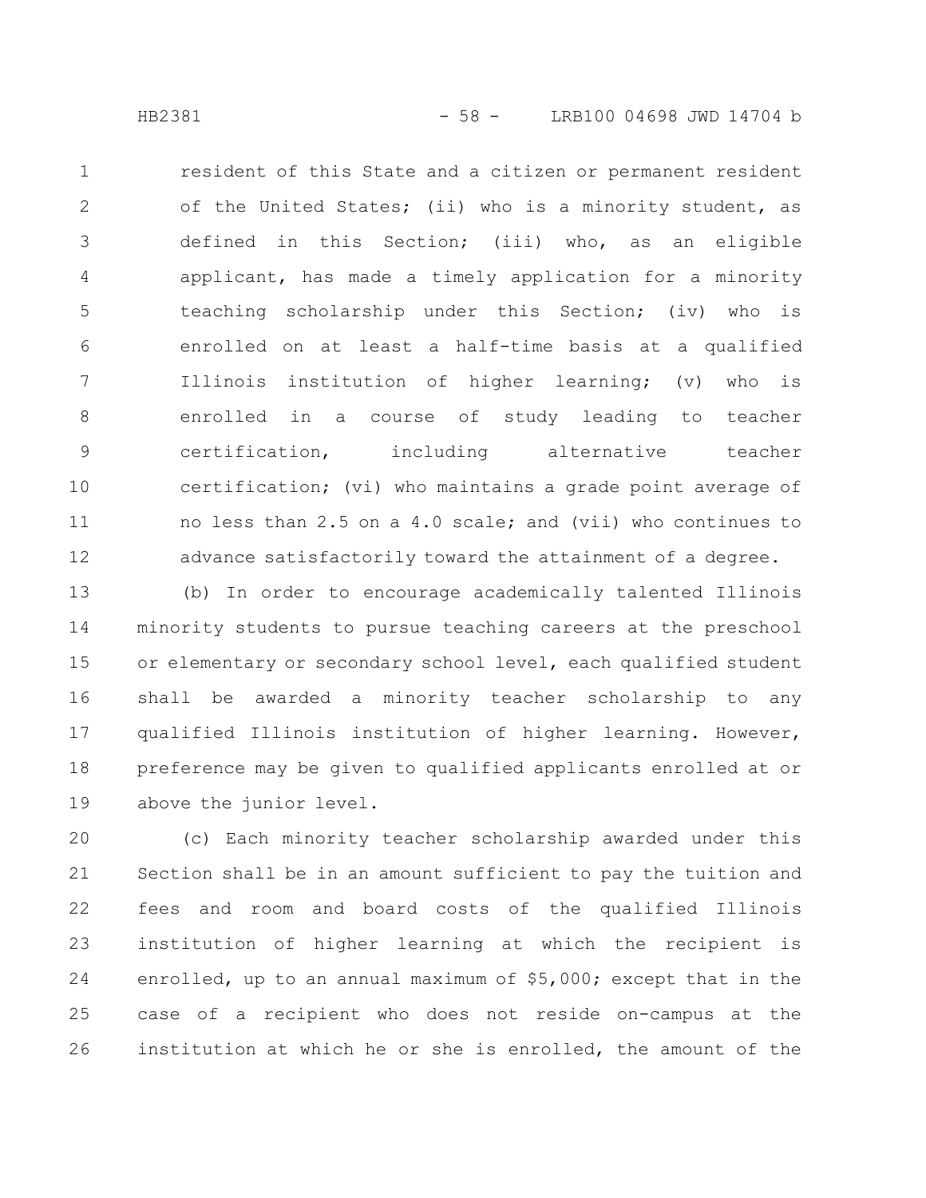resident of this State and a citizen or permanent resident of the United States; (ii) who is a minority student, as defined in this Section; (iii) who, as an eligible applicant, has made a timely application for a minority teaching scholarship under this Section; (iv) who is enrolled on at least a half-time basis at a qualified Illinois institution of higher learning; (v) who is enrolled in a course of study leading to teacher certification, including alternative teacher certification; (vi) who maintains a grade point average of no less than 2.5 on a 4.0 scale; and (vii) who continues to advance satisfactorily toward the attainment of a degree.

(b) In order to encourage academically talented Illinois minority students to pursue teaching careers at the preschool or elementary or secondary school level, each qualified student shall be awarded a minority teacher scholarship to any qualified Illinois institution of higher learning. However, preference may be given to qualified applicants enrolled at or above the junior level.

(c) Each minority teacher scholarship awarded under this Section shall be in an amount sufficient to pay the tuition and fees and room and board costs of the qualified Illinois institution of higher learning at which the recipient is enrolled, up to an annual maximum of $5,000; except that in the case of a recipient who does not reside on-campus at the institution at which he or she is enrolled, the amount of the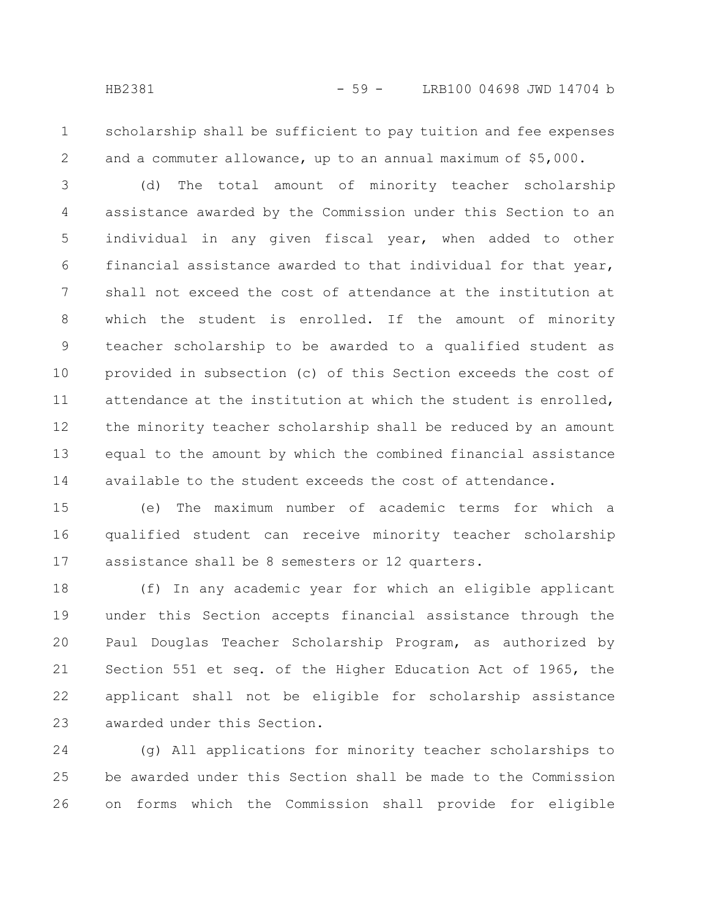scholarship shall be sufficient to pay tuition and fee expenses and a commuter allowance, up to an annual maximum of $5,000.

(d) The total amount of minority teacher scholarship assistance awarded by the Commission under this Section to an individual in any given fiscal year, when added to other financial assistance awarded to that individual for that year, shall not exceed the cost of attendance at the institution at which the student is enrolled. If the amount of minority teacher scholarship to be awarded to a qualified student as provided in subsection (c) of this Section exceeds the cost of attendance at the institution at which the student is enrolled, the minority teacher scholarship shall be reduced by an amount equal to the amount by which the combined financial assistance available to the student exceeds the cost of attendance.

(e) The maximum number of academic terms for which a qualified student can receive minority teacher scholarship assistance shall be 8 semesters or 12 quarters.

(f) In any academic year for which an eligible applicant under this Section accepts financial assistance through the Paul Douglas Teacher Scholarship Program, as authorized by Section 551 et seq. of the Higher Education Act of 1965, the applicant shall not be eligible for scholarship assistance awarded under this Section.

(g) All applications for minority teacher scholarships to be awarded under this Section shall be made to the Commission on forms which the Commission shall provide for eligible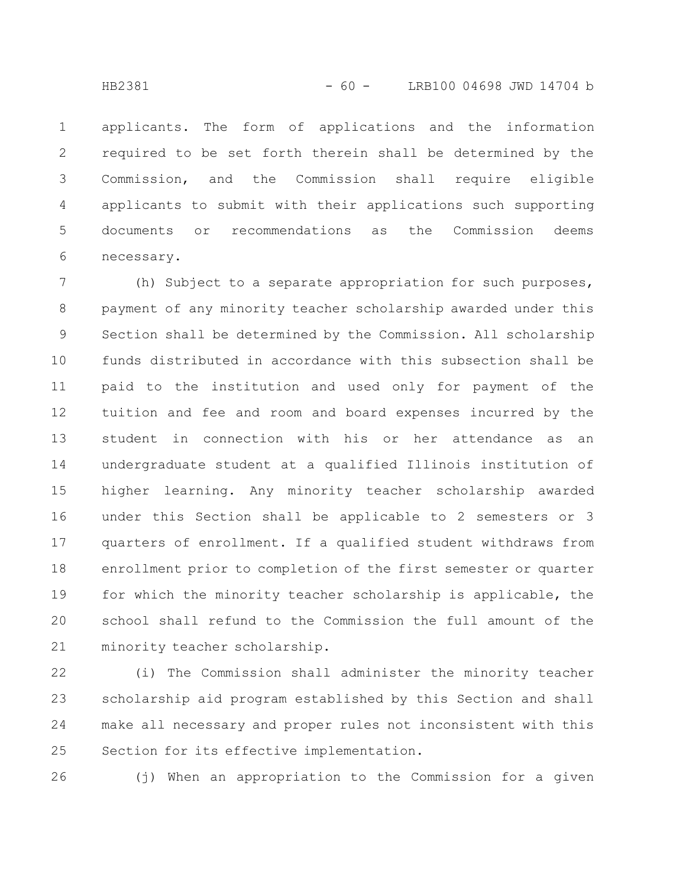applicants. The form of applications and the information required to be set forth therein shall be determined by the Commission, and the Commission shall require eligible applicants to submit with their applications such supporting documents or recommendations as the Commission deems necessary.

(h) Subject to a separate appropriation for such purposes, payment of any minority teacher scholarship awarded under this Section shall be determined by the Commission. All scholarship funds distributed in accordance with this subsection shall be paid to the institution and used only for payment of the tuition and fee and room and board expenses incurred by the student in connection with his or her attendance as an undergraduate student at a qualified Illinois institution of higher learning. Any minority teacher scholarship awarded under this Section shall be applicable to 2 semesters or 3 quarters of enrollment. If a qualified student withdraws from enrollment prior to completion of the first semester or quarter for which the minority teacher scholarship is applicable, the school shall refund to the Commission the full amount of the minority teacher scholarship.

(i) The Commission shall administer the minority teacher scholarship aid program established by this Section and shall make all necessary and proper rules not inconsistent with this Section for its effective implementation.

(j) When an appropriation to the Commission for a given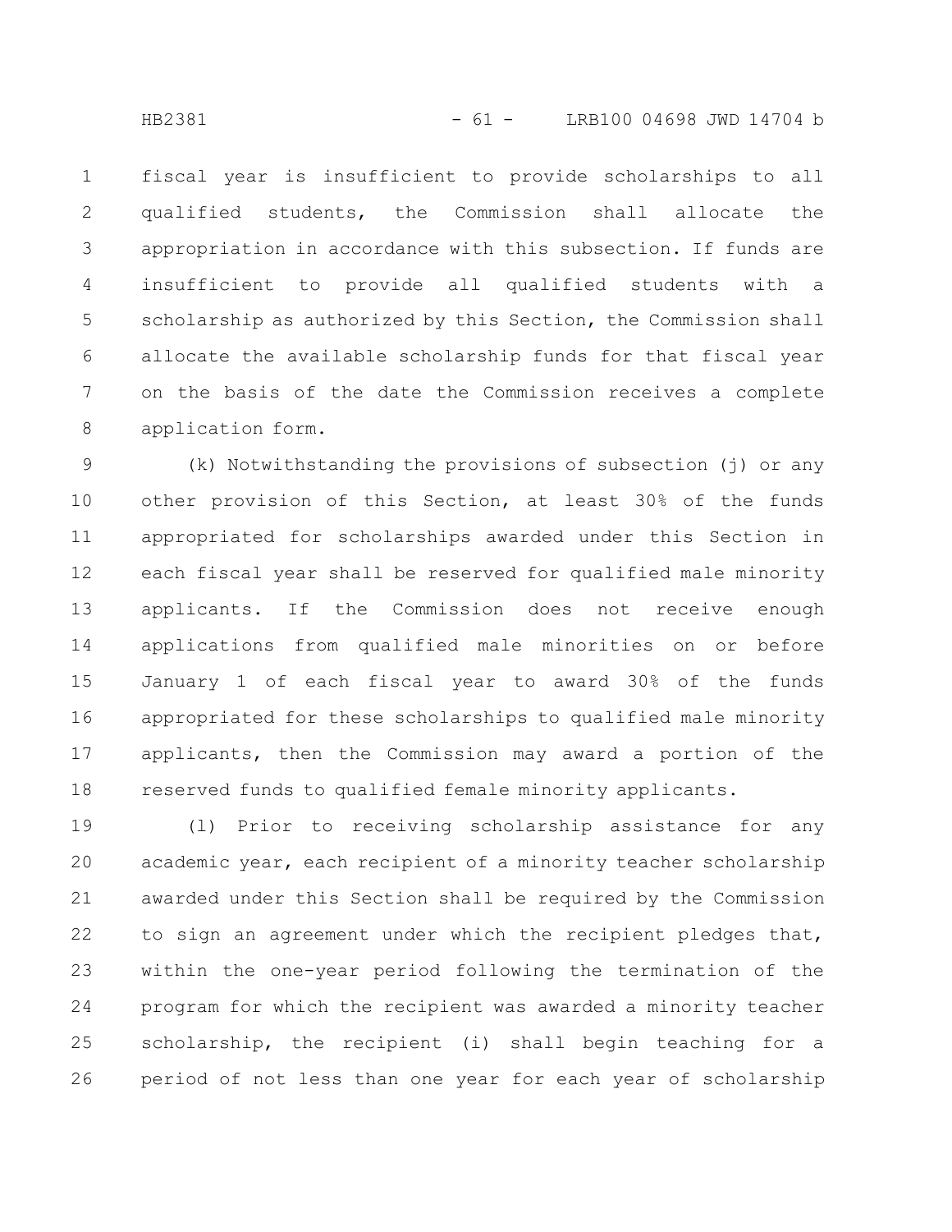fiscal year is insufficient to provide scholarships to all qualified students, the Commission shall allocate the appropriation in accordance with this subsection. If funds are insufficient to provide all qualified students with a scholarship as authorized by this Section, the Commission shall allocate the available scholarship funds for that fiscal year on the basis of the date the Commission receives a complete application form.

(k) Notwithstanding the provisions of subsection (j) or any other provision of this Section, at least 30% of the funds appropriated for scholarships awarded under this Section in each fiscal year shall be reserved for qualified male minority applicants. If the Commission does not receive enough applications from qualified male minorities on or before January 1 of each fiscal year to award 30% of the funds appropriated for these scholarships to qualified male minority applicants, then the Commission may award a portion of the reserved funds to qualified female minority applicants.

(l) Prior to receiving scholarship assistance for any academic year, each recipient of a minority teacher scholarship awarded under this Section shall be required by the Commission to sign an agreement under which the recipient pledges that, within the one-year period following the termination of the program for which the recipient was awarded a minority teacher scholarship, the recipient (i) shall begin teaching for a period of not less than one year for each year of scholarship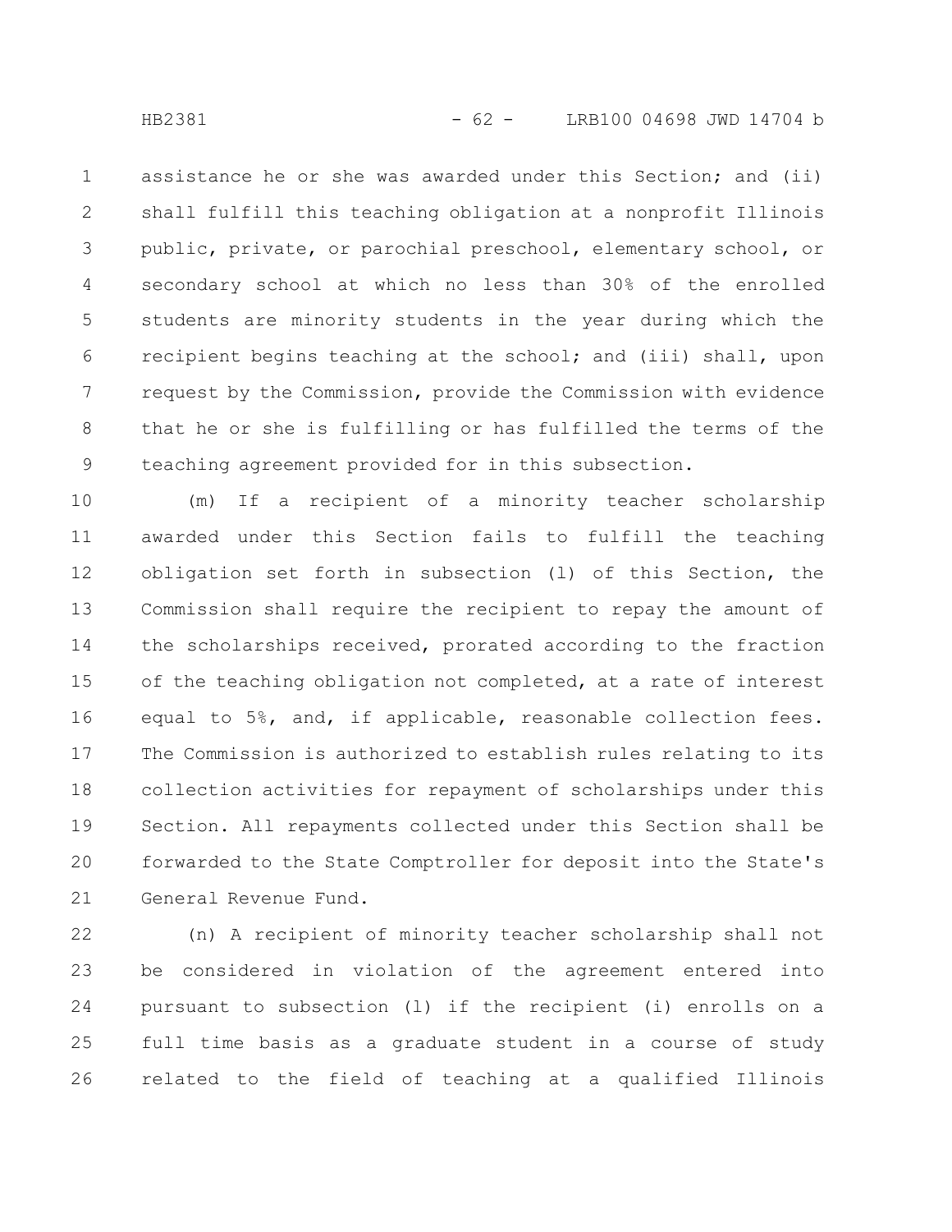assistance he or she was awarded under this Section; and (ii) shall fulfill this teaching obligation at a nonprofit Illinois public, private, or parochial preschool, elementary school, or secondary school at which no less than 30% of the enrolled students are minority students in the year during which the recipient begins teaching at the school; and (iii) shall, upon request by the Commission, provide the Commission with evidence that he or she is fulfilling or has fulfilled the terms of the teaching agreement provided for in this subsection.

(m) If a recipient of a minority teacher scholarship awarded under this Section fails to fulfill the teaching obligation set forth in subsection (l) of this Section, the Commission shall require the recipient to repay the amount of the scholarships received, prorated according to the fraction of the teaching obligation not completed, at a rate of interest equal to 5%, and, if applicable, reasonable collection fees. The Commission is authorized to establish rules relating to its collection activities for repayment of scholarships under this Section. All repayments collected under this Section shall be forwarded to the State Comptroller for deposit into the State's General Revenue Fund.

(n) A recipient of minority teacher scholarship shall not be considered in violation of the agreement entered into pursuant to subsection (l) if the recipient (i) enrolls on a full time basis as a graduate student in a course of study related to the field of teaching at a qualified Illinois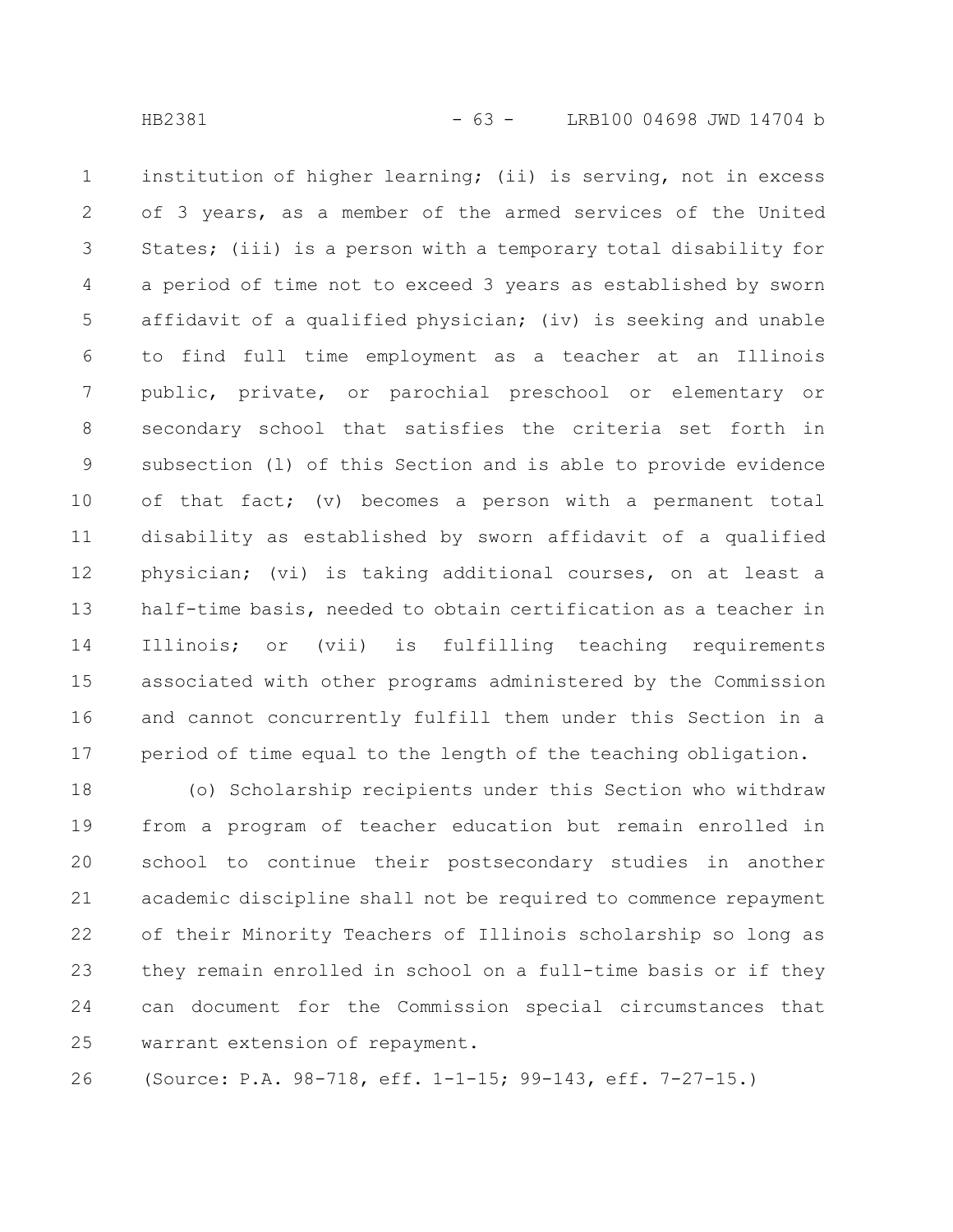institution of higher learning; (ii) is serving, not in excess of 3 years, as a member of the armed services of the United States; (iii) is a person with a temporary total disability for a period of time not to exceed 3 years as established by sworn affidavit of a qualified physician; (iv) is seeking and unable to find full time employment as a teacher at an Illinois public, private, or parochial preschool or elementary or secondary school that satisfies the criteria set forth in subsection (l) of this Section and is able to provide evidence of that fact; (v) becomes a person with a permanent total disability as established by sworn affidavit of a qualified physician; (vi) is taking additional courses, on at least a half-time basis, needed to obtain certification as a teacher in Illinois; or (vii) is fulfilling teaching requirements associated with other programs administered by the Commission and cannot concurrently fulfill them under this Section in a period of time equal to the length of the teaching obligation.

(o) Scholarship recipients under this Section who withdraw from a program of teacher education but remain enrolled in school to continue their postsecondary studies in another academic discipline shall not be required to commence repayment of their Minority Teachers of Illinois scholarship so long as they remain enrolled in school on a full-time basis or if they can document for the Commission special circumstances that warrant extension of repayment.

(Source: P.A. 98-718, eff. 1-1-15; 99-143, eff. 7-27-15.)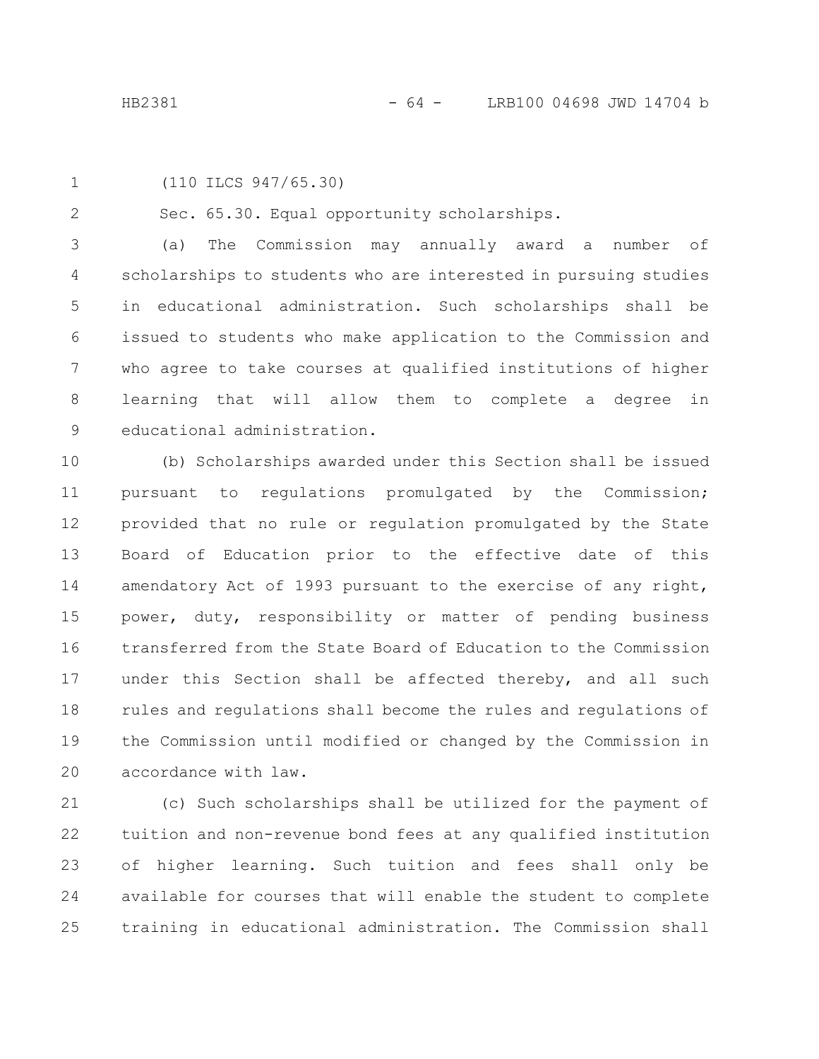(110 ILCS 947/65.30)

Sec. 65.30. Equal opportunity scholarships.

(a) The Commission may annually award a number of scholarships to students who are interested in pursuing studies in educational administration. Such scholarships shall be issued to students who make application to the Commission and who agree to take courses at qualified institutions of higher learning that will allow them to complete a degree in educational administration.

(b) Scholarships awarded under this Section shall be issued pursuant to regulations promulgated by the Commission; provided that no rule or regulation promulgated by the State Board of Education prior to the effective date of this amendatory Act of 1993 pursuant to the exercise of any right, power, duty, responsibility or matter of pending business transferred from the State Board of Education to the Commission under this Section shall be affected thereby, and all such rules and regulations shall become the rules and regulations of the Commission until modified or changed by the Commission in accordance with law.

(c) Such scholarships shall be utilized for the payment of tuition and non-revenue bond fees at any qualified institution of higher learning. Such tuition and fees shall only be available for courses that will enable the student to complete training in educational administration. The Commission shall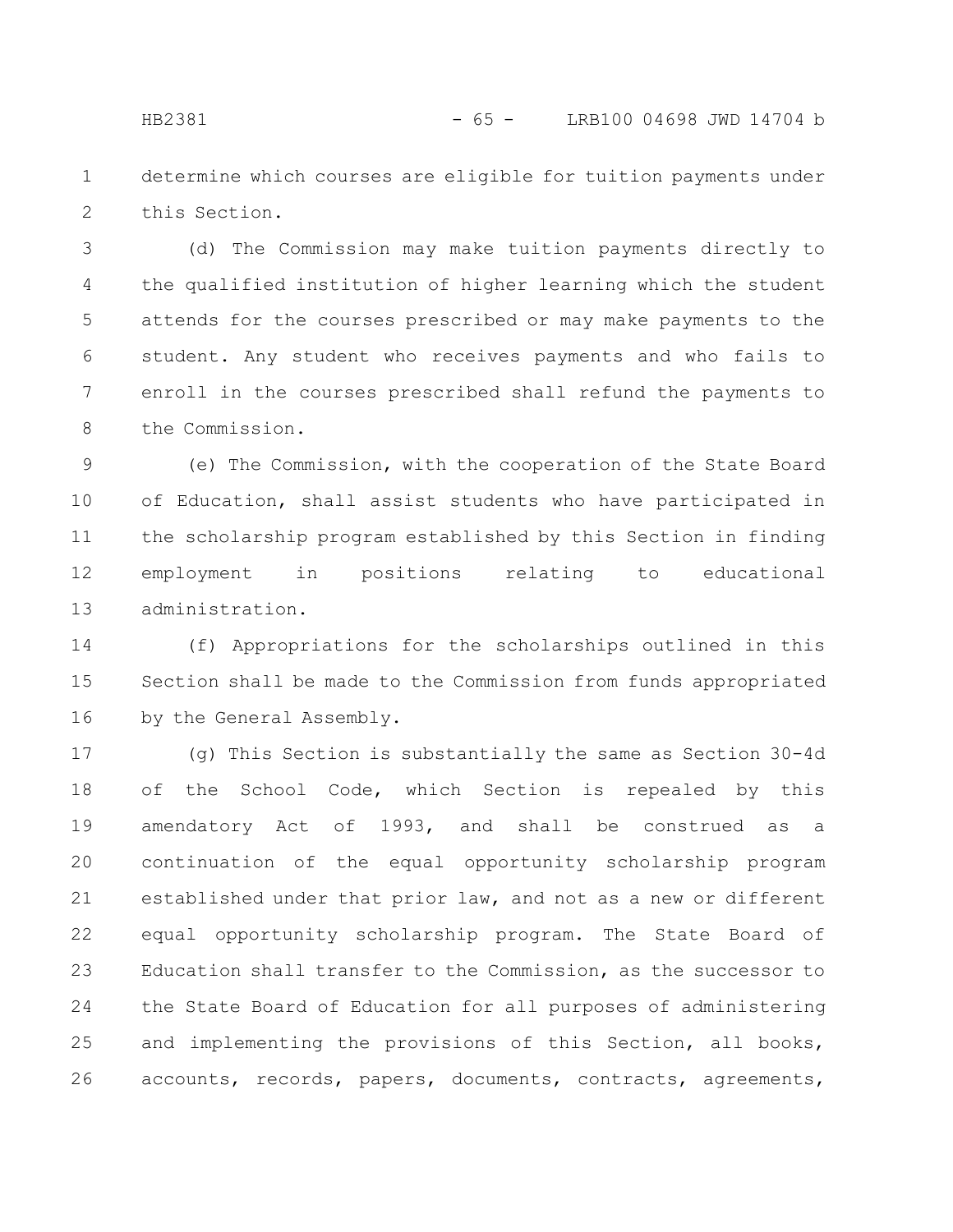determine which courses are eligible for tuition payments under this Section.

(d) The Commission may make tuition payments directly to the qualified institution of higher learning which the student attends for the courses prescribed or may make payments to the student. Any student who receives payments and who fails to enroll in the courses prescribed shall refund the payments to the Commission.

(e) The Commission, with the cooperation of the State Board of Education, shall assist students who have participated in the scholarship program established by this Section in finding employment in positions relating to educational administration.

(f) Appropriations for the scholarships outlined in this Section shall be made to the Commission from funds appropriated by the General Assembly.

(g) This Section is substantially the same as Section 30-4d of the School Code, which Section is repealed by this amendatory Act of 1993, and shall be construed as a continuation of the equal opportunity scholarship program established under that prior law, and not as a new or different equal opportunity scholarship program. The State Board of Education shall transfer to the Commission, as the successor to the State Board of Education for all purposes of administering and implementing the provisions of this Section, all books, accounts, records, papers, documents, contracts, agreements,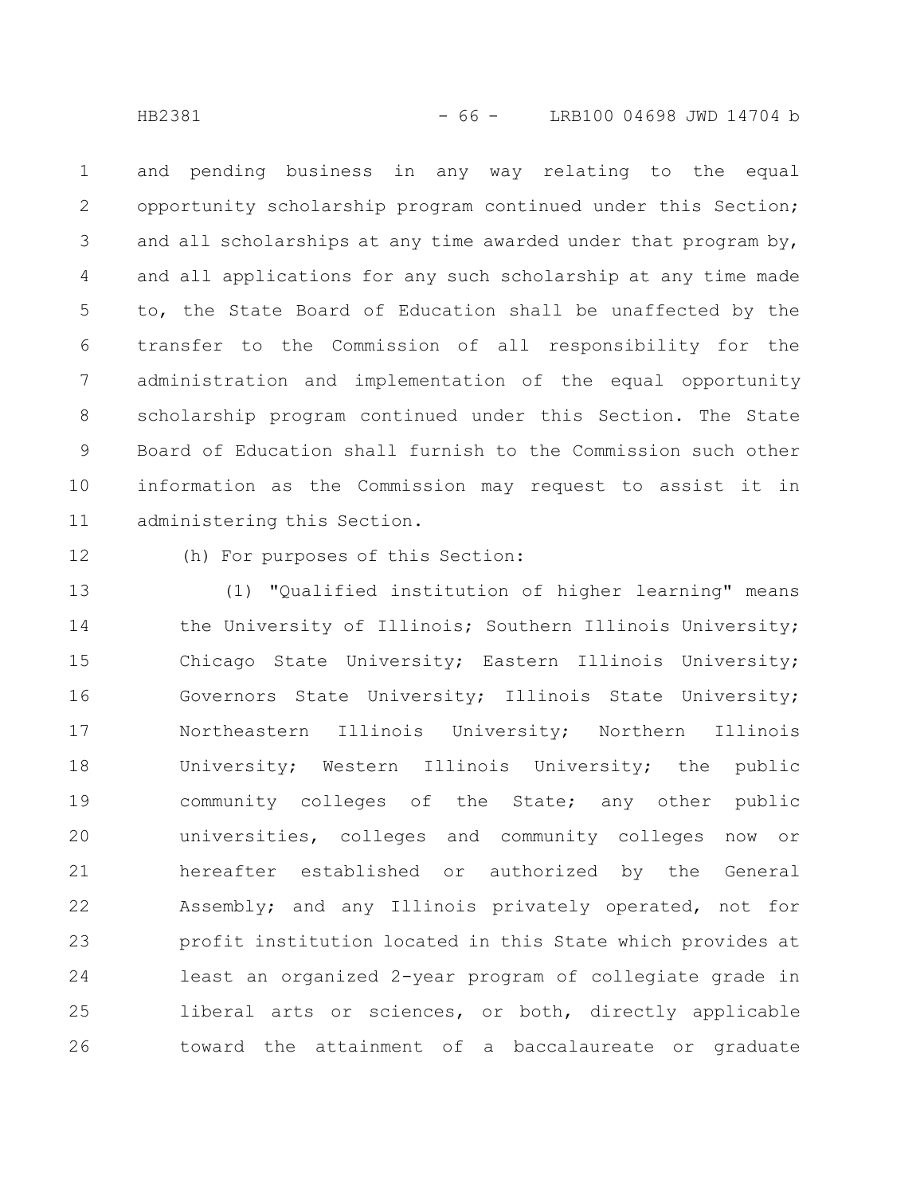and pending business in any way relating to the equal opportunity scholarship program continued under this Section; and all scholarships at any time awarded under that program by, and all applications for any such scholarship at any time made to, the State Board of Education shall be unaffected by the transfer to the Commission of all responsibility for the administration and implementation of the equal opportunity scholarship program continued under this Section. The State Board of Education shall furnish to the Commission such other information as the Commission may request to assist it in administering this Section.

(h) For purposes of this Section:

(1) "Qualified institution of higher learning" means the University of Illinois; Southern Illinois University; Chicago State University; Eastern Illinois University; Governors State University; Illinois State University; Northeastern Illinois University; Northern Illinois University; Western Illinois University; the public community colleges of the State; any other public universities, colleges and community colleges now or hereafter established or authorized by the General Assembly; and any Illinois privately operated, not for profit institution located in this State which provides at least an organized 2-year program of collegiate grade in liberal arts or sciences, or both, directly applicable toward the attainment of a baccalaureate or graduate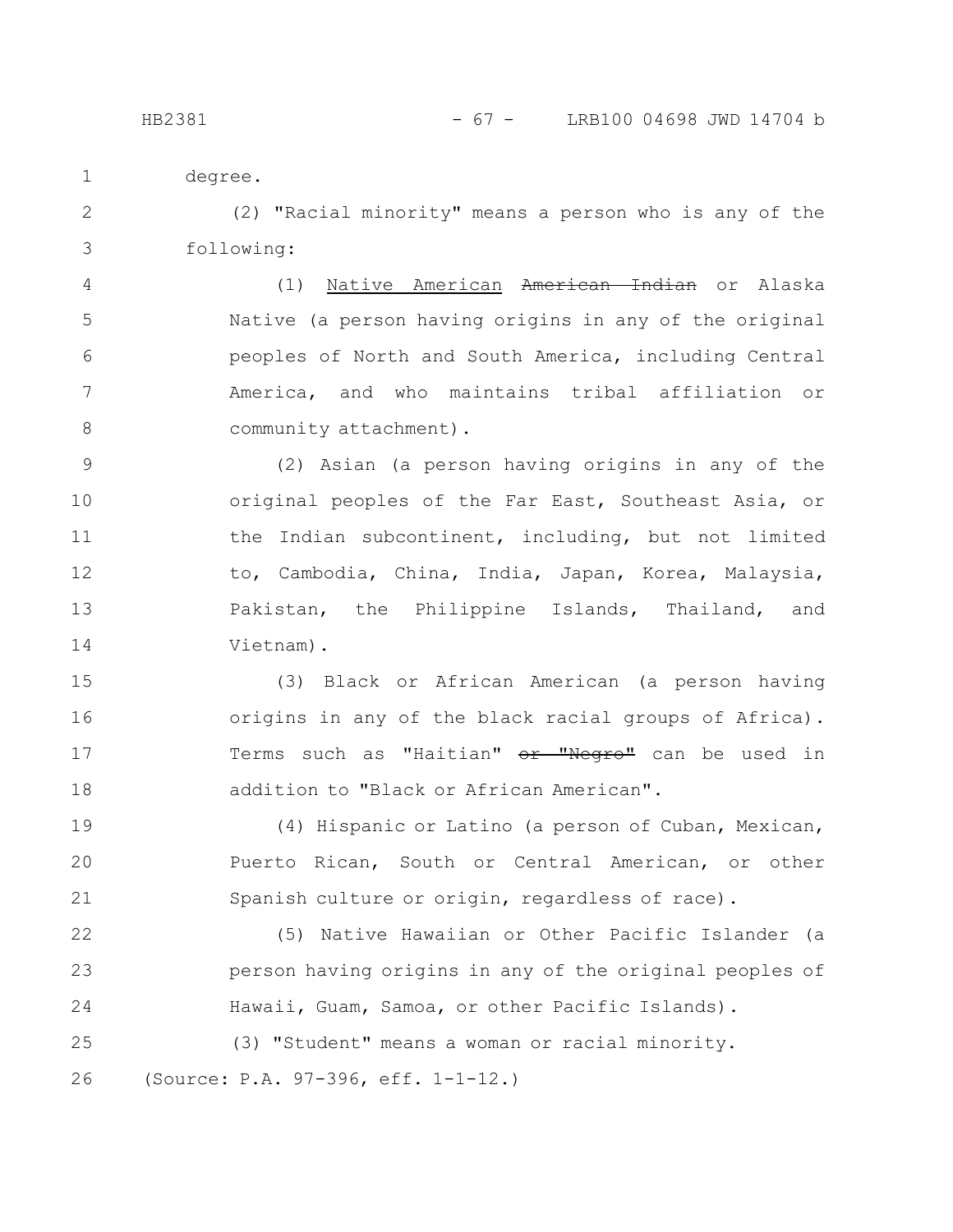degree.

(2) "Racial minority" means a person who is any of the following:

(1) <u>Native American</u> ~~American Indian~~ or Alaska Native (a person having origins in any of the original peoples of North and South America, including Central America, and who maintains tribal affiliation or community attachment).

(2) Asian (a person having origins in any of the original peoples of the Far East, Southeast Asia, or the Indian subcontinent, including, but not limited to, Cambodia, China, India, Japan, Korea, Malaysia, Pakistan, the Philippine Islands, Thailand, and Vietnam).

(3) Black or African American (a person having origins in any of the black racial groups of Africa). Terms such as "Haitian" ~~or "Negro"~~ can be used in addition to "Black or African American".

(4) Hispanic or Latino (a person of Cuban, Mexican, Puerto Rican, South or Central American, or other Spanish culture or origin, regardless of race).

(5) Native Hawaiian or Other Pacific Islander (a person having origins in any of the original peoples of Hawaii, Guam, Samoa, or other Pacific Islands).

(3) "Student" means a woman or racial minority.

(Source: P.A. 97-396, eff. 1-1-12.)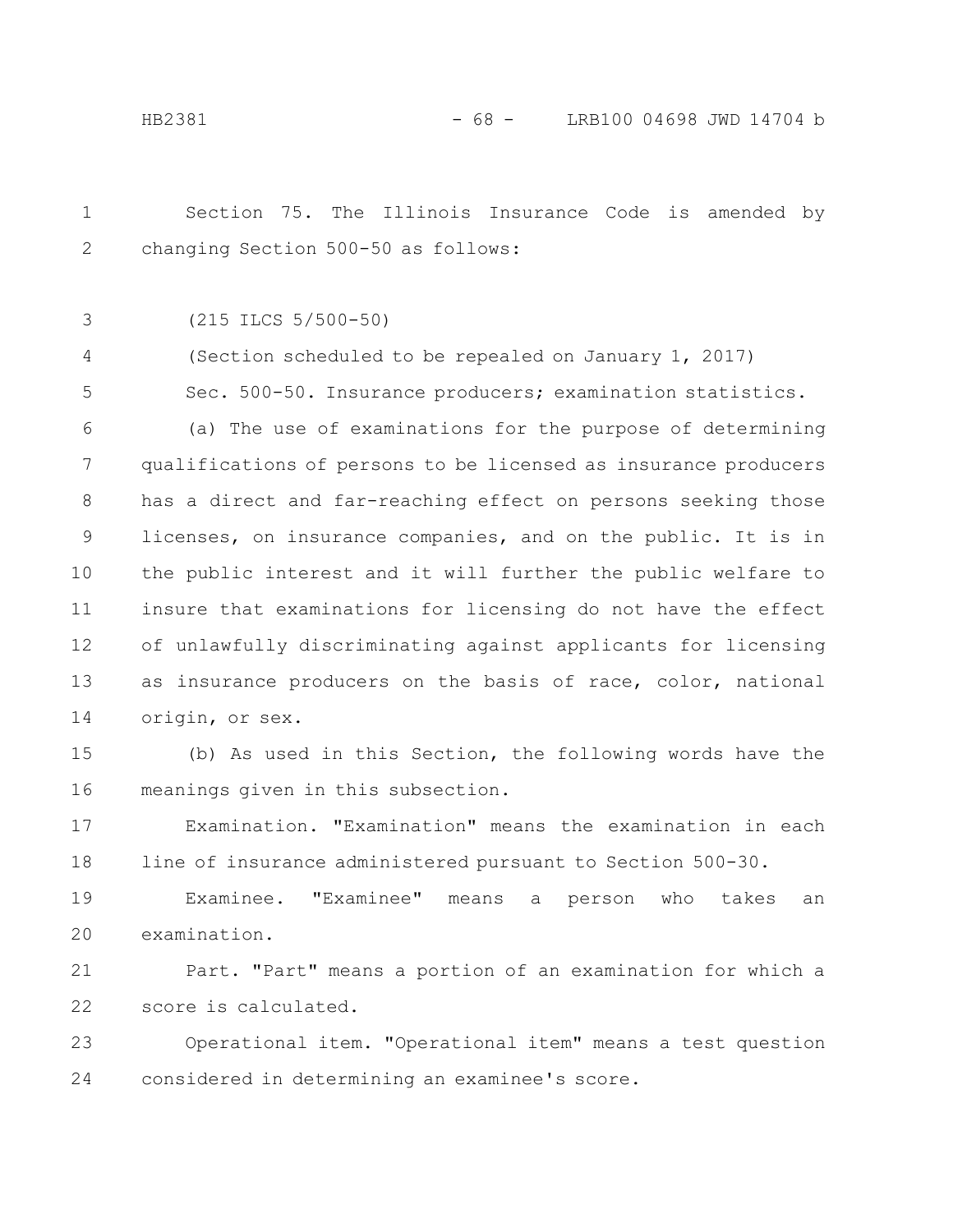Section 75. The Illinois Insurance Code is amended by changing Section 500-50 as follows:

(215 ILCS 5/500-50)

(Section scheduled to be repealed on January 1, 2017)

Sec. 500-50. Insurance producers; examination statistics.

(a) The use of examinations for the purpose of determining qualifications of persons to be licensed as insurance producers has a direct and far-reaching effect on persons seeking those licenses, on insurance companies, and on the public. It is in the public interest and it will further the public welfare to insure that examinations for licensing do not have the effect of unlawfully discriminating against applicants for licensing as insurance producers on the basis of race, color, national origin, or sex.

(b) As used in this Section, the following words have the meanings given in this subsection.

Examination. "Examination" means the examination in each line of insurance administered pursuant to Section 500-30.

Examinee. "Examinee" means a person who takes an examination.

Part. "Part" means a portion of an examination for which a score is calculated.

Operational item. "Operational item" means a test question considered in determining an examinee's score.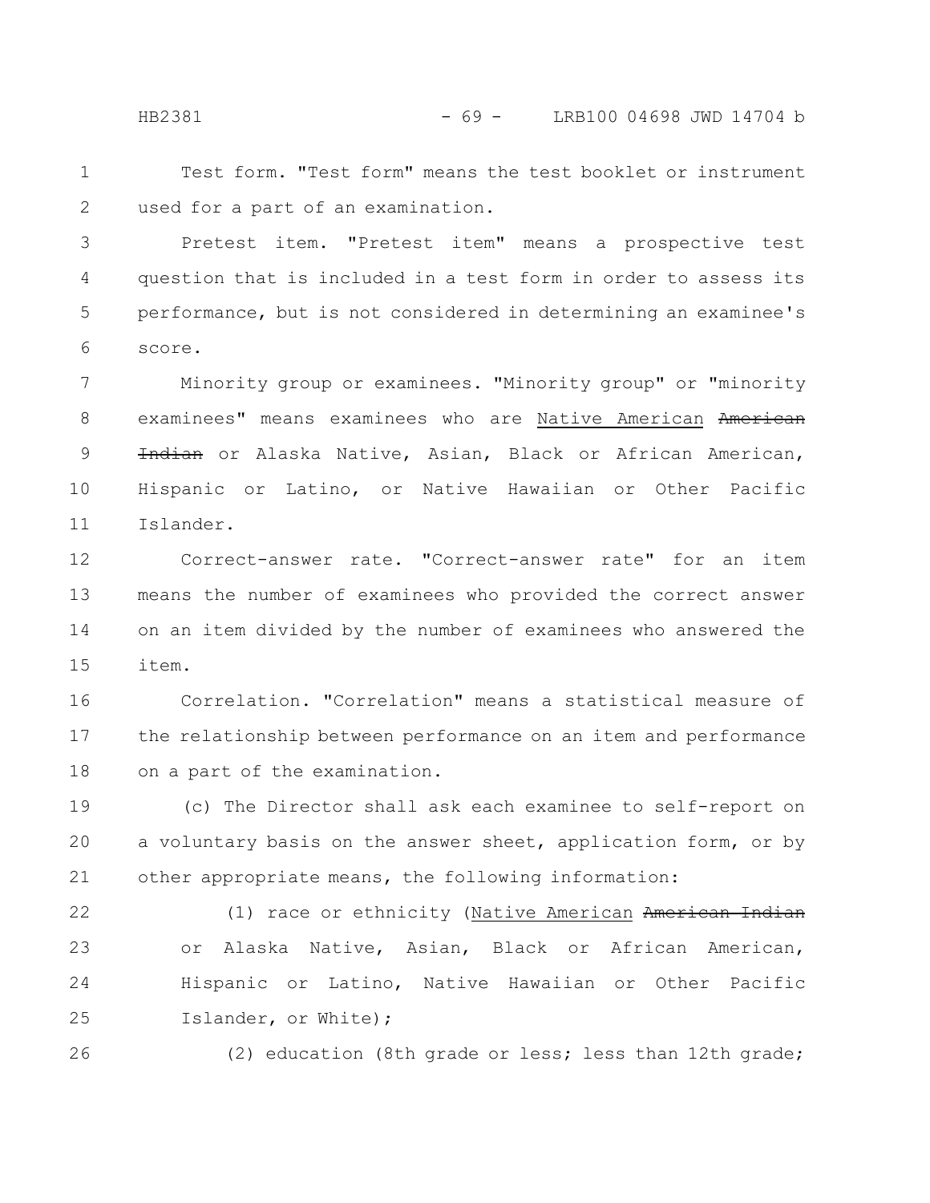Test form. "Test form" means the test booklet or instrument used for a part of an examination.

Pretest item. "Pretest item" means a prospective test question that is included in a test form in order to assess its performance, but is not considered in determining an examinee's score.

Minority group or examinees. "Minority group" or "minority examinees" means examinees who are Native American ~~American Indian~~ or Alaska Native, Asian, Black or African American, Hispanic or Latino, or Native Hawaiian or Other Pacific Islander.

Correct-answer rate. "Correct-answer rate" for an item means the number of examinees who provided the correct answer on an item divided by the number of examinees who answered the item.

Correlation. "Correlation" means a statistical measure of the relationship between performance on an item and performance on a part of the examination.

(c) The Director shall ask each examinee to self-report on a voluntary basis on the answer sheet, application form, or by other appropriate means, the following information:

(1) race or ethnicity (Native American ~~American Indian~~ or Alaska Native, Asian, Black or African American, Hispanic or Latino, Native Hawaiian or Other Pacific Islander, or White);

(2) education (8th grade or less; less than 12th grade;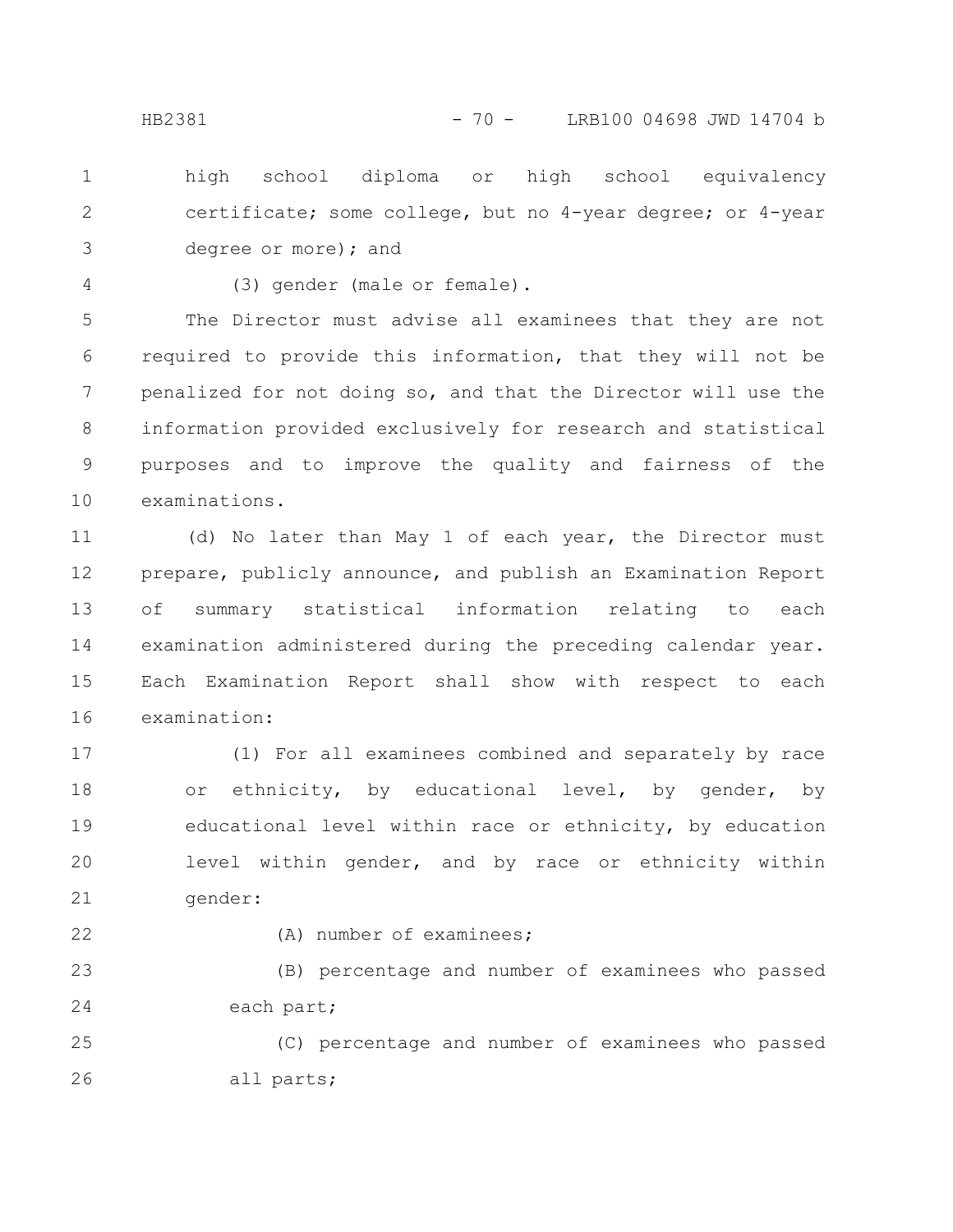high school diploma or high school equivalency certificate; some college, but no 4-year degree; or 4-year degree or more); and

(3) gender (male or female).

The Director must advise all examinees that they are not required to provide this information, that they will not be penalized for not doing so, and that the Director will use the information provided exclusively for research and statistical purposes and to improve the quality and fairness of the examinations.

(d) No later than May 1 of each year, the Director must prepare, publicly announce, and publish an Examination Report of summary statistical information relating to each examination administered during the preceding calendar year. Each Examination Report shall show with respect to each examination:

(1) For all examinees combined and separately by race or ethnicity, by educational level, by gender, by educational level within race or ethnicity, by education level within gender, and by race or ethnicity within gender:

(A) number of examinees;

(B) percentage and number of examinees who passed each part;

(C) percentage and number of examinees who passed all parts;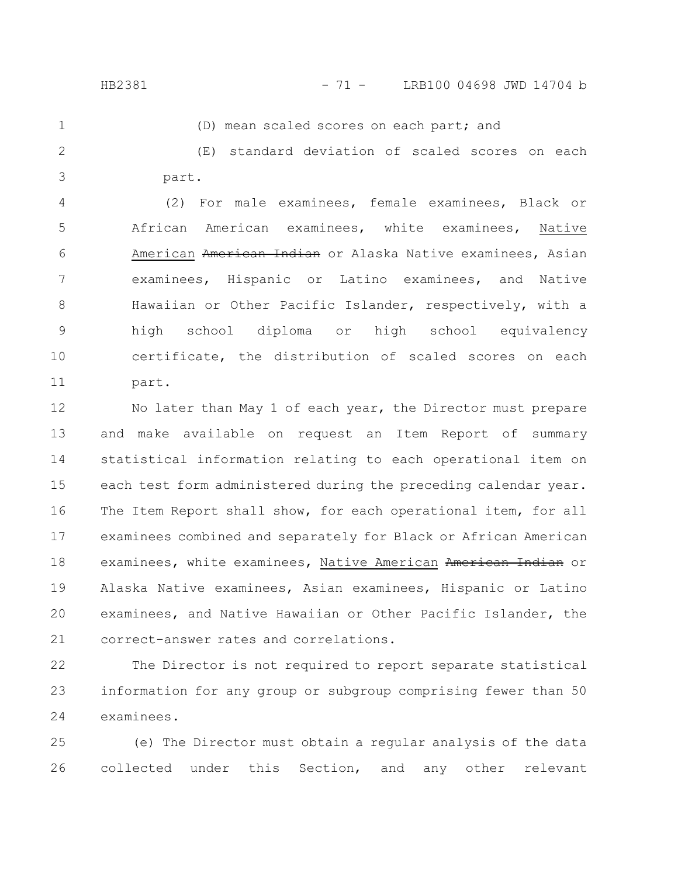(D) mean scaled scores on each part; and

(E) standard deviation of scaled scores on each part.

(2) For male examinees, female examinees, Black or African American examinees, white examinees, Native American ~~American Indian~~ or Alaska Native examinees, Asian examinees, Hispanic or Latino examinees, and Native Hawaiian or Other Pacific Islander, respectively, with a high school diploma or high school equivalency certificate, the distribution of scaled scores on each part.

No later than May 1 of each year, the Director must prepare and make available on request an Item Report of summary statistical information relating to each operational item on each test form administered during the preceding calendar year. The Item Report shall show, for each operational item, for all examinees combined and separately for Black or African American examinees, white examinees, Native American ~~American Indian~~ or Alaska Native examinees, Asian examinees, Hispanic or Latino examinees, and Native Hawaiian or Other Pacific Islander, the correct-answer rates and correlations.

The Director is not required to report separate statistical information for any group or subgroup comprising fewer than 50 examinees.

(e) The Director must obtain a regular analysis of the data collected under this Section, and any other relevant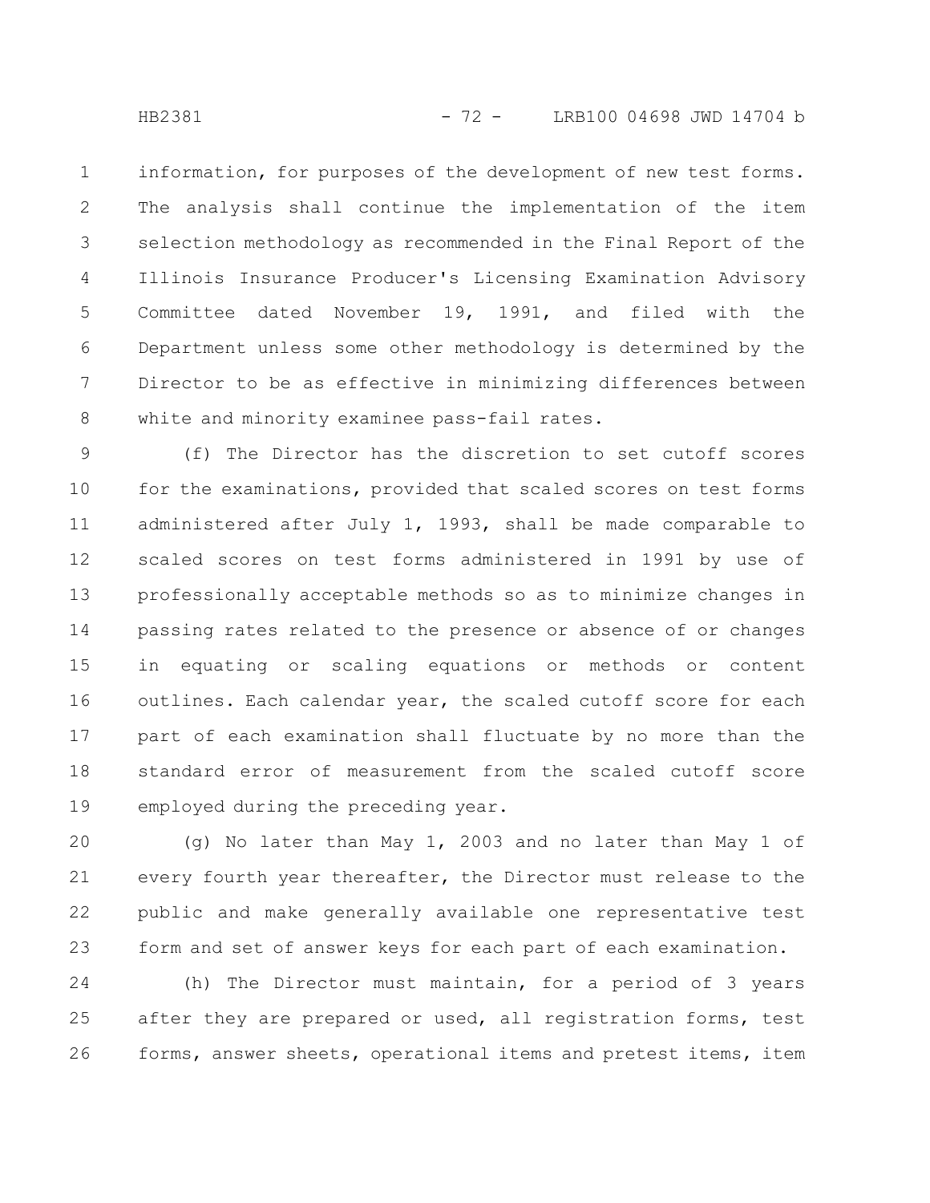information, for purposes of the development of new test forms. The analysis shall continue the implementation of the item selection methodology as recommended in the Final Report of the Illinois Insurance Producer's Licensing Examination Advisory Committee dated November 19, 1991, and filed with the Department unless some other methodology is determined by the Director to be as effective in minimizing differences between white and minority examinee pass-fail rates.

(f) The Director has the discretion to set cutoff scores for the examinations, provided that scaled scores on test forms administered after July 1, 1993, shall be made comparable to scaled scores on test forms administered in 1991 by use of professionally acceptable methods so as to minimize changes in passing rates related to the presence or absence of or changes in equating or scaling equations or methods or content outlines. Each calendar year, the scaled cutoff score for each part of each examination shall fluctuate by no more than the standard error of measurement from the scaled cutoff score employed during the preceding year.

(g) No later than May 1, 2003 and no later than May 1 of every fourth year thereafter, the Director must release to the public and make generally available one representative test form and set of answer keys for each part of each examination.

(h) The Director must maintain, for a period of 3 years after they are prepared or used, all registration forms, test forms, answer sheets, operational items and pretest items, item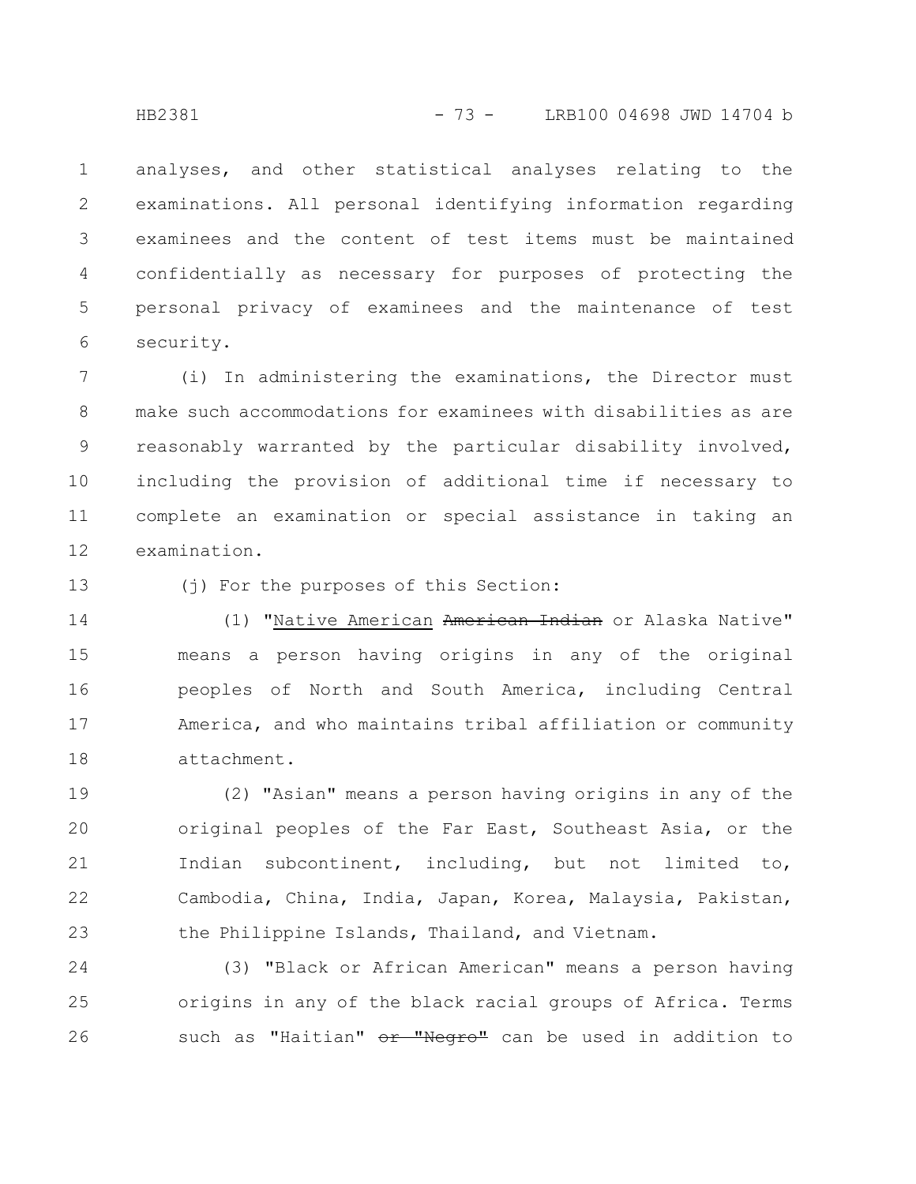analyses, and other statistical analyses relating to the examinations. All personal identifying information regarding examinees and the content of test items must be maintained confidentially as necessary for purposes of protecting the personal privacy of examinees and the maintenance of test security.

(i) In administering the examinations, the Director must make such accommodations for examinees with disabilities as are reasonably warranted by the particular disability involved, including the provision of additional time if necessary to complete an examination or special assistance in taking an examination.

(j) For the purposes of this Section:

(1) "<u>Native American</u> ~~American Indian~~ or Alaska Native" means a person having origins in any of the original peoples of North and South America, including Central America, and who maintains tribal affiliation or community attachment.

(2) "Asian" means a person having origins in any of the original peoples of the Far East, Southeast Asia, or the Indian subcontinent, including, but not limited to, Cambodia, China, India, Japan, Korea, Malaysia, Pakistan, the Philippine Islands, Thailand, and Vietnam.

(3) "Black or African American" means a person having origins in any of the black racial groups of Africa. Terms such as "Haitian" ~~or "Negro"~~ can be used in addition to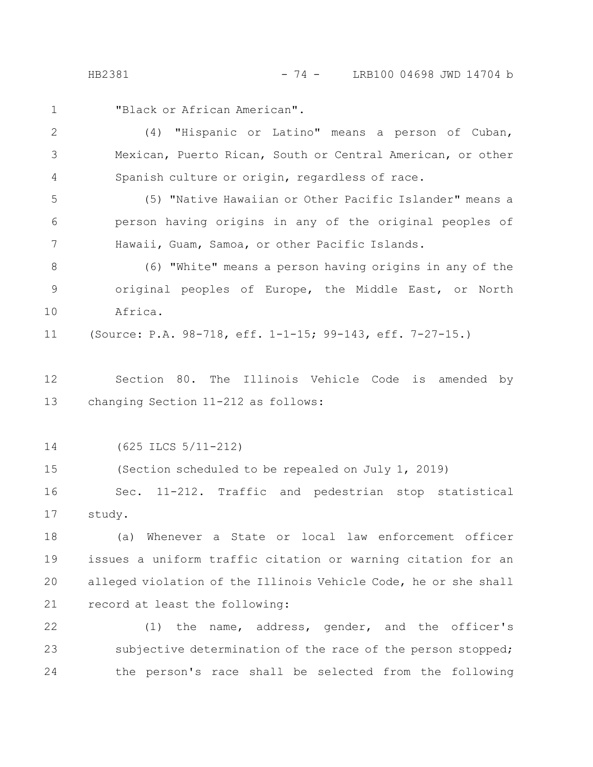"Black or African American".

(4) "Hispanic or Latino" means a person of Cuban, Mexican, Puerto Rican, South or Central American, or other Spanish culture or origin, regardless of race.

(5) "Native Hawaiian or Other Pacific Islander" means a person having origins in any of the original peoples of Hawaii, Guam, Samoa, or other Pacific Islands.

(6) "White" means a person having origins in any of the original peoples of Europe, the Middle East, or North Africa.

(Source: P.A. 98-718, eff. 1-1-15; 99-143, eff. 7-27-15.)

Section 80. The Illinois Vehicle Code is amended by changing Section 11-212 as follows:

(625 ILCS 5/11-212)

(Section scheduled to be repealed on July 1, 2019)

Sec. 11-212. Traffic and pedestrian stop statistical study.

(a) Whenever a State or local law enforcement officer issues a uniform traffic citation or warning citation for an alleged violation of the Illinois Vehicle Code, he or she shall record at least the following:

(1) the name, address, gender, and the officer's subjective determination of the race of the person stopped; the person's race shall be selected from the following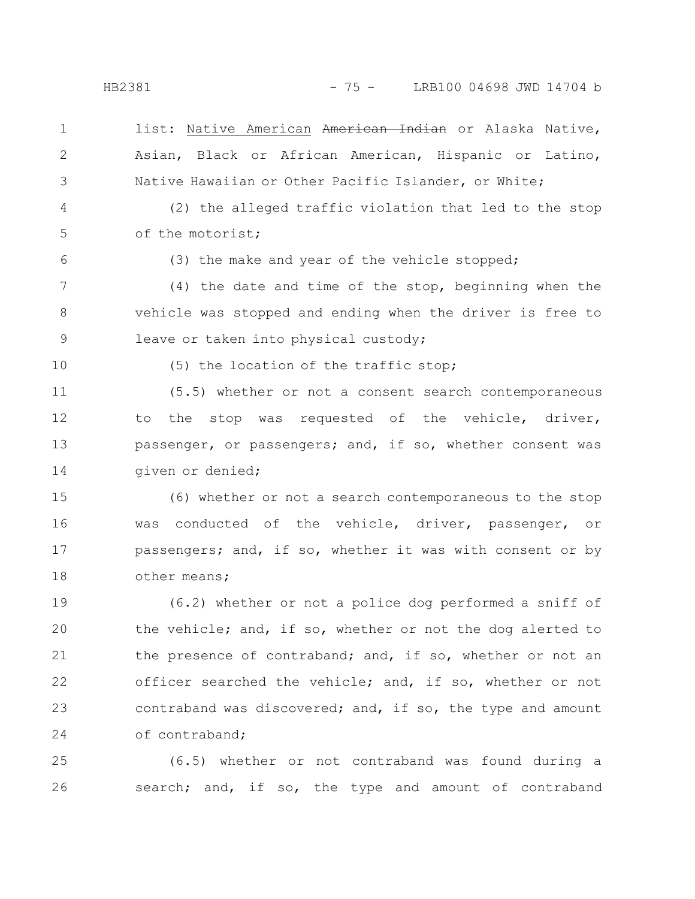list: <u>Native American</u> ~~American Indian~~ or Alaska Native, Asian, Black or African American, Hispanic or Latino, Native Hawaiian or Other Pacific Islander, or White;

(2) the alleged traffic violation that led to the stop of the motorist;

(3) the make and year of the vehicle stopped;

(4) the date and time of the stop, beginning when the vehicle was stopped and ending when the driver is free to leave or taken into physical custody;

(5) the location of the traffic stop;

(5.5) whether or not a consent search contemporaneous to the stop was requested of the vehicle, driver, passenger, or passengers; and, if so, whether consent was given or denied;

(6) whether or not a search contemporaneous to the stop was conducted of the vehicle, driver, passenger, or passengers; and, if so, whether it was with consent or by other means;

(6.2) whether or not a police dog performed a sniff of the vehicle; and, if so, whether or not the dog alerted to the presence of contraband; and, if so, whether or not an officer searched the vehicle; and, if so, whether or not contraband was discovered; and, if so, the type and amount of contraband;

(6.5) whether or not contraband was found during a search; and, if so, the type and amount of contraband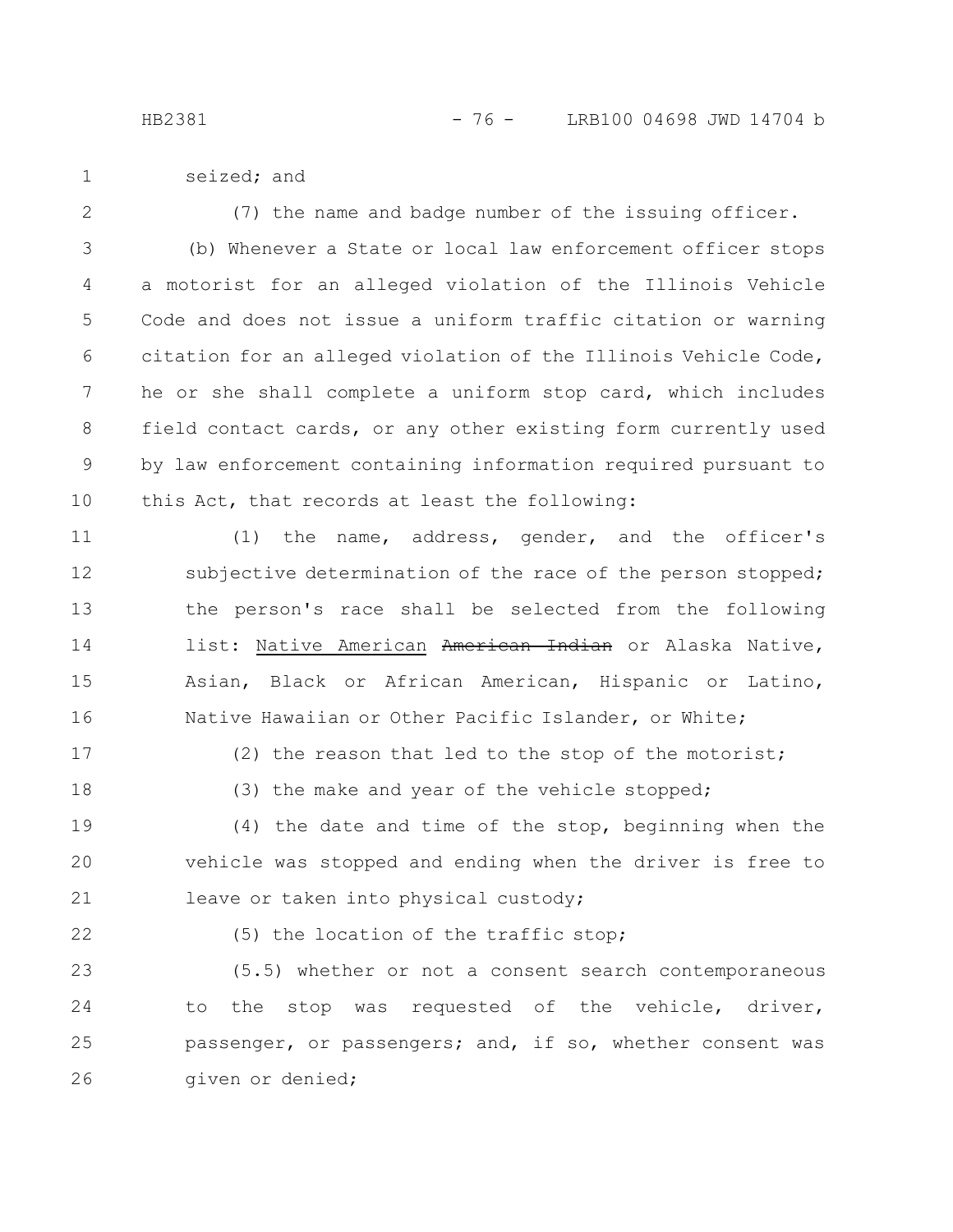seized; and

(7) the name and badge number of the issuing officer.

(b) Whenever a State or local law enforcement officer stops a motorist for an alleged violation of the Illinois Vehicle Code and does not issue a uniform traffic citation or warning citation for an alleged violation of the Illinois Vehicle Code, he or she shall complete a uniform stop card, which includes field contact cards, or any other existing form currently used by law enforcement containing information required pursuant to this Act, that records at least the following:

(1) the name, address, gender, and the officer's subjective determination of the race of the person stopped; the person's race shall be selected from the following list: <u>Native American</u> ~~American Indian~~ or Alaska Native, Asian, Black or African American, Hispanic or Latino, Native Hawaiian or Other Pacific Islander, or White;

(2) the reason that led to the stop of the motorist;

(3) the make and year of the vehicle stopped;

(4) the date and time of the stop, beginning when the vehicle was stopped and ending when the driver is free to leave or taken into physical custody;

(5) the location of the traffic stop;

(5.5) whether or not a consent search contemporaneous to the stop was requested of the vehicle, driver, passenger, or passengers; and, if so, whether consent was given or denied;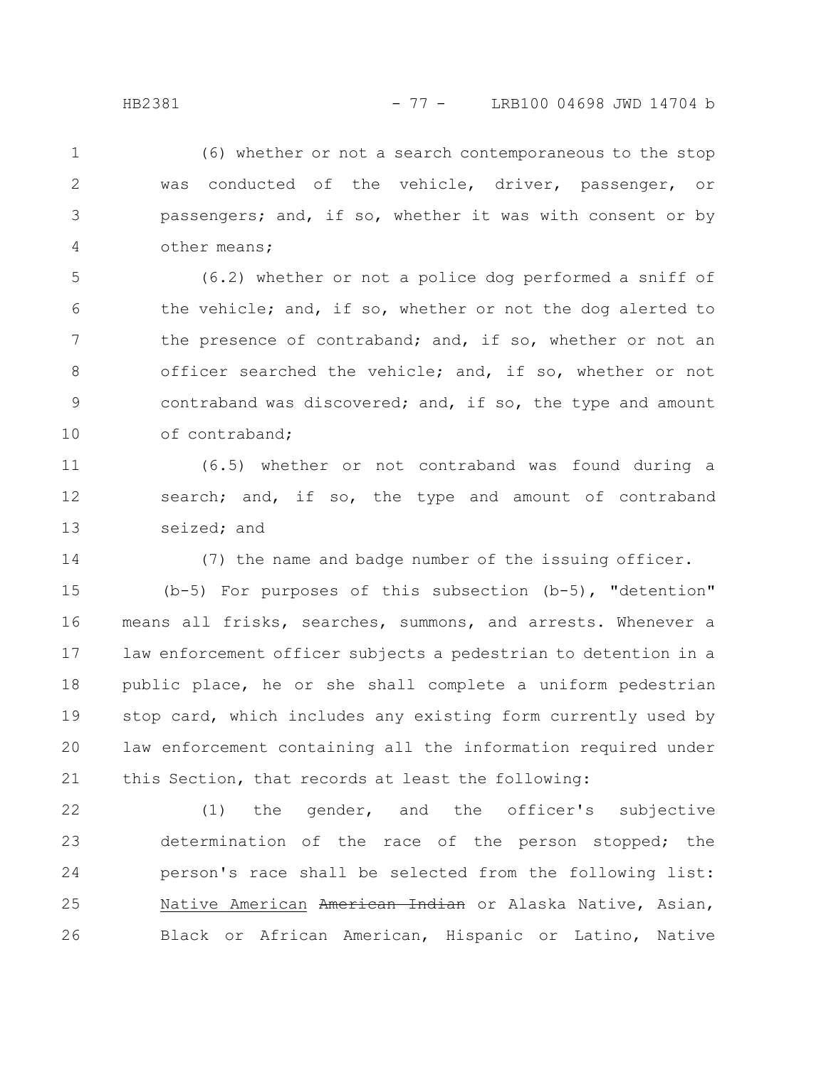(6) whether or not a search contemporaneous to the stop was conducted of the vehicle, driver, passenger, or passengers; and, if so, whether it was with consent or by other means;

(6.2) whether or not a police dog performed a sniff of the vehicle; and, if so, whether or not the dog alerted to the presence of contraband; and, if so, whether or not an officer searched the vehicle; and, if so, whether or not contraband was discovered; and, if so, the type and amount of contraband;

(6.5) whether or not contraband was found during a search; and, if so, the type and amount of contraband seized; and

(7) the name and badge number of the issuing officer.

(b-5) For purposes of this subsection (b-5), "detention" means all frisks, searches, summons, and arrests. Whenever a law enforcement officer subjects a pedestrian to detention in a public place, he or she shall complete a uniform pedestrian stop card, which includes any existing form currently used by law enforcement containing all the information required under this Section, that records at least the following:

(1) the gender, and the officer's subjective determination of the race of the person stopped; the person's race shall be selected from the following list: <u>Native American</u> ~~American Indian~~ or Alaska Native, Asian, Black or African American, Hispanic or Latino, Native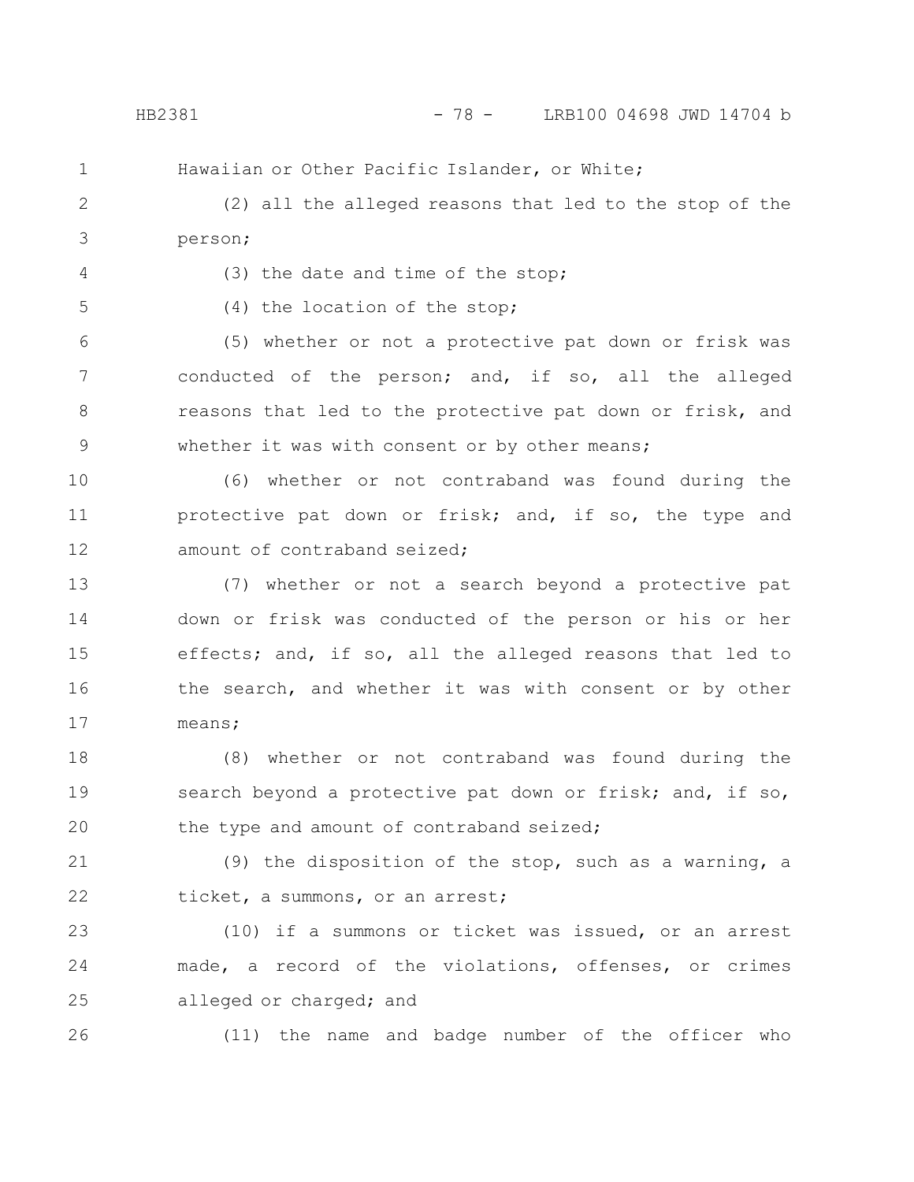Hawaiian or Other Pacific Islander, or White;

(2) all the alleged reasons that led to the stop of the person;

(3) the date and time of the stop;

(4) the location of the stop;

(5) whether or not a protective pat down or frisk was conducted of the person; and, if so, all the alleged reasons that led to the protective pat down or frisk, and whether it was with consent or by other means;

(6) whether or not contraband was found during the protective pat down or frisk; and, if so, the type and amount of contraband seized;

(7) whether or not a search beyond a protective pat down or frisk was conducted of the person or his or her effects; and, if so, all the alleged reasons that led to the search, and whether it was with consent or by other means;

(8) whether or not contraband was found during the search beyond a protective pat down or frisk; and, if so, the type and amount of contraband seized;

(9) the disposition of the stop, such as a warning, a ticket, a summons, or an arrest;

(10) if a summons or ticket was issued, or an arrest made, a record of the violations, offenses, or crimes alleged or charged; and

(11) the name and badge number of the officer who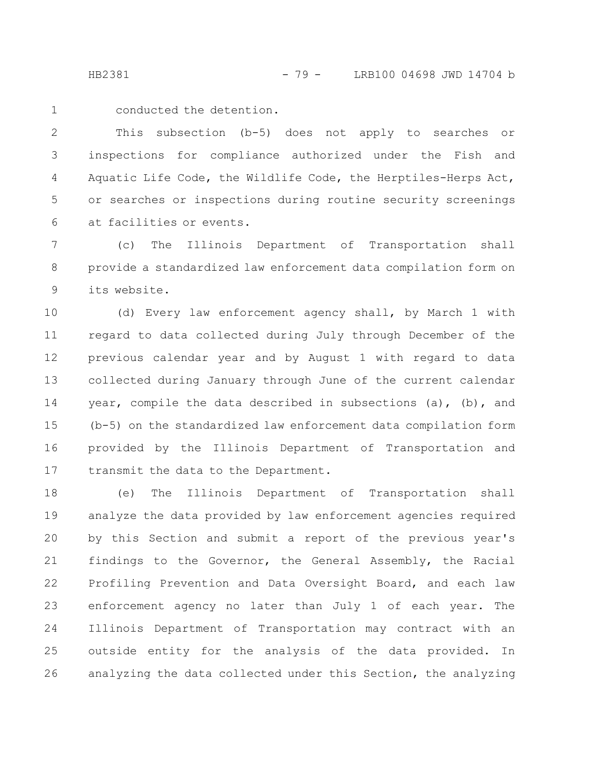conducted the detention.

This subsection (b-5) does not apply to searches or inspections for compliance authorized under the Fish and Aquatic Life Code, the Wildlife Code, the Herptiles-Herps Act, or searches or inspections during routine security screenings at facilities or events.

(c) The Illinois Department of Transportation shall provide a standardized law enforcement data compilation form on its website.

(d) Every law enforcement agency shall, by March 1 with regard to data collected during July through December of the previous calendar year and by August 1 with regard to data collected during January through June of the current calendar year, compile the data described in subsections (a), (b), and (b-5) on the standardized law enforcement data compilation form provided by the Illinois Department of Transportation and transmit the data to the Department.

(e) The Illinois Department of Transportation shall analyze the data provided by law enforcement agencies required by this Section and submit a report of the previous year's findings to the Governor, the General Assembly, the Racial Profiling Prevention and Data Oversight Board, and each law enforcement agency no later than July 1 of each year. The Illinois Department of Transportation may contract with an outside entity for the analysis of the data provided. In analyzing the data collected under this Section, the analyzing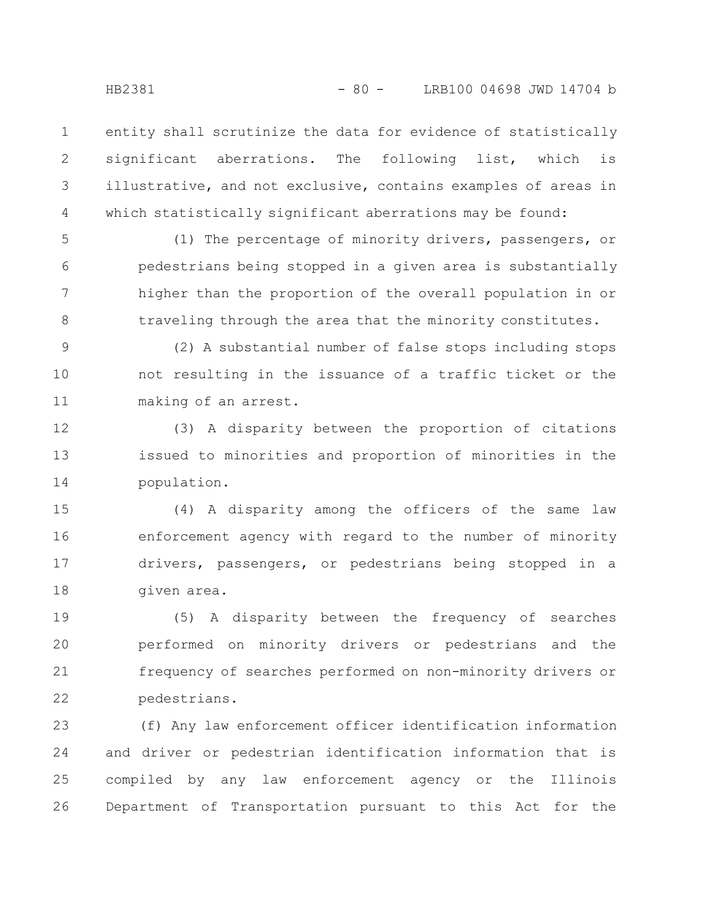entity shall scrutinize the data for evidence of statistically significant aberrations. The following list, which is illustrative, and not exclusive, contains examples of areas in which statistically significant aberrations may be found:

(1) The percentage of minority drivers, passengers, or pedestrians being stopped in a given area is substantially higher than the proportion of the overall population in or traveling through the area that the minority constitutes.

(2) A substantial number of false stops including stops not resulting in the issuance of a traffic ticket or the making of an arrest.

(3) A disparity between the proportion of citations issued to minorities and proportion of minorities in the population.

(4) A disparity among the officers of the same law enforcement agency with regard to the number of minority drivers, passengers, or pedestrians being stopped in a given area.

(5) A disparity between the frequency of searches performed on minority drivers or pedestrians and the frequency of searches performed on non-minority drivers or pedestrians.

(f) Any law enforcement officer identification information and driver or pedestrian identification information that is compiled by any law enforcement agency or the Illinois Department of Transportation pursuant to this Act for the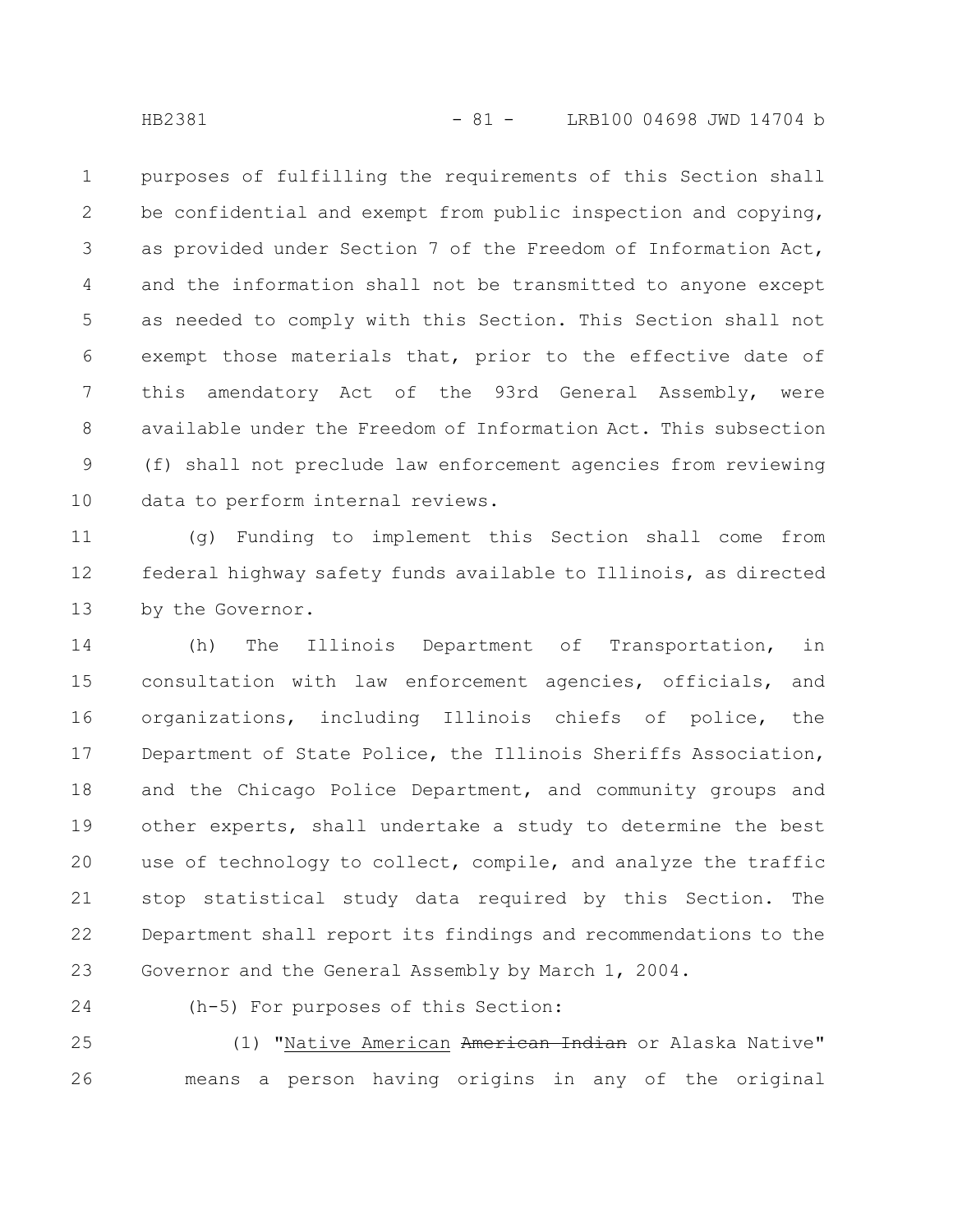purposes of fulfilling the requirements of this Section shall be confidential and exempt from public inspection and copying, as provided under Section 7 of the Freedom of Information Act, and the information shall not be transmitted to anyone except as needed to comply with this Section. This Section shall not exempt those materials that, prior to the effective date of this amendatory Act of the 93rd General Assembly, were available under the Freedom of Information Act. This subsection (f) shall not preclude law enforcement agencies from reviewing data to perform internal reviews.

(g) Funding to implement this Section shall come from federal highway safety funds available to Illinois, as directed by the Governor.

(h) The Illinois Department of Transportation, in consultation with law enforcement agencies, officials, and organizations, including Illinois chiefs of police, the Department of State Police, the Illinois Sheriffs Association, and the Chicago Police Department, and community groups and other experts, shall undertake a study to determine the best use of technology to collect, compile, and analyze the traffic stop statistical study data required by this Section. The Department shall report its findings and recommendations to the Governor and the General Assembly by March 1, 2004.

(h-5) For purposes of this Section:

(1) "Native American ~~American Indian~~ or Alaska Native" means a person having origins in any of the original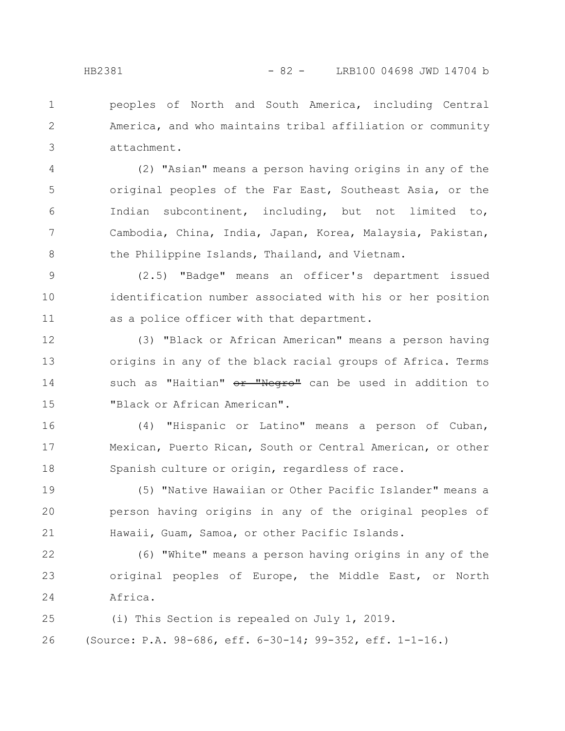peoples of North and South America, including Central America, and who maintains tribal affiliation or community attachment.

(2) "Asian" means a person having origins in any of the original peoples of the Far East, Southeast Asia, or the Indian subcontinent, including, but not limited to, Cambodia, China, India, Japan, Korea, Malaysia, Pakistan, the Philippine Islands, Thailand, and Vietnam.

(2.5) "Badge" means an officer's department issued identification number associated with his or her position as a police officer with that department.

(3) "Black or African American" means a person having origins in any of the black racial groups of Africa. Terms such as "Haitian" ~~or "Negro"~~ can be used in addition to "Black or African American".

(4) "Hispanic or Latino" means a person of Cuban, Mexican, Puerto Rican, South or Central American, or other Spanish culture or origin, regardless of race.

(5) "Native Hawaiian or Other Pacific Islander" means a person having origins in any of the original peoples of Hawaii, Guam, Samoa, or other Pacific Islands.

(6) "White" means a person having origins in any of the original peoples of Europe, the Middle East, or North Africa.

(i) This Section is repealed on July 1, 2019.

(Source: P.A. 98-686, eff. 6-30-14; 99-352, eff. 1-1-16.)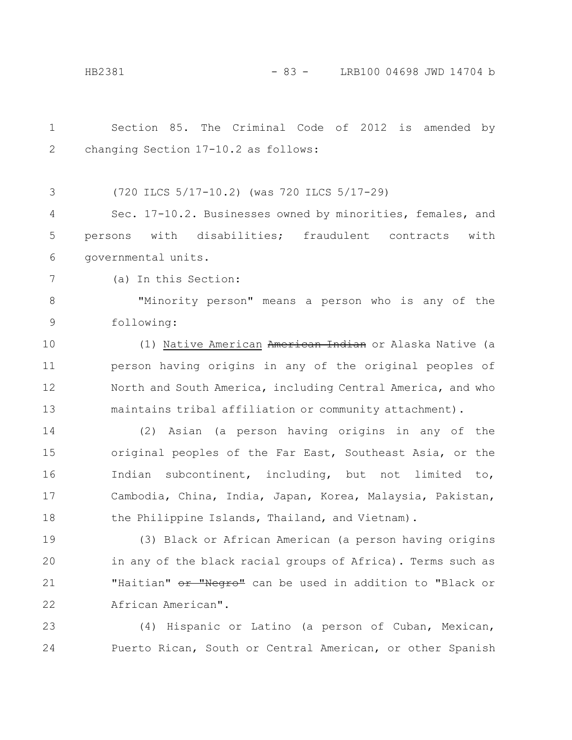Section 85. The Criminal Code of 2012 is amended by changing Section 17-10.2 as follows:

(720 ILCS 5/17-10.2) (was 720 ILCS 5/17-29)

Sec. 17-10.2. Businesses owned by minorities, females, and persons with disabilities; fraudulent contracts with governmental units.

(a) In this Section:

"Minority person" means a person who is any of the following:

(1) Native American ~~American Indian~~ or Alaska Native (a person having origins in any of the original peoples of North and South America, including Central America, and who maintains tribal affiliation or community attachment).

(2) Asian (a person having origins in any of the original peoples of the Far East, Southeast Asia, or the Indian subcontinent, including, but not limited to, Cambodia, China, India, Japan, Korea, Malaysia, Pakistan, the Philippine Islands, Thailand, and Vietnam).

(3) Black or African American (a person having origins in any of the black racial groups of Africa). Terms such as "Haitian" ~~or "Negro"~~ can be used in addition to "Black or African American".

(4) Hispanic or Latino (a person of Cuban, Mexican, Puerto Rican, South or Central American, or other Spanish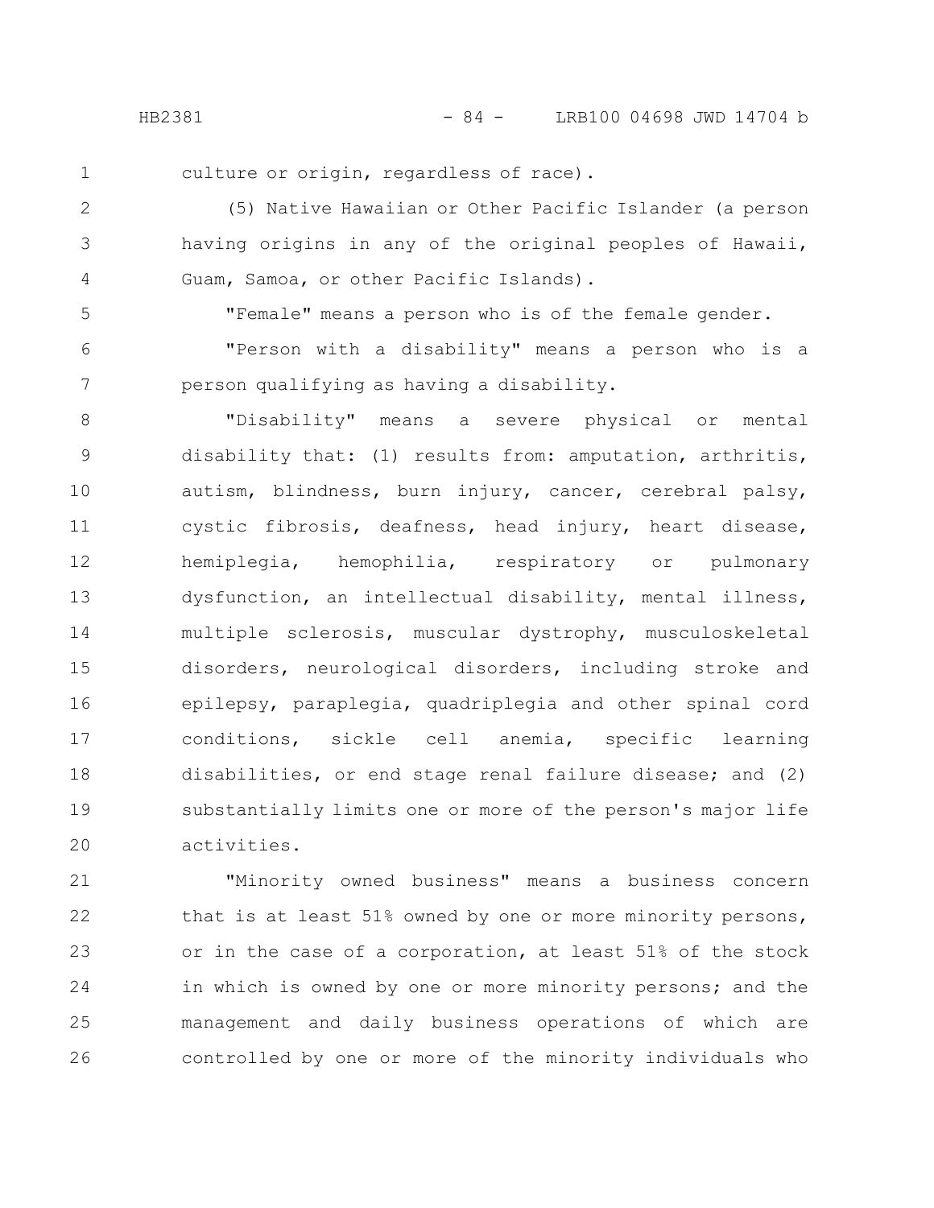culture or origin, regardless of race).

(5) Native Hawaiian or Other Pacific Islander (a person having origins in any of the original peoples of Hawaii, Guam, Samoa, or other Pacific Islands).

"Female" means a person who is of the female gender.

"Person with a disability" means a person who is a person qualifying as having a disability.

"Disability" means a severe physical or mental disability that: (1) results from: amputation, arthritis, autism, blindness, burn injury, cancer, cerebral palsy, cystic fibrosis, deafness, head injury, heart disease, hemiplegia, hemophilia, respiratory or pulmonary dysfunction, an intellectual disability, mental illness, multiple sclerosis, muscular dystrophy, musculoskeletal disorders, neurological disorders, including stroke and epilepsy, paraplegia, quadriplegia and other spinal cord conditions, sickle cell anemia, specific learning disabilities, or end stage renal failure disease; and (2) substantially limits one or more of the person's major life activities.

"Minority owned business" means a business concern that is at least 51% owned by one or more minority persons, or in the case of a corporation, at least 51% of the stock in which is owned by one or more minority persons; and the management and daily business operations of which are controlled by one or more of the minority individuals who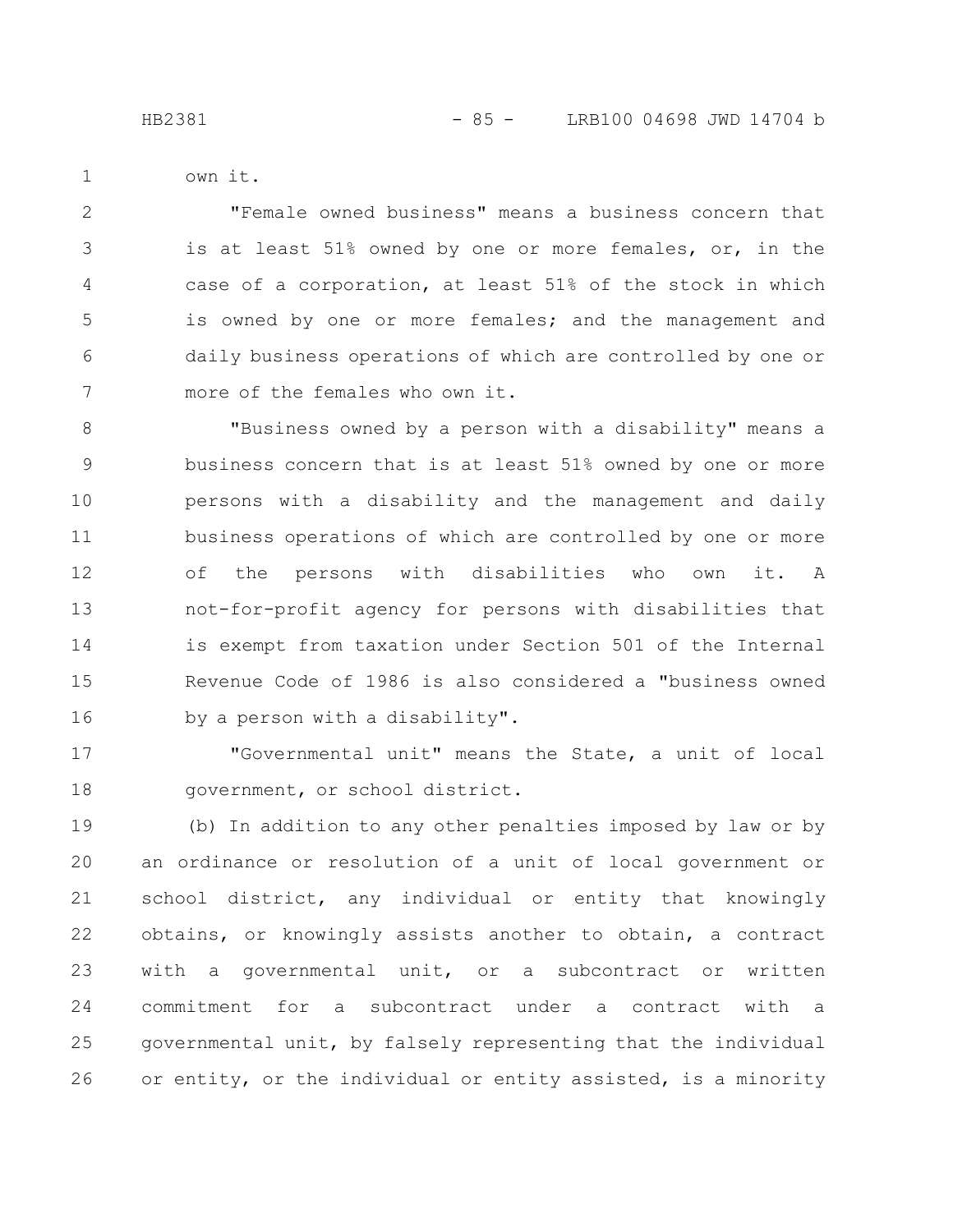own it.

"Female owned business" means a business concern that is at least 51% owned by one or more females, or, in the case of a corporation, at least 51% of the stock in which is owned by one or more females; and the management and daily business operations of which are controlled by one or more of the females who own it.

"Business owned by a person with a disability" means a business concern that is at least 51% owned by one or more persons with a disability and the management and daily business operations of which are controlled by one or more of the persons with disabilities who own it. A not-for-profit agency for persons with disabilities that is exempt from taxation under Section 501 of the Internal Revenue Code of 1986 is also considered a "business owned by a person with a disability".

"Governmental unit" means the State, a unit of local government, or school district.

(b) In addition to any other penalties imposed by law or by an ordinance or resolution of a unit of local government or school district, any individual or entity that knowingly obtains, or knowingly assists another to obtain, a contract with a governmental unit, or a subcontract or written commitment for a subcontract under a contract with a governmental unit, by falsely representing that the individual or entity, or the individual or entity assisted, is a minority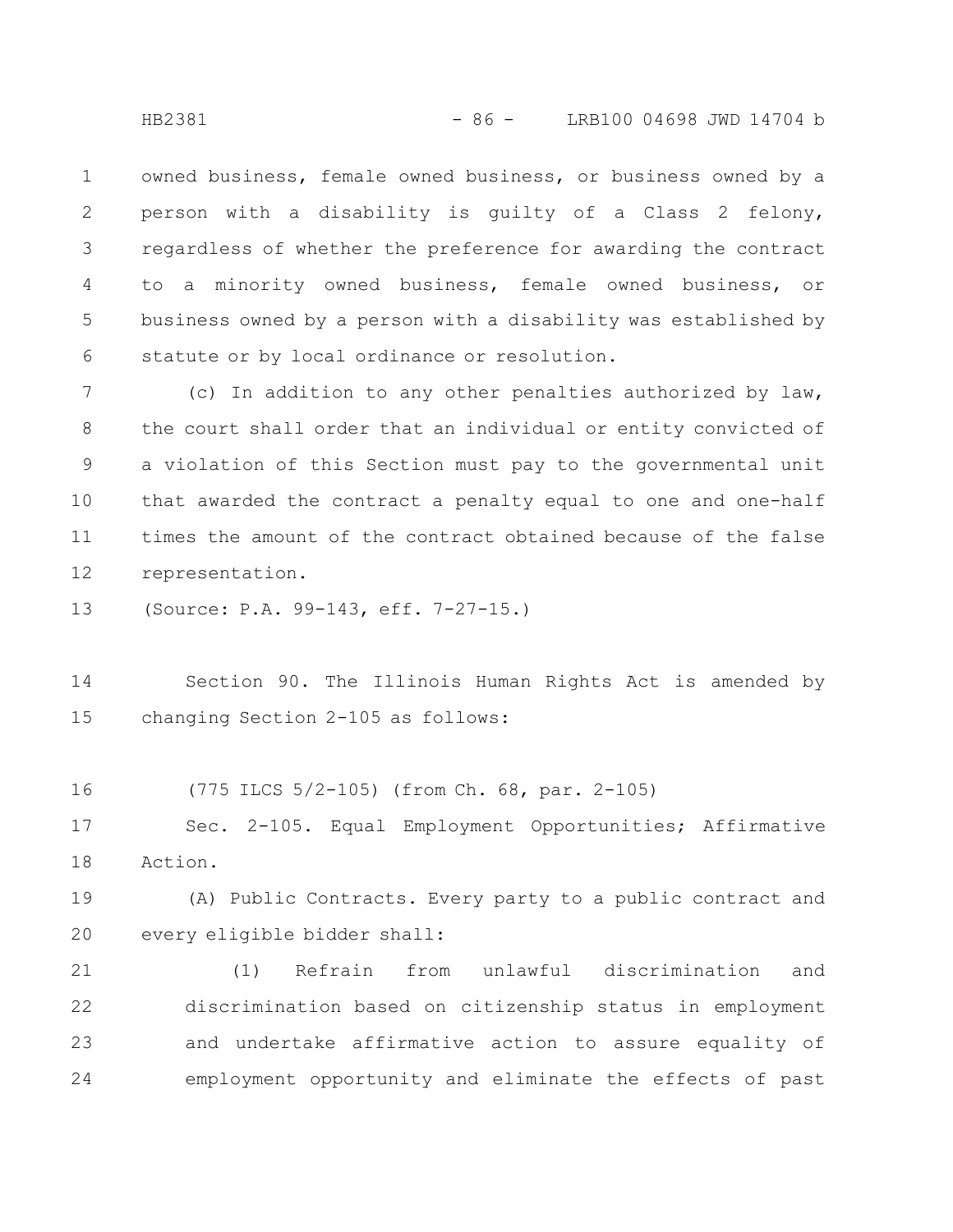owned business, female owned business, or business owned by a person with a disability is guilty of a Class 2 felony, regardless of whether the preference for awarding the contract to a minority owned business, female owned business, or business owned by a person with a disability was established by statute or by local ordinance or resolution.

(c) In addition to any other penalties authorized by law, the court shall order that an individual or entity convicted of a violation of this Section must pay to the governmental unit that awarded the contract a penalty equal to one and one-half times the amount of the contract obtained because of the false representation.

(Source: P.A. 99-143, eff. 7-27-15.)

Section 90. The Illinois Human Rights Act is amended by changing Section 2-105 as follows:

(775 ILCS 5/2-105) (from Ch. 68, par. 2-105)

Sec. 2-105. Equal Employment Opportunities; Affirmative Action.

(A) Public Contracts. Every party to a public contract and every eligible bidder shall:

(1) Refrain from unlawful discrimination and discrimination based on citizenship status in employment and undertake affirmative action to assure equality of employment opportunity and eliminate the effects of past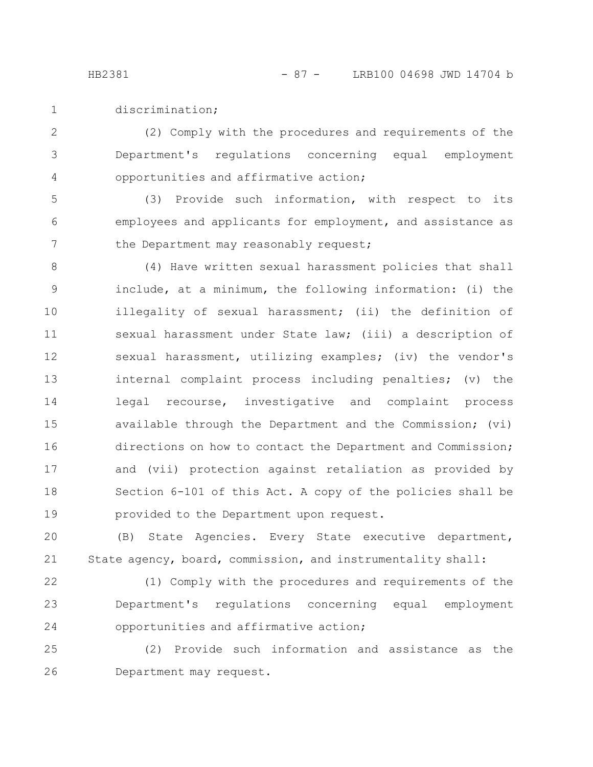discrimination;

(2) Comply with the procedures and requirements of the Department's regulations concerning equal employment opportunities and affirmative action;

(3) Provide such information, with respect to its employees and applicants for employment, and assistance as the Department may reasonably request;

(4) Have written sexual harassment policies that shall include, at a minimum, the following information: (i) the illegality of sexual harassment; (ii) the definition of sexual harassment under State law; (iii) a description of sexual harassment, utilizing examples; (iv) the vendor's internal complaint process including penalties; (v) the legal recourse, investigative and complaint process available through the Department and the Commission; (vi) directions on how to contact the Department and Commission; and (vii) protection against retaliation as provided by Section 6-101 of this Act. A copy of the policies shall be provided to the Department upon request.

(B) State Agencies. Every State executive department, State agency, board, commission, and instrumentality shall:

(1) Comply with the procedures and requirements of the Department's regulations concerning equal employment opportunities and affirmative action;

(2) Provide such information and assistance as the Department may request.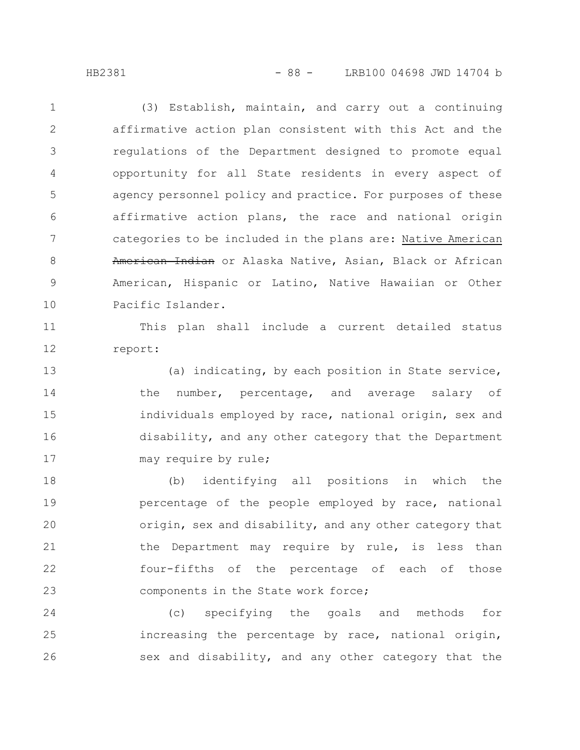(3) Establish, maintain, and carry out a continuing affirmative action plan consistent with this Act and the regulations of the Department designed to promote equal opportunity for all State residents in every aspect of agency personnel policy and practice. For purposes of these affirmative action plans, the race and national origin categories to be included in the plans are: <u>Native American</u> ~~American Indian~~ or Alaska Native, Asian, Black or African American, Hispanic or Latino, Native Hawaiian or Other Pacific Islander.

This plan shall include a current detailed status report:

(a) indicating, by each position in State service, the number, percentage, and average salary of individuals employed by race, national origin, sex and disability, and any other category that the Department may require by rule;

(b) identifying all positions in which the percentage of the people employed by race, national origin, sex and disability, and any other category that the Department may require by rule, is less than four-fifths of the percentage of each of those components in the State work force;

(c) specifying the goals and methods for increasing the percentage by race, national origin, sex and disability, and any other category that the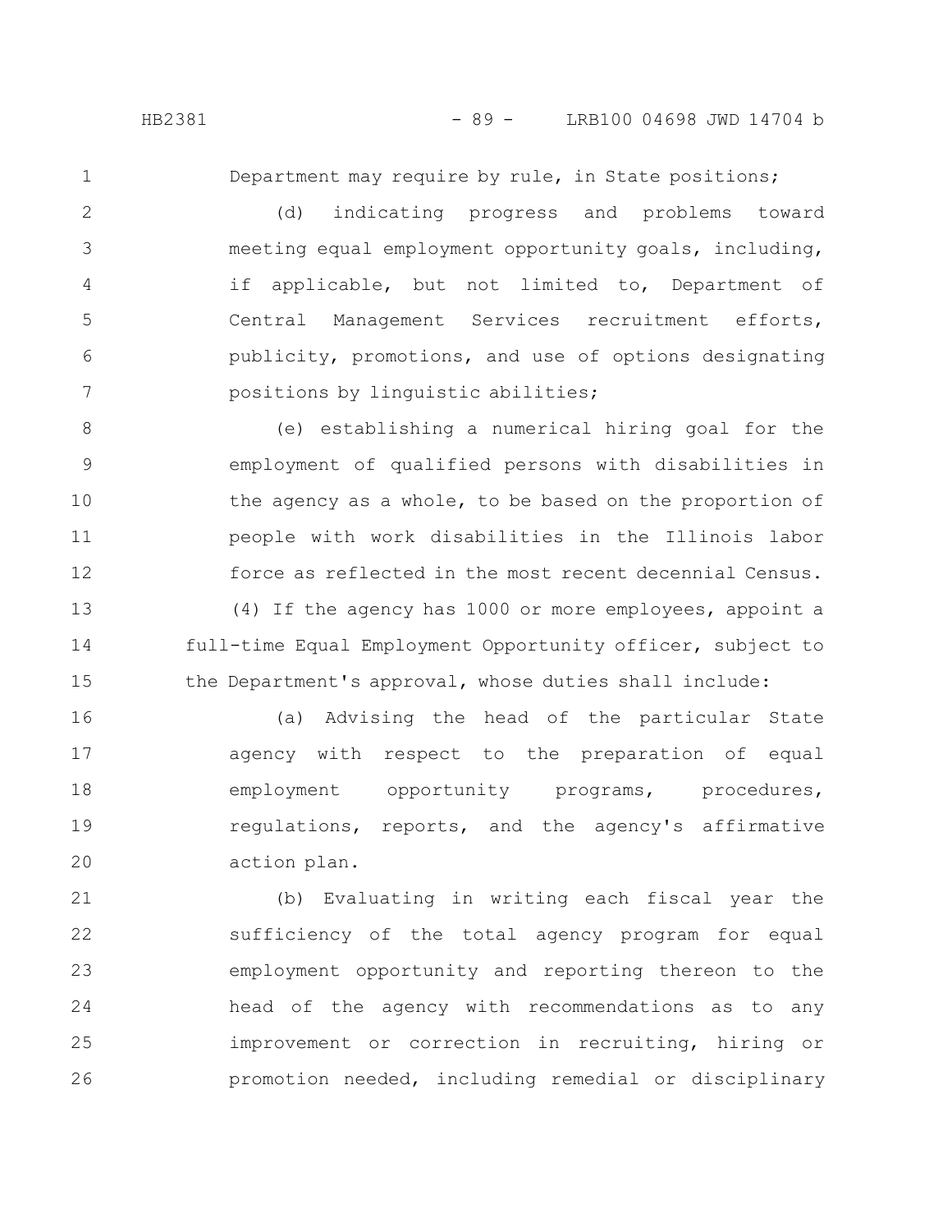Department may require by rule, in State positions;

(d) indicating progress and problems toward meeting equal employment opportunity goals, including, if applicable, but not limited to, Department of Central Management Services recruitment efforts, publicity, promotions, and use of options designating positions by linguistic abilities;

(e) establishing a numerical hiring goal for the employment of qualified persons with disabilities in the agency as a whole, to be based on the proportion of people with work disabilities in the Illinois labor force as reflected in the most recent decennial Census.

(4) If the agency has 1000 or more employees, appoint a full-time Equal Employment Opportunity officer, subject to the Department's approval, whose duties shall include:

(a) Advising the head of the particular State agency with respect to the preparation of equal employment opportunity programs, procedures, regulations, reports, and the agency's affirmative action plan.

(b) Evaluating in writing each fiscal year the sufficiency of the total agency program for equal employment opportunity and reporting thereon to the head of the agency with recommendations as to any improvement or correction in recruiting, hiring or promotion needed, including remedial or disciplinary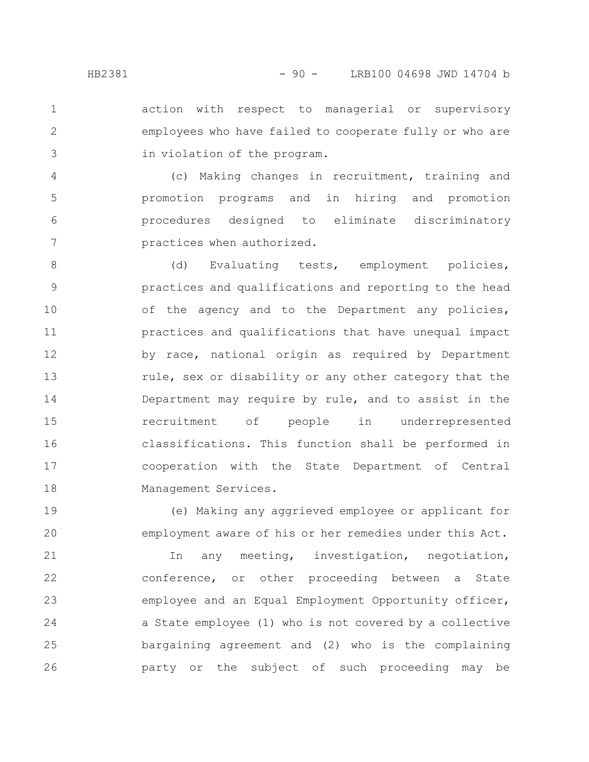action with respect to managerial or supervisory employees who have failed to cooperate fully or who are in violation of the program.

(c) Making changes in recruitment, training and promotion programs and in hiring and promotion procedures designed to eliminate discriminatory practices when authorized.

(d) Evaluating tests, employment policies, practices and qualifications and reporting to the head of the agency and to the Department any policies, practices and qualifications that have unequal impact by race, national origin as required by Department rule, sex or disability or any other category that the Department may require by rule, and to assist in the recruitment of people in underrepresented classifications. This function shall be performed in cooperation with the State Department of Central Management Services.

(e) Making any aggrieved employee or applicant for employment aware of his or her remedies under this Act.

In any meeting, investigation, negotiation, conference, or other proceeding between a State employee and an Equal Employment Opportunity officer, a State employee (1) who is not covered by a collective bargaining agreement and (2) who is the complaining party or the subject of such proceeding may be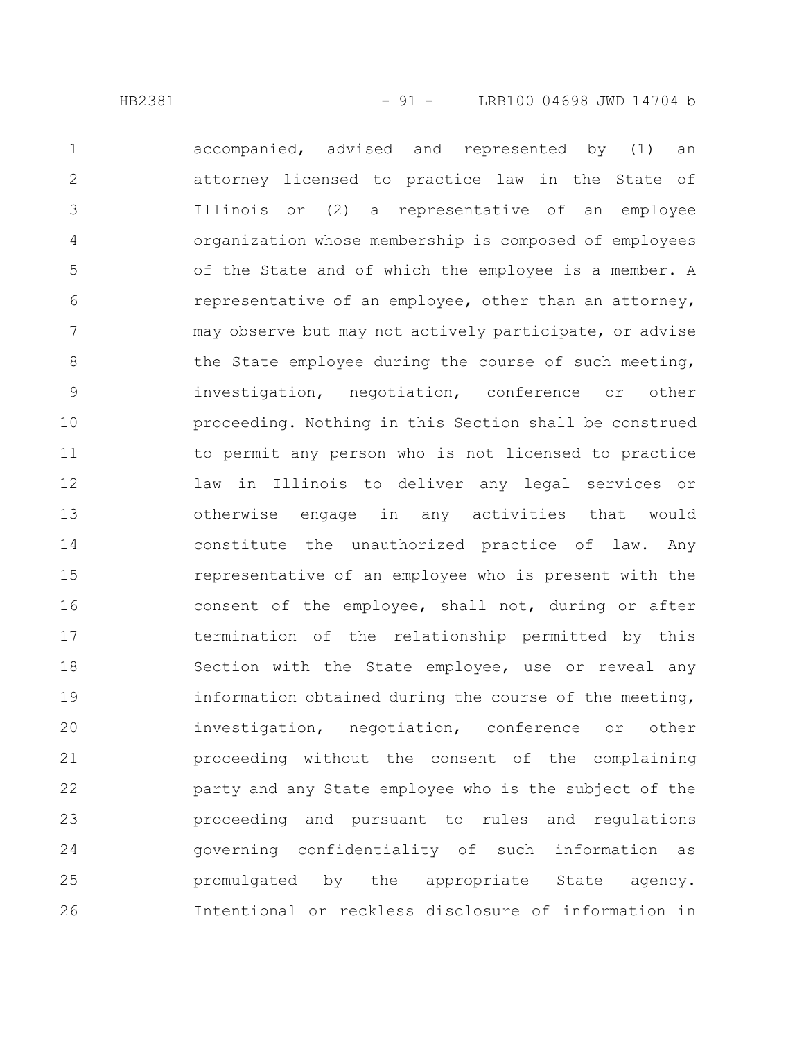accompanied, advised and represented by (1) an attorney licensed to practice law in the State of Illinois or (2) a representative of an employee organization whose membership is composed of employees of the State and of which the employee is a member. A representative of an employee, other than an attorney, may observe but may not actively participate, or advise the State employee during the course of such meeting, investigation, negotiation, conference or other proceeding. Nothing in this Section shall be construed to permit any person who is not licensed to practice law in Illinois to deliver any legal services or otherwise engage in any activities that would constitute the unauthorized practice of law. Any representative of an employee who is present with the consent of the employee, shall not, during or after termination of the relationship permitted by this Section with the State employee, use or reveal any information obtained during the course of the meeting, investigation, negotiation, conference or other proceeding without the consent of the complaining party and any State employee who is the subject of the proceeding and pursuant to rules and regulations governing confidentiality of such information as promulgated by the appropriate State agency. Intentional or reckless disclosure of information in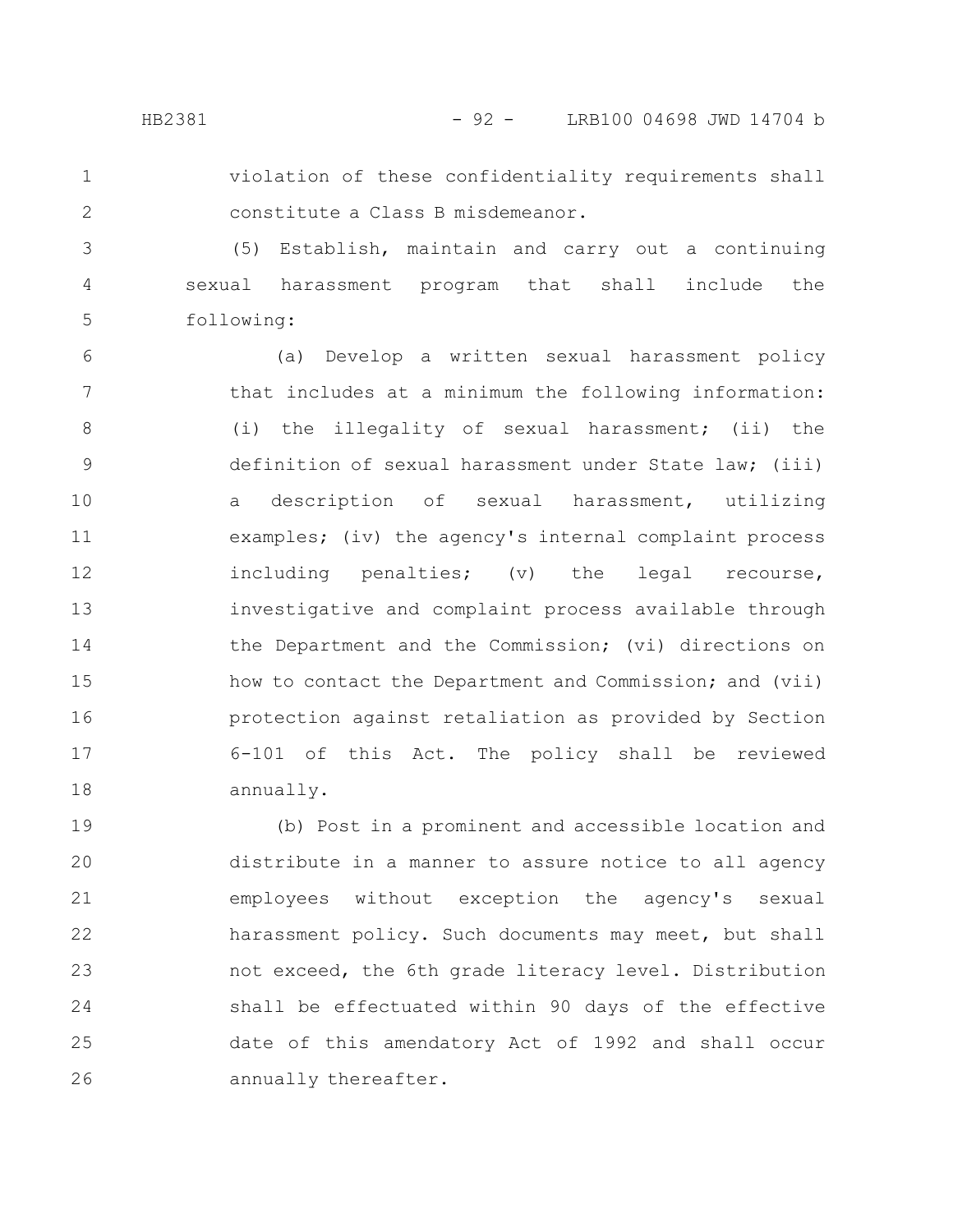violation of these confidentiality requirements shall constitute a Class B misdemeanor.

(5) Establish, maintain and carry out a continuing sexual harassment program that shall include the following:

(a) Develop a written sexual harassment policy that includes at a minimum the following information: (i) the illegality of sexual harassment; (ii) the definition of sexual harassment under State law; (iii) a description of sexual harassment, utilizing examples; (iv) the agency's internal complaint process including penalties; (v) the legal recourse, investigative and complaint process available through the Department and the Commission; (vi) directions on how to contact the Department and Commission; and (vii) protection against retaliation as provided by Section 6-101 of this Act. The policy shall be reviewed annually.

(b) Post in a prominent and accessible location and distribute in a manner to assure notice to all agency employees without exception the agency's sexual harassment policy. Such documents may meet, but shall not exceed, the 6th grade literacy level. Distribution shall be effectuated within 90 days of the effective date of this amendatory Act of 1992 and shall occur annually thereafter.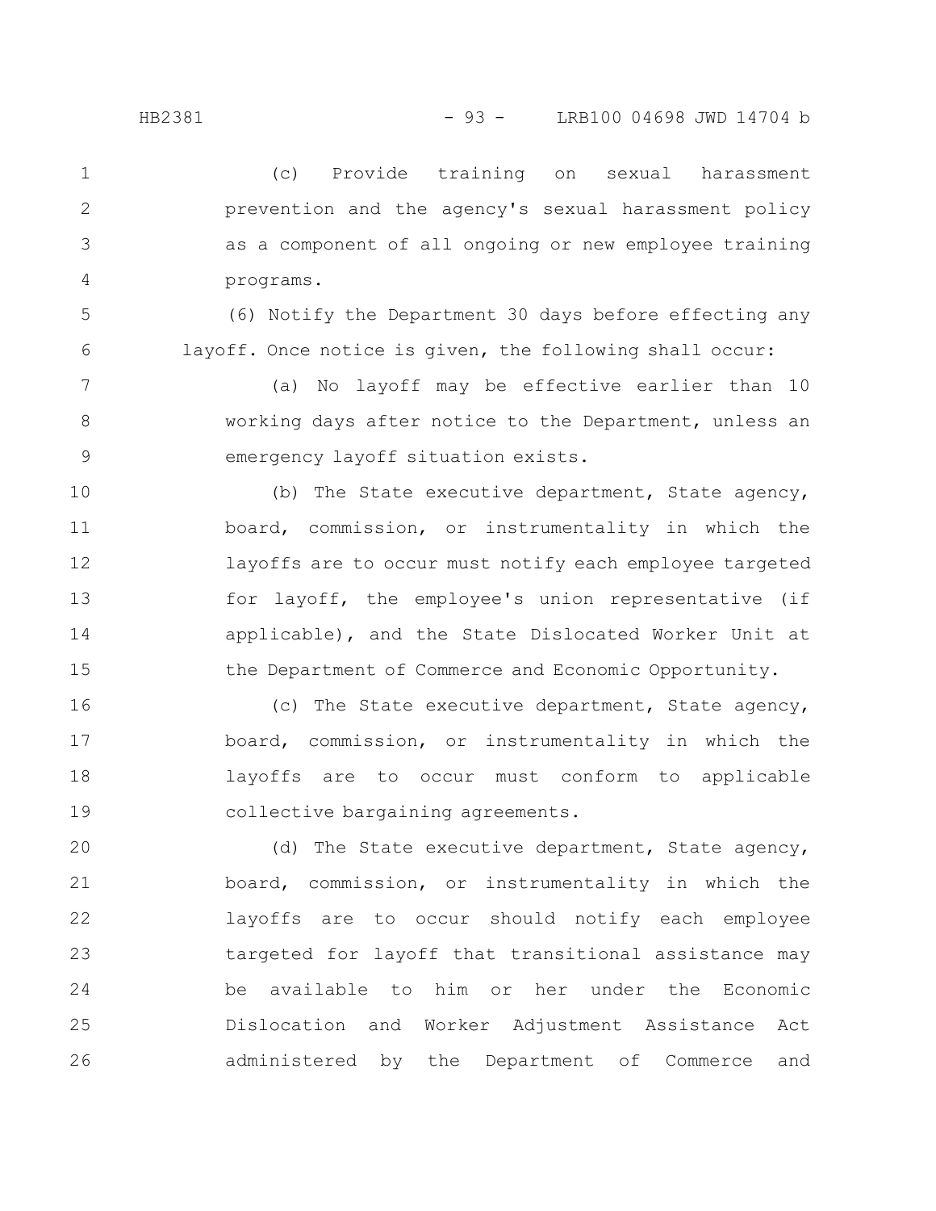(c) Provide training on sexual harassment prevention and the agency's sexual harassment policy as a component of all ongoing or new employee training programs.

(6) Notify the Department 30 days before effecting any layoff. Once notice is given, the following shall occur:

(a) No layoff may be effective earlier than 10 working days after notice to the Department, unless an emergency layoff situation exists.

(b) The State executive department, State agency, board, commission, or instrumentality in which the layoffs are to occur must notify each employee targeted for layoff, the employee's union representative (if applicable), and the State Dislocated Worker Unit at the Department of Commerce and Economic Opportunity.

(c) The State executive department, State agency, board, commission, or instrumentality in which the layoffs are to occur must conform to applicable collective bargaining agreements.

(d) The State executive department, State agency, board, commission, or instrumentality in which the layoffs are to occur should notify each employee targeted for layoff that transitional assistance may be available to him or her under the Economic Dislocation and Worker Adjustment Assistance Act administered by the Department of Commerce and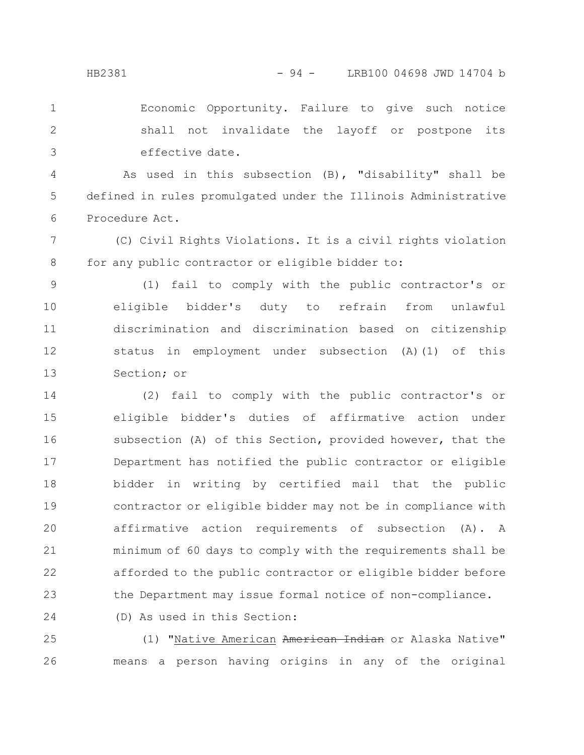Economic Opportunity. Failure to give such notice shall not invalidate the layoff or postpone its effective date.

As used in this subsection (B), "disability" shall be defined in rules promulgated under the Illinois Administrative Procedure Act.

(C) Civil Rights Violations. It is a civil rights violation for any public contractor or eligible bidder to:

(1) fail to comply with the public contractor's or eligible bidder's duty to refrain from unlawful discrimination and discrimination based on citizenship status in employment under subsection (A)(1) of this Section; or

(2) fail to comply with the public contractor's or eligible bidder's duties of affirmative action under subsection (A) of this Section, provided however, that the Department has notified the public contractor or eligible bidder in writing by certified mail that the public contractor or eligible bidder may not be in compliance with affirmative action requirements of subsection (A). A minimum of 60 days to comply with the requirements shall be afforded to the public contractor or eligible bidder before the Department may issue formal notice of non-compliance.

(D) As used in this Section:

(1) "Native American ~~American Indian~~ or Alaska Native" means a person having origins in any of the original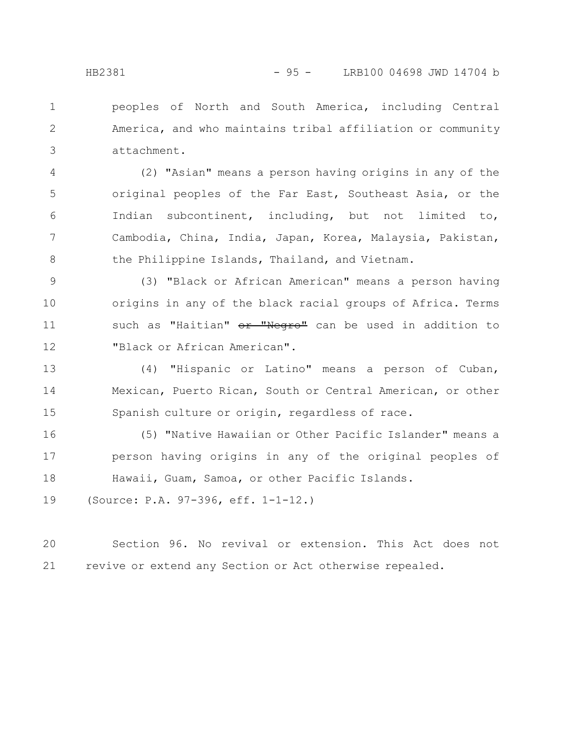peoples of North and South America, including Central America, and who maintains tribal affiliation or community attachment.

(2) "Asian" means a person having origins in any of the original peoples of the Far East, Southeast Asia, or the Indian subcontinent, including, but not limited to, Cambodia, China, India, Japan, Korea, Malaysia, Pakistan, the Philippine Islands, Thailand, and Vietnam.

(3) "Black or African American" means a person having origins in any of the black racial groups of Africa. Terms such as "Haitian" ~~or "Negro"~~ can be used in addition to "Black or African American".

(4) "Hispanic or Latino" means a person of Cuban, Mexican, Puerto Rican, South or Central American, or other Spanish culture or origin, regardless of race.

(5) "Native Hawaiian or Other Pacific Islander" means a person having origins in any of the original peoples of Hawaii, Guam, Samoa, or other Pacific Islands.

(Source: P.A. 97-396, eff. 1-1-12.)

Section 96. No revival or extension. This Act does not revive or extend any Section or Act otherwise repealed.